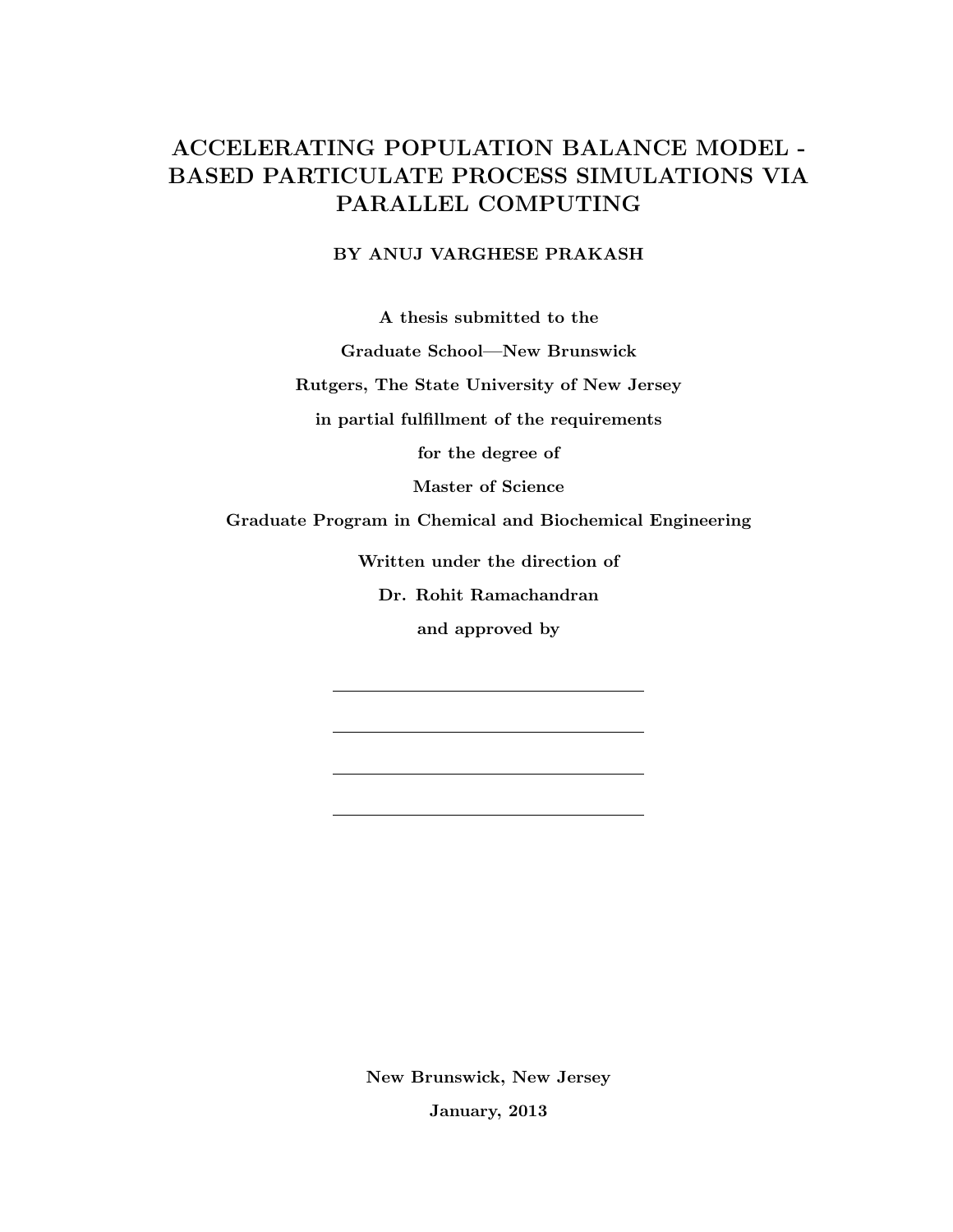# ACCELERATING POPULATION BALANCE MODEL - BASED PARTICULATE PROCESS SIMULATIONS VIA PARALLEL COMPUTING

**BY ANUJ VARGHESE PRAKASH**

**A thesis submitted to the**

**Graduate School—New Brunswick**

**Rutgers, The State University of New Jersey**

**in partial fulfillment of the requirements**

**for the degree of**

**Master of Science**

**Graduate Program in Chemical and Biochemical Engineering**

**Written under the direction of**

**Dr. Rohit Ramachandran**

**and approved by**

\_\_\_\_\_\_\_\_\_\_\_\_\_\_\_\_\_\_\_\_\_\_\_\_\_\_\_\_\_\_

\_\_\_\_\_\_\_\_\_\_\_\_\_\_\_\_\_\_\_\_\_\_\_\_\_\_\_\_\_\_

\_\_\_\_\_\_\_\_\_\_\_\_\_\_\_\_\_\_\_\_\_\_\_\_\_\_\_\_\_\_

\_\_\_\_\_\_\_\_\_\_\_\_\_\_\_\_\_\_\_\_\_\_\_\_\_\_\_\_\_\_

**New Brunswick, New Jersey**

**January, 2013**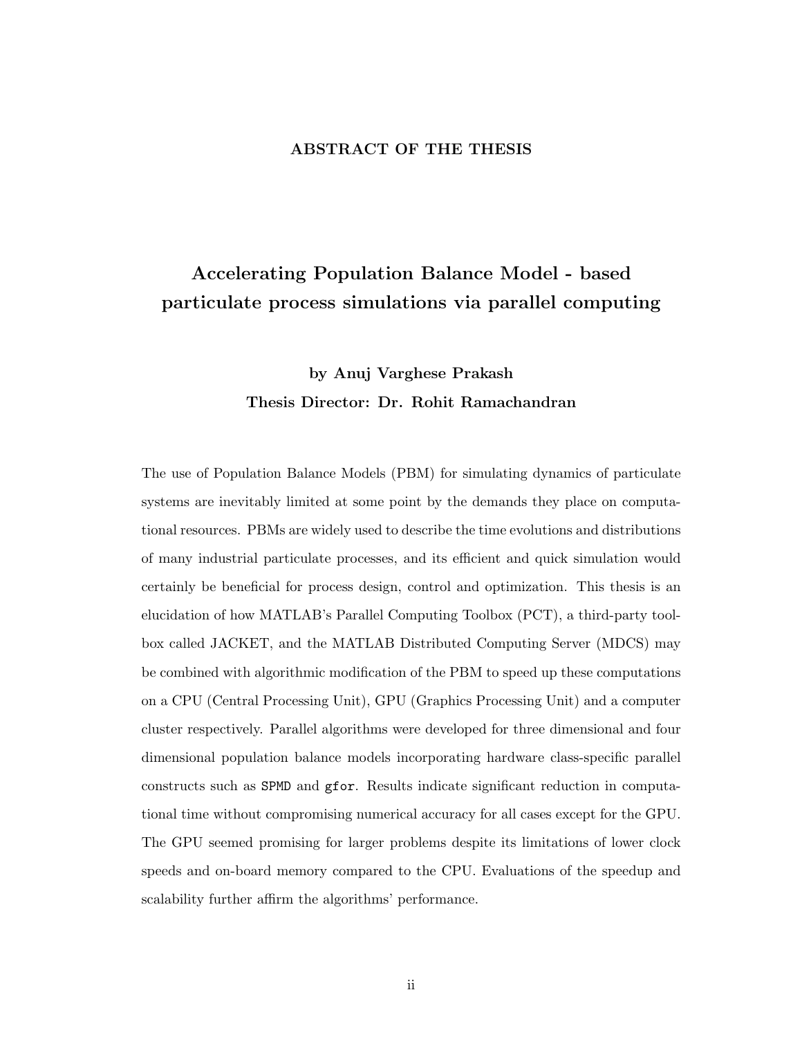## ABSTRACT OF THE THESIS

# Accelerating Population Balance Model - based particulate process simulations via parallel computing

**by Anuj Varghese Prakash**

**Thesis Director: Dr. Rohit Ramachandran**

The use of Population Balance Models (PBM) for simulating dynamics of particulate systems are inevitably limited at some point by the demands they place on computational resources. PBMs are widely used to describe the time evolutions and distributions of many industrial particulate processes, and its efficient and quick simulation would certainly be beneficial for process design, control and optimization. This thesis is an elucidation of how MATLAB's Parallel Computing Toolbox (PCT), a third-party toolbox called JACKET, and the MATLAB Distributed Computing Server (MDCS) may be combined with algorithmic modification of the PBM to speed up these computations on a CPU (Central Processing Unit), GPU (Graphics Processing Unit) and a computer cluster respectively. Parallel algorithms were developed for three dimensional and four dimensional population balance models incorporating hardware class-specific parallel constructs such as `SPMD` and `gfor`. Results indicate significant reduction in computational time without compromising numerical accuracy for all cases except for the GPU. The GPU seemed promising for larger problems despite its limitations of lower clock speeds and on-board memory compared to the CPU. Evaluations of the speedup and scalability further affirm the algorithms' performance.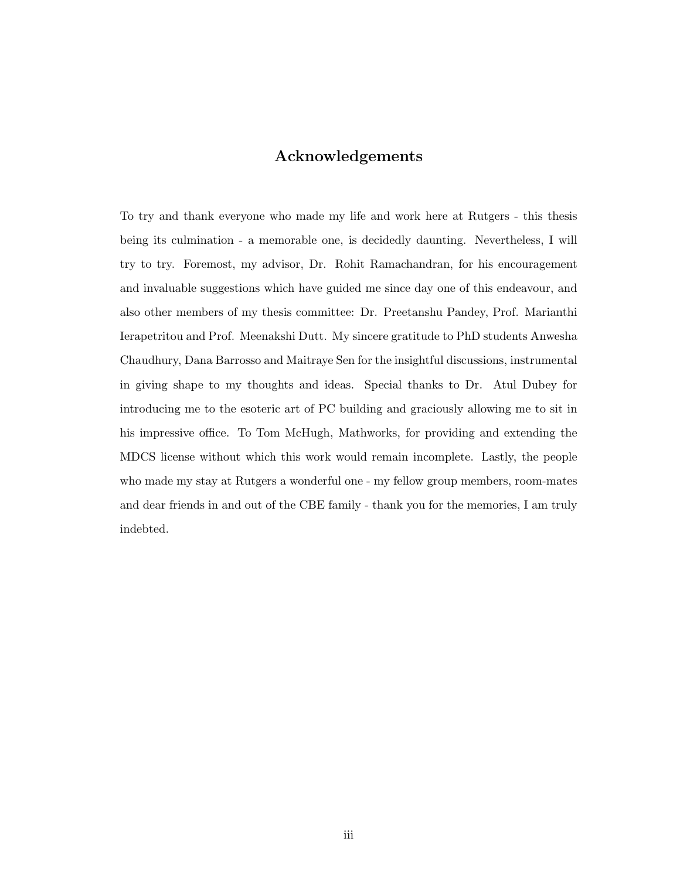## Acknowledgements

To try and thank everyone who made my life and work here at Rutgers - this thesis being its culmination - a memorable one, is decidedly daunting. Nevertheless, I will try to try. Foremost, my advisor, Dr. Rohit Ramachandran, for his encouragement and invaluable suggestions which have guided me since day one of this endeavour, and also other members of my thesis committee: Dr. Preetanshu Pandey, Prof. Marianthi Ierapetritou and Prof. Meenakshi Dutt. My sincere gratitude to PhD students Anwesha Chaudhury, Dana Barrosso and Maitraye Sen for the insightful discussions, instrumental in giving shape to my thoughts and ideas. Special thanks to Dr. Atul Dubey for introducing me to the esoteric art of PC building and graciously allowing me to sit in his impressive office. To Tom McHugh, Mathworks, for providing and extending the MDCS license without which this work would remain incomplete. Lastly, the people who made my stay at Rutgers a wonderful one - my fellow group members, room-mates and dear friends in and out of the CBE family - thank you for the memories, I am truly indebted.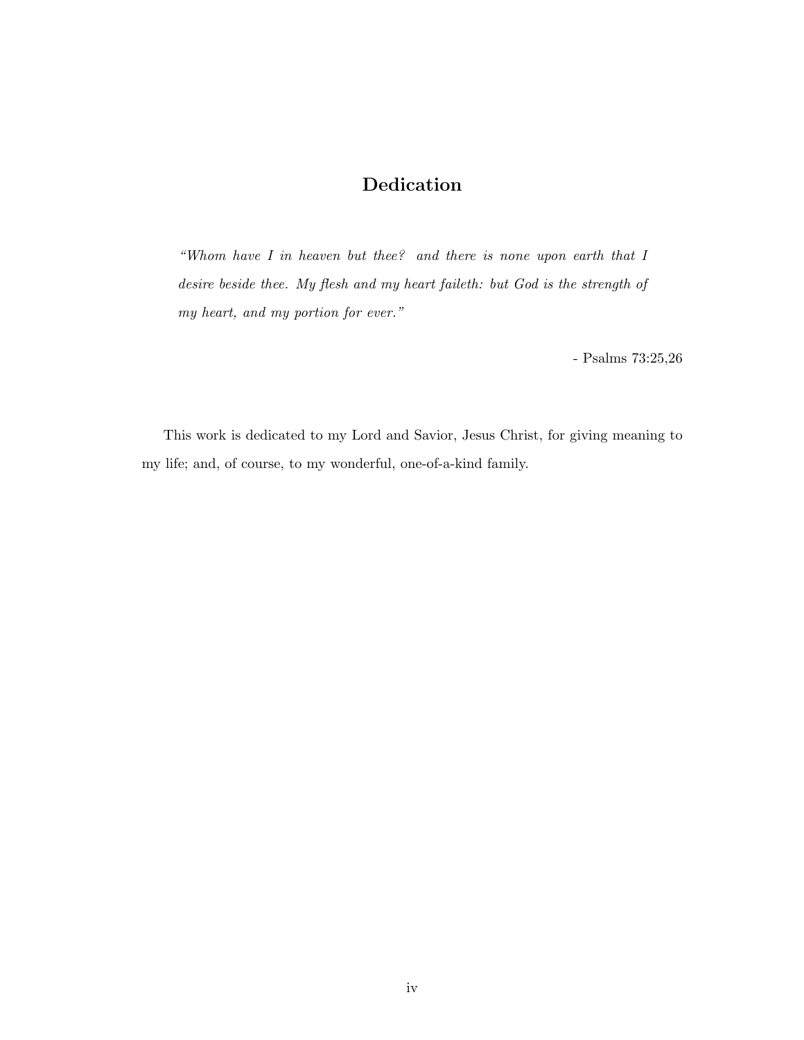# Dedication

*"Whom have I in heaven but thee? and there is none upon earth that I desire beside thee. My flesh and my heart faileth: but God is the strength of my heart, and my portion for ever."*

- Psalms 73:25,26

This work is dedicated to my Lord and Savior, Jesus Christ, for giving meaning to my life; and, of course, to my wonderful, one-of-a-kind family.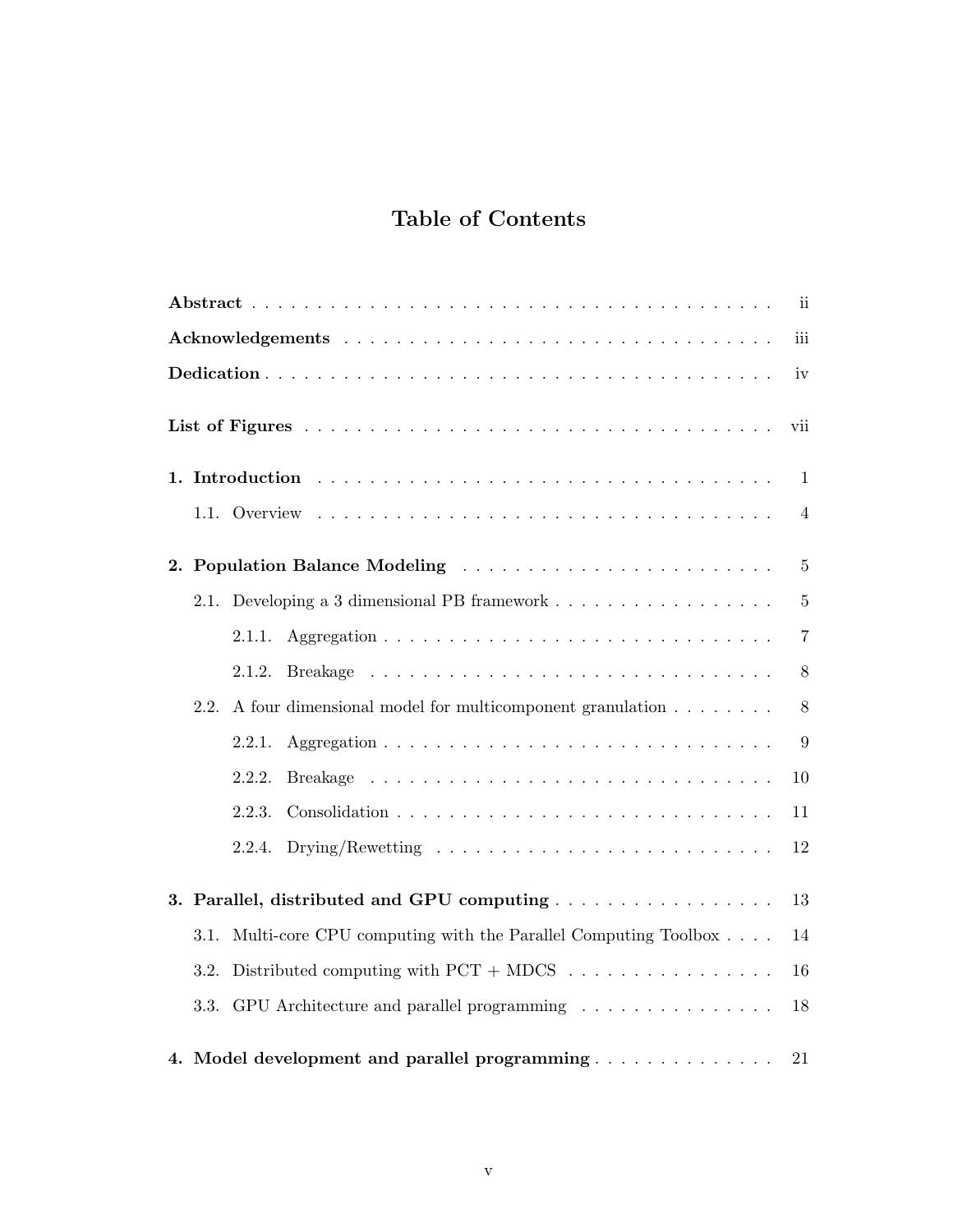# Table of Contents

**Abstract** . . . . . . . . . . . . . . . . . . . . . . . . . . . . . . . . . . . . . . . . ii

**Acknowledgements** . . . . . . . . . . . . . . . . . . . . . . . . . . . . . . . . . iii

**Dedication** . . . . . . . . . . . . . . . . . . . . . . . . . . . . . . . . . . . . . . . iv

**List of Figures** . . . . . . . . . . . . . . . . . . . . . . . . . . . . . . . . . . . . vii

**1. Introduction** . . . . . . . . . . . . . . . . . . . . . . . . . . . . . . . . . . . 1

- 1.1. Overview . . . . . . . . . . . . . . . . . . . . . . . . . . . . . . . . . . . . 4

**2. Population Balance Modeling** . . . . . . . . . . . . . . . . . . . . . . . . 5

- 2.1. Developing a 3 dimensional PB framework . . . . . . . . . . . . . . . . . 5
  - 2.1.1. Aggregation . . . . . . . . . . . . . . . . . . . . . . . . . . . . . . 7
  - 2.1.2. Breakage . . . . . . . . . . . . . . . . . . . . . . . . . . . . . . . . 8
- 2.2. A four dimensional model for multicomponent granulation . . . . . . . . 8
  - 2.2.1. Aggregation . . . . . . . . . . . . . . . . . . . . . . . . . . . . . . 9
  - 2.2.2. Breakage . . . . . . . . . . . . . . . . . . . . . . . . . . . . . . . . 10
  - 2.2.3. Consolidation . . . . . . . . . . . . . . . . . . . . . . . . . . . . . 11
  - 2.2.4. Drying/Rewetting . . . . . . . . . . . . . . . . . . . . . . . . . . . 12

**3. Parallel, distributed and GPU computing** . . . . . . . . . . . . . . . . . 13

- 3.1. Multi-core CPU computing with the Parallel Computing Toolbox . . . . 14
- 3.2. Distributed computing with PCT + MDCS . . . . . . . . . . . . . . . . . 16
- 3.3. GPU Architecture and parallel programming . . . . . . . . . . . . . . . 18

**4. Model development and parallel programming** . . . . . . . . . . . . . . 21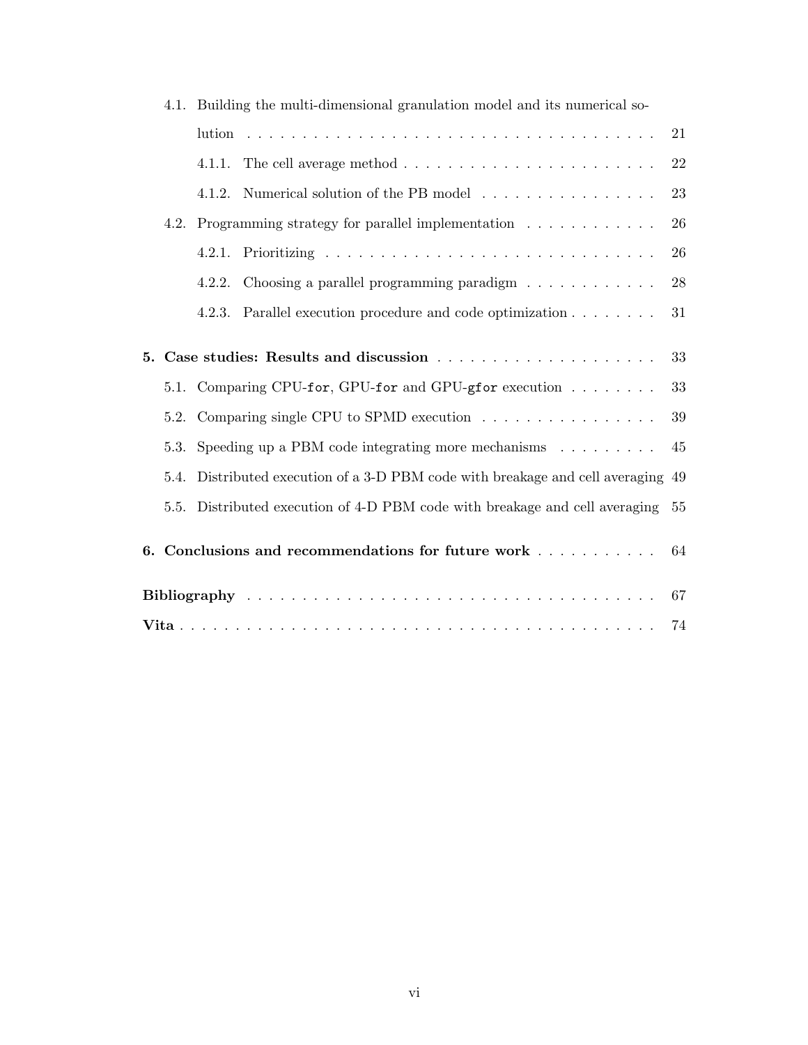- 4.1. Building the multi-dimensional granulation model and its numerical solution . . . . . 21
  - 4.1.1. The cell average method . . . . . 22
  - 4.1.2. Numerical solution of the PB model . . . . . 23
- 4.2. Programming strategy for parallel implementation . . . . . 26
  - 4.2.1. Prioritizing . . . . . 26
  - 4.2.2. Choosing a parallel programming paradigm . . . . . 28
  - 4.2.3. Parallel execution procedure and code optimization . . . . . 31

**5. Case studies: Results and discussion** . . . . . 33

- 5.1. Comparing CPU-`for`, GPU-`for` and GPU-`gfor` execution . . . . . 33
- 5.2. Comparing single CPU to SPMD execution . . . . . 39
- 5.3. Speeding up a PBM code integrating more mechanisms . . . . . 45
- 5.4. Distributed execution of a 3-D PBM code with breakage and cell averaging 49
- 5.5. Distributed execution of 4-D PBM code with breakage and cell averaging 55

**6. Conclusions and recommendations for future work** . . . . . 64

**Bibliography** . . . . . 67

**Vita** . . . . . 74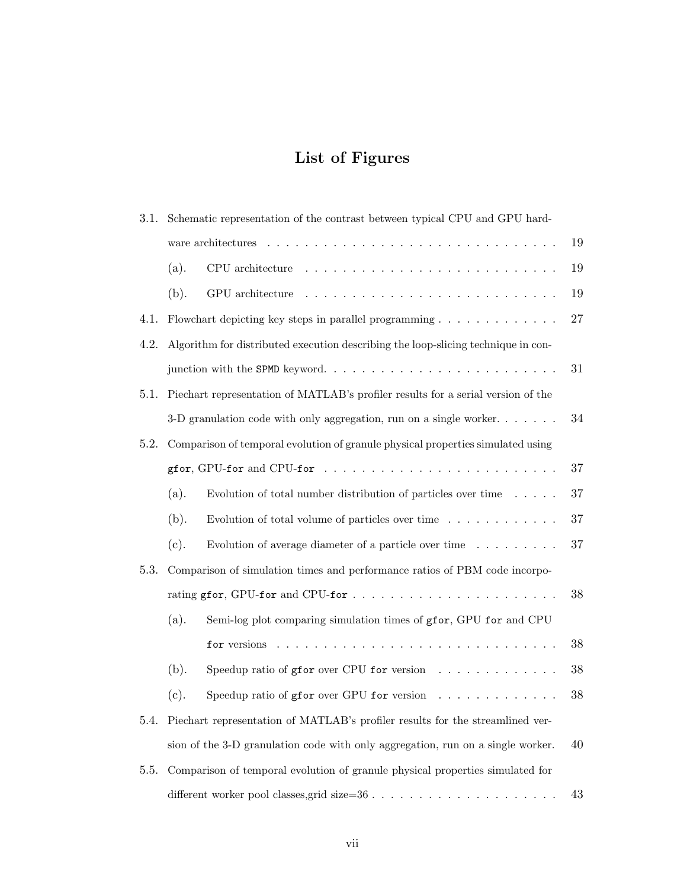# List of Figures

3.1. Schematic representation of the contrast between typical CPU and GPU hardware architectures . . . . . . . . . . . . . . . . . . . . . . . . . . . . . . . . 19

- (a). CPU architecture . . . . . . . . . . . . . . . . . . . . . . . . . . . . 19
- (b). GPU architecture . . . . . . . . . . . . . . . . . . . . . . . . . . . . 19

4.1. Flowchart depicting key steps in parallel programming . . . . . . . . . . . . . 27

4.2. Algorithm for distributed execution describing the loop-slicing technique in conjunction with the `SPMD` keyword. . . . . . . . . . . . . . . . . . . . . . . . . 31

5.1. Piechart representation of MATLAB's profiler results for a serial version of the 3-D granulation code with only aggregation, run on a single worker. . . . . . . 34

5.2. Comparison of temporal evolution of granule physical properties simulated using `gfor`, GPU-`for` and CPU-`for` . . . . . . . . . . . . . . . . . . . . . . . . . 37

- (a). Evolution of total number distribution of particles over time . . . . . 37
- (b). Evolution of total volume of particles over time . . . . . . . . . . . . 37
- (c). Evolution of average diameter of a particle over time . . . . . . . . . 37

5.3. Comparison of simulation times and performance ratios of PBM code incorporating `gfor`, GPU-`for` and CPU-`for` . . . . . . . . . . . . . . . . . . . . . . 38

- (a). Semi-log plot comparing simulation times of `gfor`, GPU `for` and CPU `for` versions . . . . . . . . . . . . . . . . . . . . . . . . . . . . . . 38
- (b). Speedup ratio of `gfor` over CPU `for` version . . . . . . . . . . . . . 38
- (c). Speedup ratio of `gfor` over GPU `for` version . . . . . . . . . . . . . 38

5.4. Piechart representation of MATLAB's profiler results for the streamlined version of the 3-D granulation code with only aggregation, run on a single worker. 40

5.5. Comparison of temporal evolution of granule physical properties simulated for different worker pool classes,grid size=36 . . . . . . . . . . . . . . . . . . . . 43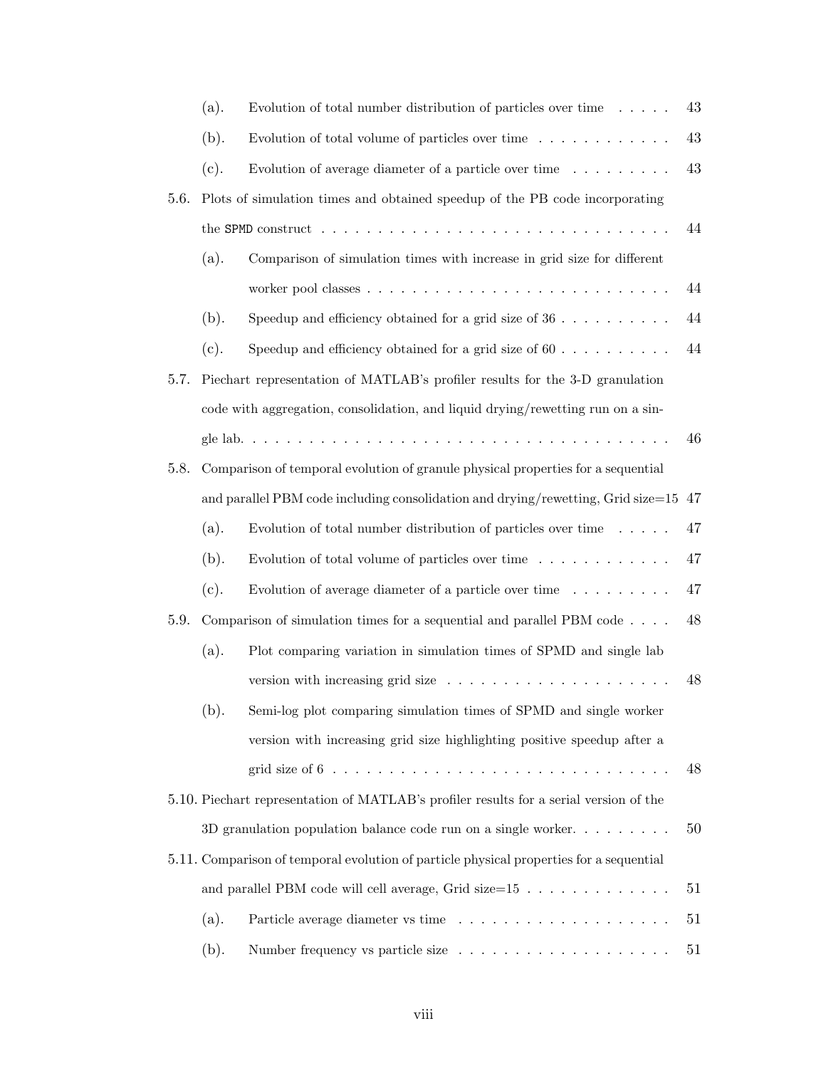(a). Evolution of total number distribution of particles over time . . . . . 43

(b). Evolution of total volume of particles over time . . . . . . . . . . . . 43

(c). Evolution of average diameter of a particle over time . . . . . . . . . 43

5.6. Plots of simulation times and obtained speedup of the PB code incorporating the `SPMD` construct . . . . . . . . . . . . . . . . . . . . . . . . . . . . . . . . 44

(a). Comparison of simulation times with increase in grid size for different worker pool classes . . . . . . . . . . . . . . . . . . . . . . . . . . 44

(b). Speedup and efficiency obtained for a grid size of 36 . . . . . . . . . . 44

(c). Speedup and efficiency obtained for a grid size of 60 . . . . . . . . . . 44

5.7. Piechart representation of MATLAB's profiler results for the 3-D granulation code with aggregation, consolidation, and liquid drying/rewetting run on a single lab. . . . . . . . . . . . . . . . . . . . . . . . . . . . . . . . . . . . . . . 46

5.8. Comparison of temporal evolution of granule physical properties for a sequential and parallel PBM code including consolidation and drying/rewetting, Grid size=15 47

(a). Evolution of total number distribution of particles over time . . . . . 47

(b). Evolution of total volume of particles over time . . . . . . . . . . . . 47

(c). Evolution of average diameter of a particle over time . . . . . . . . . 47

5.9. Comparison of simulation times for a sequential and parallel PBM code . . . . 48

(a). Plot comparing variation in simulation times of SPMD and single lab version with increasing grid size . . . . . . . . . . . . . . . . . . . . 48

(b). Semi-log plot comparing simulation times of SPMD and single worker version with increasing grid size highlighting positive speedup after a grid size of 6 . . . . . . . . . . . . . . . . . . . . . . . . . . . . . . 48

5.10. Piechart representation of MATLAB's profiler results for a serial version of the 3D granulation population balance code run on a single worker. . . . . . . . . 50

5.11. Comparison of temporal evolution of particle physical properties for a sequential and parallel PBM code will cell average, Grid size=15 . . . . . . . . . . . . . 51

(a). Particle average diameter vs time . . . . . . . . . . . . . . . . . . . 51

(b). Number frequency vs particle size . . . . . . . . . . . . . . . . . . . 51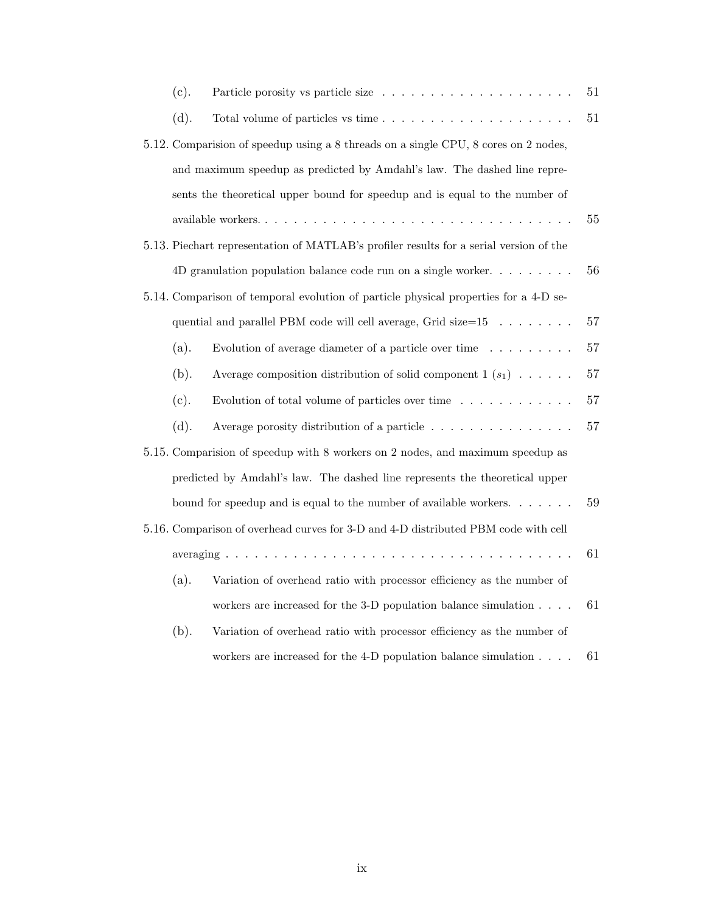(c). Particle porosity vs particle size . . . . . . . . . . . . . . . . . . . . . 51

(d). Total volume of particles vs time . . . . . . . . . . . . . . . . . . . . . 51

5.12. Comparision of speedup using a 8 threads on a single CPU, 8 cores on 2 nodes, and maximum speedup as predicted by Amdahl's law. The dashed line represents the theoretical upper bound for speedup and is equal to the number of available workers. . . . . . . . . . . . . . . . . . . . . . . . . . . . . . . . . . . 55

5.13. Piechart representation of MATLAB's profiler results for a serial version of the 4D granulation population balance code run on a single worker. . . . . . . . . 56

5.14. Comparison of temporal evolution of particle physical properties for a 4-D sequential and parallel PBM code will cell average, Grid size=15 . . . . . . . . 57

(a). Evolution of average diameter of a particle over time . . . . . . . . . 57

(b). Average composition distribution of solid component 1 ($s_1$) . . . . . . 57

(c). Evolution of total volume of particles over time . . . . . . . . . . . . 57

(d). Average porosity distribution of a particle . . . . . . . . . . . . . . . 57

5.15. Comparision of speedup with 8 workers on 2 nodes, and maximum speedup as predicted by Amdahl's law. The dashed line represents the theoretical upper bound for speedup and is equal to the number of available workers. . . . . . . 59

5.16. Comparison of overhead curves for 3-D and 4-D distributed PBM code with cell averaging . . . . . . . . . . . . . . . . . . . . . . . . . . . . . . . . . . . . . 61

(a). Variation of overhead ratio with processor efficiency as the number of workers are increased for the 3-D population balance simulation . . . . 61

(b). Variation of overhead ratio with processor efficiency as the number of workers are increased for the 4-D population balance simulation . . . . 61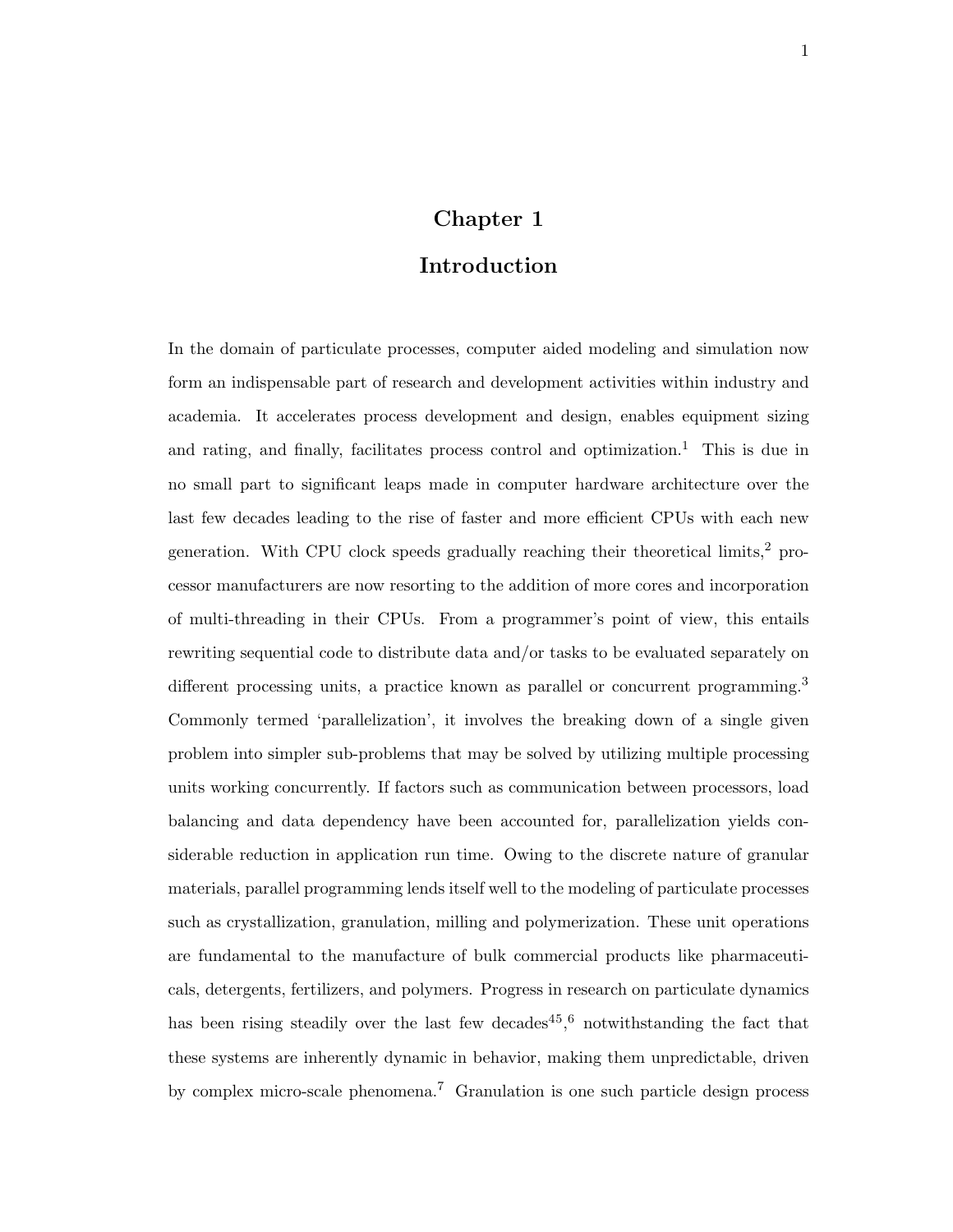# Chapter 1

# Introduction

In the domain of particulate processes, computer aided modeling and simulation now form an indispensable part of research and development activities within industry and academia. It accelerates process development and design, enables equipment sizing and rating, and finally, facilitates process control and optimization.[1] This is due in no small part to significant leaps made in computer hardware architecture over the last few decades leading to the rise of faster and more efficient CPUs with each new generation. With CPU clock speeds gradually reaching their theoretical limits,[2] processor manufacturers are now resorting to the addition of more cores and incorporation of multi-threading in their CPUs. From a programmer's point of view, this entails rewriting sequential code to distribute data and/or tasks to be evaluated separately on different processing units, a practice known as parallel or concurrent programming.[3] Commonly termed 'parallelization', it involves the breaking down of a single given problem into simpler sub-problems that may be solved by utilizing multiple processing units working concurrently. If factors such as communication between processors, load balancing and data dependency have been accounted for, parallelization yields considerable reduction in application run time. Owing to the discrete nature of granular materials, parallel programming lends itself well to the modeling of particulate processes such as crystallization, granulation, milling and polymerization. These unit operations are fundamental to the manufacture of bulk commercial products like pharmaceuticals, detergents, fertilizers, and polymers. Progress in research on particulate dynamics has been rising steadily over the last few decades[45],[6] notwithstanding the fact that these systems are inherently dynamic in behavior, making them unpredictable, driven by complex micro-scale phenomena.[7] Granulation is one such particle design process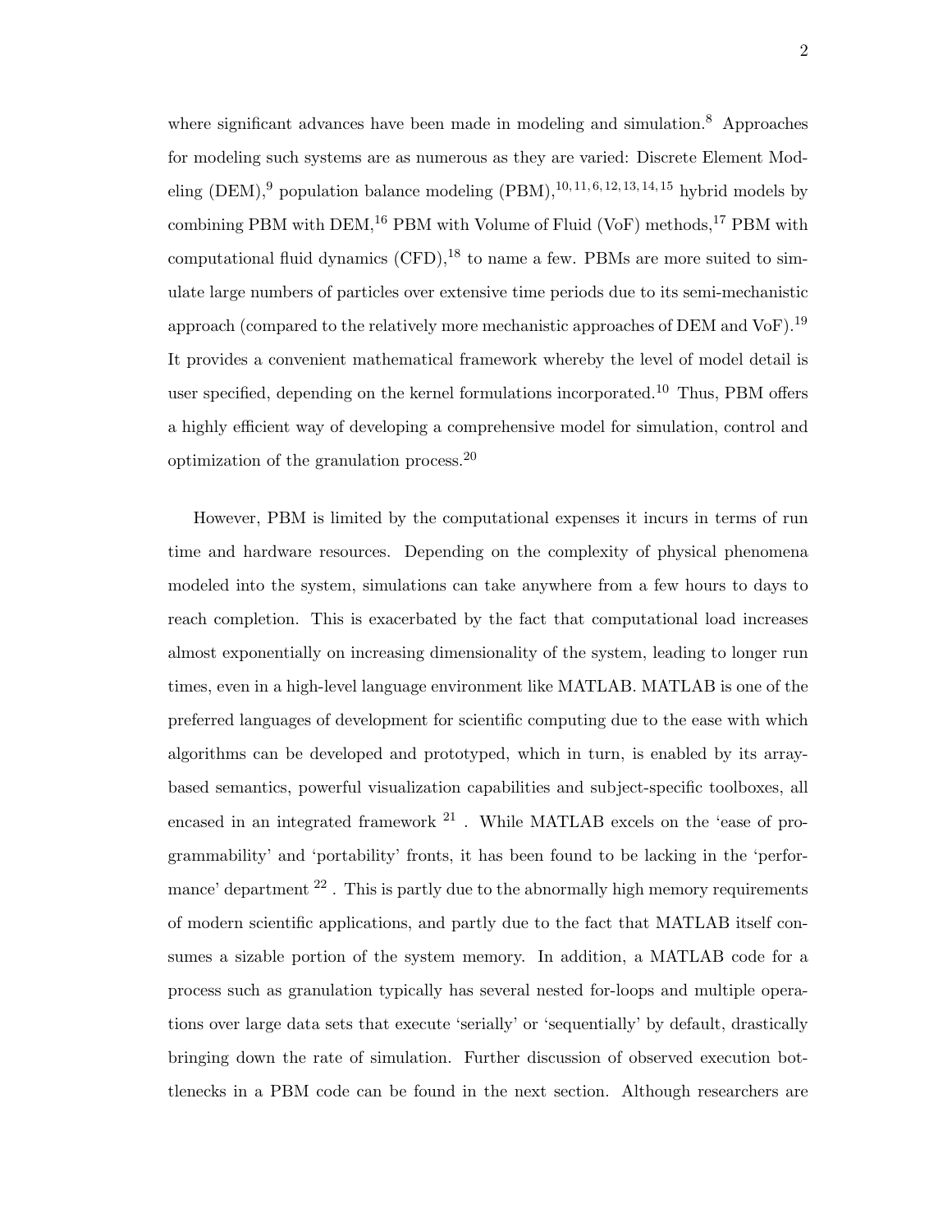where significant advances have been made in modeling and simulation.[8] Approaches for modeling such systems are as numerous as they are varied: Discrete Element Modeling (DEM),[9] population balance modeling (PBM),[10,11,6,12,13,14,15] hybrid models by combining PBM with DEM,[16] PBM with Volume of Fluid (VoF) methods,[17] PBM with computational fluid dynamics (CFD),[18] to name a few. PBMs are more suited to simulate large numbers of particles over extensive time periods due to its semi-mechanistic approach (compared to the relatively more mechanistic approaches of DEM and VoF).[19] It provides a convenient mathematical framework whereby the level of model detail is user specified, depending on the kernel formulations incorporated.[10] Thus, PBM offers a highly efficient way of developing a comprehensive model for simulation, control and optimization of the granulation process.[20]

However, PBM is limited by the computational expenses it incurs in terms of run time and hardware resources. Depending on the complexity of physical phenomena modeled into the system, simulations can take anywhere from a few hours to days to reach completion. This is exacerbated by the fact that computational load increases almost exponentially on increasing dimensionality of the system, leading to longer run times, even in a high-level language environment like MATLAB. MATLAB is one of the preferred languages of development for scientific computing due to the ease with which algorithms can be developed and prototyped, which in turn, is enabled by its array-based semantics, powerful visualization capabilities and subject-specific toolboxes, all encased in an integrated framework [21] . While MATLAB excels on the 'ease of programmability' and 'portability' fronts, it has been found to be lacking in the 'performance' department [22] . This is partly due to the abnormally high memory requirements of modern scientific applications, and partly due to the fact that MATLAB itself consumes a sizable portion of the system memory. In addition, a MATLAB code for a process such as granulation typically has several nested for-loops and multiple operations over large data sets that execute 'serially' or 'sequentially' by default, drastically bringing down the rate of simulation. Further discussion of observed execution bottlenecks in a PBM code can be found in the next section. Although researchers are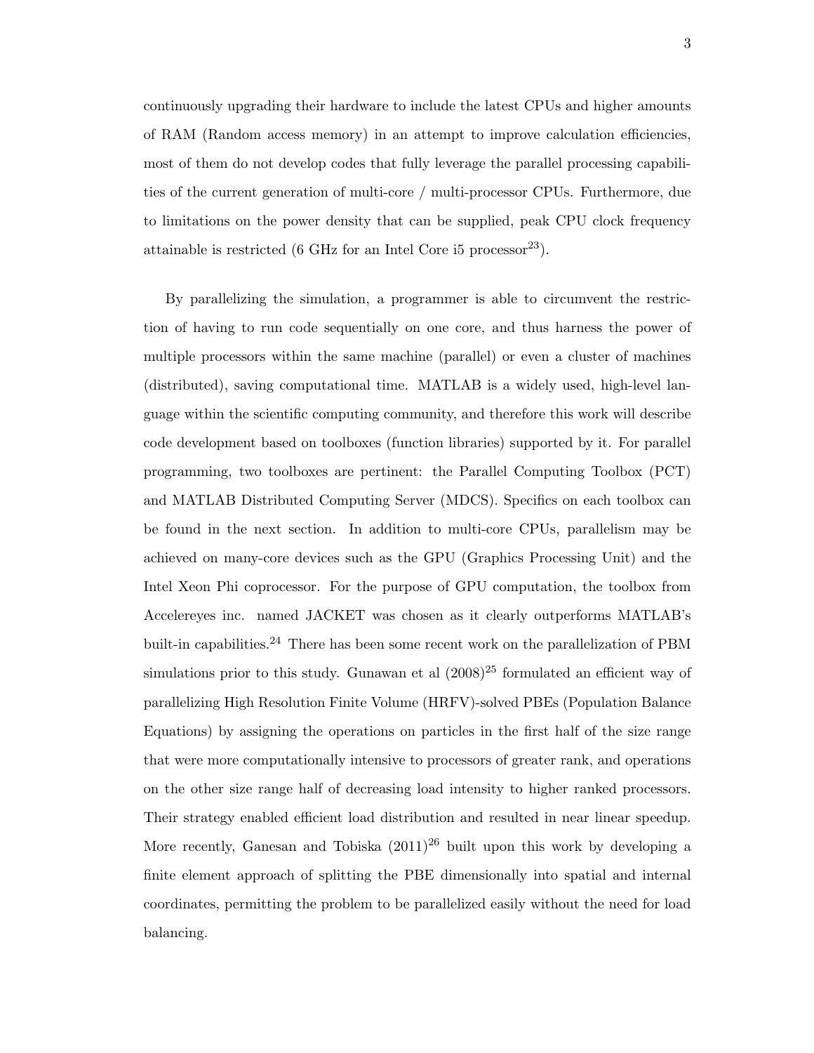continuously upgrading their hardware to include the latest CPUs and higher amounts of RAM (Random access memory) in an attempt to improve calculation efficiencies, most of them do not develop codes that fully leverage the parallel processing capabilities of the current generation of multi-core / multi-processor CPUs. Furthermore, due to limitations on the power density that can be supplied, peak CPU clock frequency attainable is restricted (6 GHz for an Intel Core i5 processor[23]).

By parallelizing the simulation, a programmer is able to circumvent the restriction of having to run code sequentially on one core, and thus harness the power of multiple processors within the same machine (parallel) or even a cluster of machines (distributed), saving computational time. MATLAB is a widely used, high-level language within the scientific computing community, and therefore this work will describe code development based on toolboxes (function libraries) supported by it. For parallel programming, two toolboxes are pertinent: the Parallel Computing Toolbox (PCT) and MATLAB Distributed Computing Server (MDCS). Specifics on each toolbox can be found in the next section. In addition to multi-core CPUs, parallelism may be achieved on many-core devices such as the GPU (Graphics Processing Unit) and the Intel Xeon Phi coprocessor. For the purpose of GPU computation, the toolbox from Accelereyes inc. named JACKET was chosen as it clearly outperforms MATLAB's built-in capabilities.[24] There has been some recent work on the parallelization of PBM simulations prior to this study. Gunawan et al (2008)[25] formulated an efficient way of parallelizing High Resolution Finite Volume (HRFV)-solved PBEs (Population Balance Equations) by assigning the operations on particles in the first half of the size range that were more computationally intensive to processors of greater rank, and operations on the other size range half of decreasing load intensity to higher ranked processors. Their strategy enabled efficient load distribution and resulted in near linear speedup. More recently, Ganesan and Tobiska (2011)[26] built upon this work by developing a finite element approach of splitting the PBE dimensionally into spatial and internal coordinates, permitting the problem to be parallelized easily without the need for load balancing.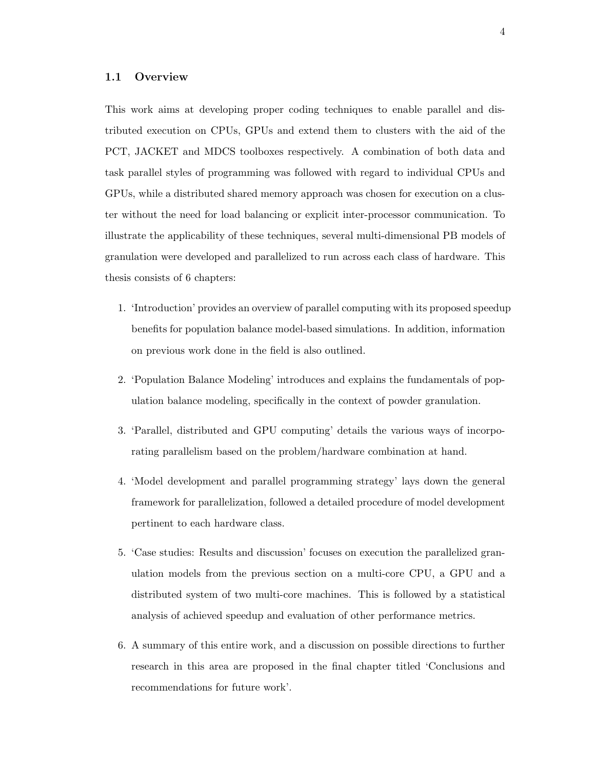## 1.1 Overview

This work aims at developing proper coding techniques to enable parallel and distributed execution on CPUs, GPUs and extend them to clusters with the aid of the PCT, JACKET and MDCS toolboxes respectively. A combination of both data and task parallel styles of programming was followed with regard to individual CPUs and GPUs, while a distributed shared memory approach was chosen for execution on a cluster without the need for load balancing or explicit inter-processor communication. To illustrate the applicability of these techniques, several multi-dimensional PB models of granulation were developed and parallelized to run across each class of hardware. This thesis consists of 6 chapters:

1. 'Introduction' provides an overview of parallel computing with its proposed speedup benefits for population balance model-based simulations. In addition, information on previous work done in the field is also outlined.
2. 'Population Balance Modeling' introduces and explains the fundamentals of population balance modeling, specifically in the context of powder granulation.
3. 'Parallel, distributed and GPU computing' details the various ways of incorporating parallelism based on the problem/hardware combination at hand.
4. 'Model development and parallel programming strategy' lays down the general framework for parallelization, followed a detailed procedure of model development pertinent to each hardware class.
5. 'Case studies: Results and discussion' focuses on execution the parallelized granulation models from the previous section on a multi-core CPU, a GPU and a distributed system of two multi-core machines. This is followed by a statistical analysis of achieved speedup and evaluation of other performance metrics.
6. A summary of this entire work, and a discussion on possible directions to further research in this area are proposed in the final chapter titled 'Conclusions and recommendations for future work'.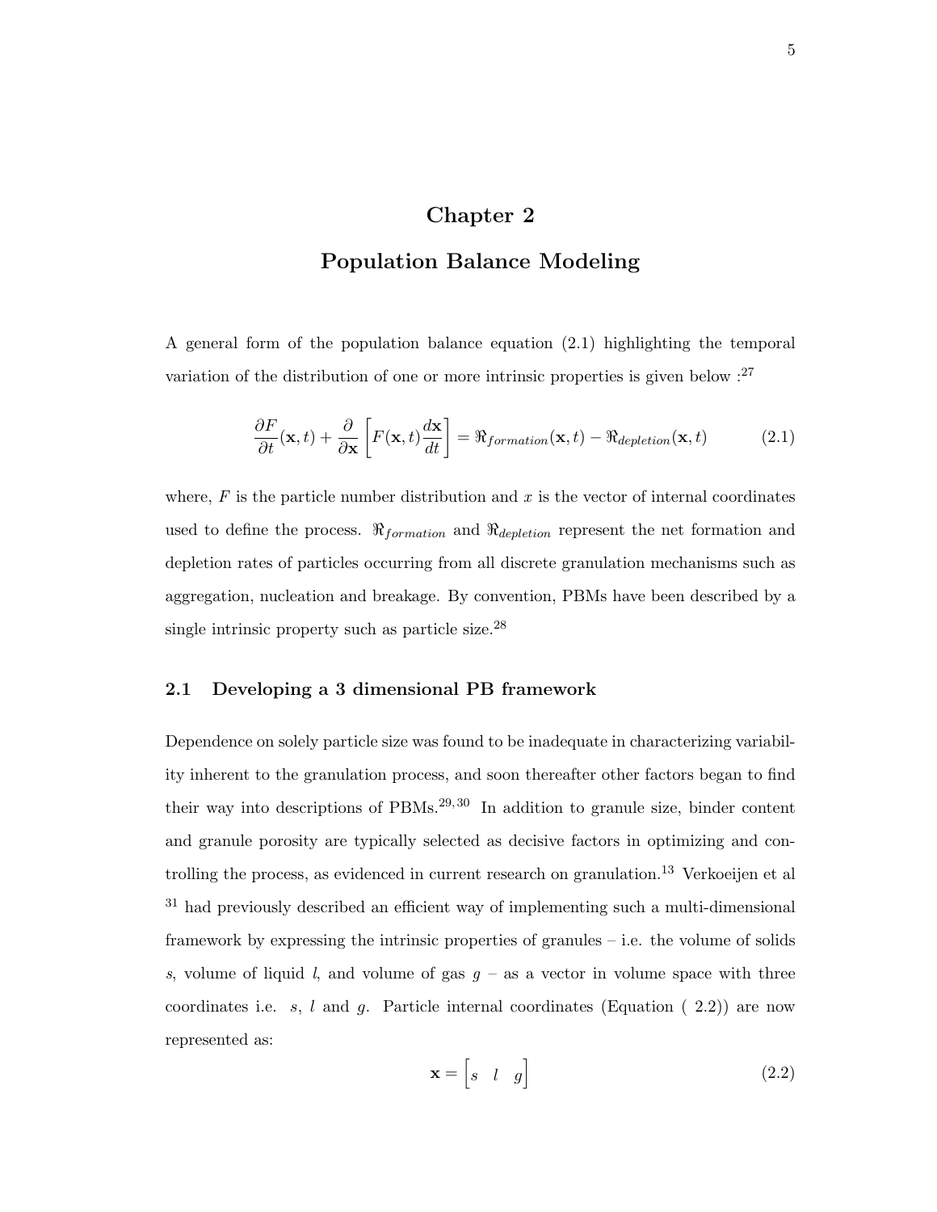# Chapter 2

# Population Balance Modeling

A general form of the population balance equation (2.1) highlighting the temporal variation of the distribution of one or more intrinsic properties is given below :[27]

$$\frac{\partial F}{\partial t}(\mathbf{x},t) + \frac{\partial}{\partial \mathbf{x}}\left[F(\mathbf{x},t)\frac{d\mathbf{x}}{dt}\right] = \Re_{formation}(\mathbf{x},t) - \Re_{depletion}(\mathbf{x},t) \tag{2.1}$$

where, $F$ is the particle number distribution and $x$ is the vector of internal coordinates used to define the process. $\Re_{formation}$ and $\Re_{depletion}$ represent the net formation and depletion rates of particles occurring from all discrete granulation mechanisms such as aggregation, nucleation and breakage. By convention, PBMs have been described by a single intrinsic property such as particle size.[28]

## 2.1 Developing a 3 dimensional PB framework

Dependence on solely particle size was found to be inadequate in characterizing variability inherent to the granulation process, and soon thereafter other factors began to find their way into descriptions of PBMs.[29,30] In addition to granule size, binder content and granule porosity are typically selected as decisive factors in optimizing and controlling the process, as evidenced in current research on granulation.[13] Verkoeijen et al [31] had previously described an efficient way of implementing such a multi-dimensional framework by expressing the intrinsic properties of granules – i.e. the volume of solids $s$, volume of liquid $l$, and volume of gas $g$ – as a vector in volume space with three coordinates i.e. $s$, $l$ and $g$. Particle internal coordinates (Equation ( 2.2)) are now represented as:

$$\mathbf{x} = \begin{bmatrix} s & l & g \end{bmatrix} \tag{2.2}$$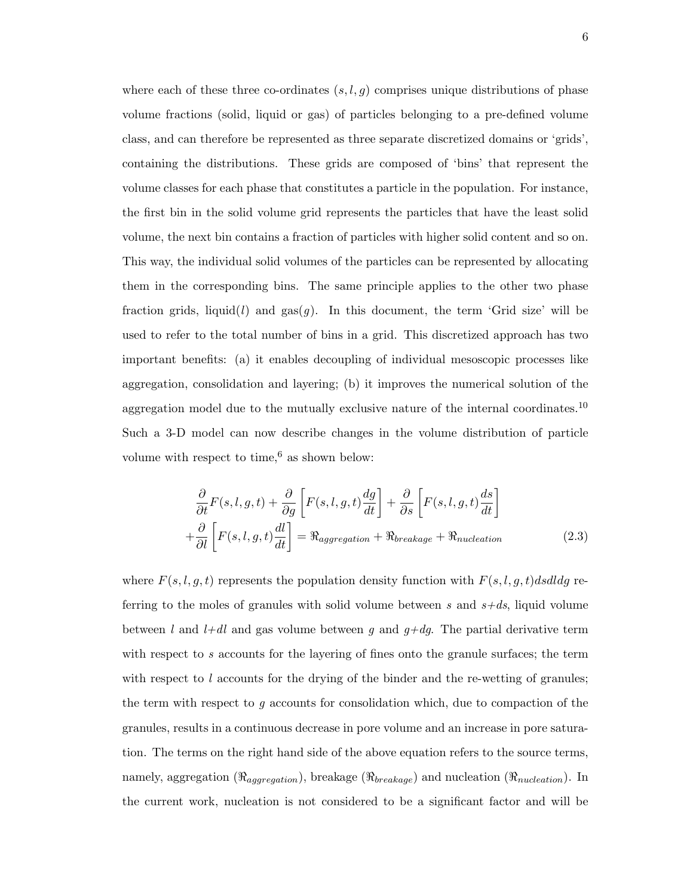where each of these three co-ordinates $(s, l, g)$ comprises unique distributions of phase volume fractions (solid, liquid or gas) of particles belonging to a pre-defined volume class, and can therefore be represented as three separate discretized domains or 'grids', containing the distributions. These grids are composed of 'bins' that represent the volume classes for each phase that constitutes a particle in the population. For instance, the first bin in the solid volume grid represents the particles that have the least solid volume, the next bin contains a fraction of particles with higher solid content and so on. This way, the individual solid volumes of the particles can be represented by allocating them in the corresponding bins. The same principle applies to the other two phase fraction grids, liquid($l$) and gas($g$). In this document, the term 'Grid size' will be used to refer to the total number of bins in a grid. This discretized approach has two important benefits: (a) it enables decoupling of individual mesoscopic processes like aggregation, consolidation and layering; (b) it improves the numerical solution of the aggregation model due to the mutually exclusive nature of the internal coordinates.[10] Such a 3-D model can now describe changes in the volume distribution of particle volume with respect to time,[6] as shown below:

$$\frac{\partial}{\partial t}F(s,l,g,t) + \frac{\partial}{\partial g}\left[F(s,l,g,t)\frac{dg}{dt}\right] + \frac{\partial}{\partial s}\left[F(s,l,g,t)\frac{ds}{dt}\right] + \frac{\partial}{\partial l}\left[F(s,l,g,t)\frac{dl}{dt}\right] = \Re_{aggregation} + \Re_{breakage} + \Re_{nucleation} \tag{2.3}$$

where $F(s, l, g, t)$ represents the population density function with $F(s, l, g, t)dsdldg$ referring to the moles of granules with solid volume between $s$ and $s$+$ds$, liquid volume between $l$ and $l$+$dl$ and gas volume between $g$ and $g$+$dg$. The partial derivative term with respect to $s$ accounts for the layering of fines onto the granule surfaces; the term with respect to $l$ accounts for the drying of the binder and the re-wetting of granules; the term with respect to $g$ accounts for consolidation which, due to compaction of the granules, results in a continuous decrease in pore volume and an increase in pore saturation. The terms on the right hand side of the above equation refers to the source terms, namely, aggregation ($\Re_{aggregation}$), breakage ($\Re_{breakage}$) and nucleation ($\Re_{nucleation}$). In the current work, nucleation is not considered to be a significant factor and will be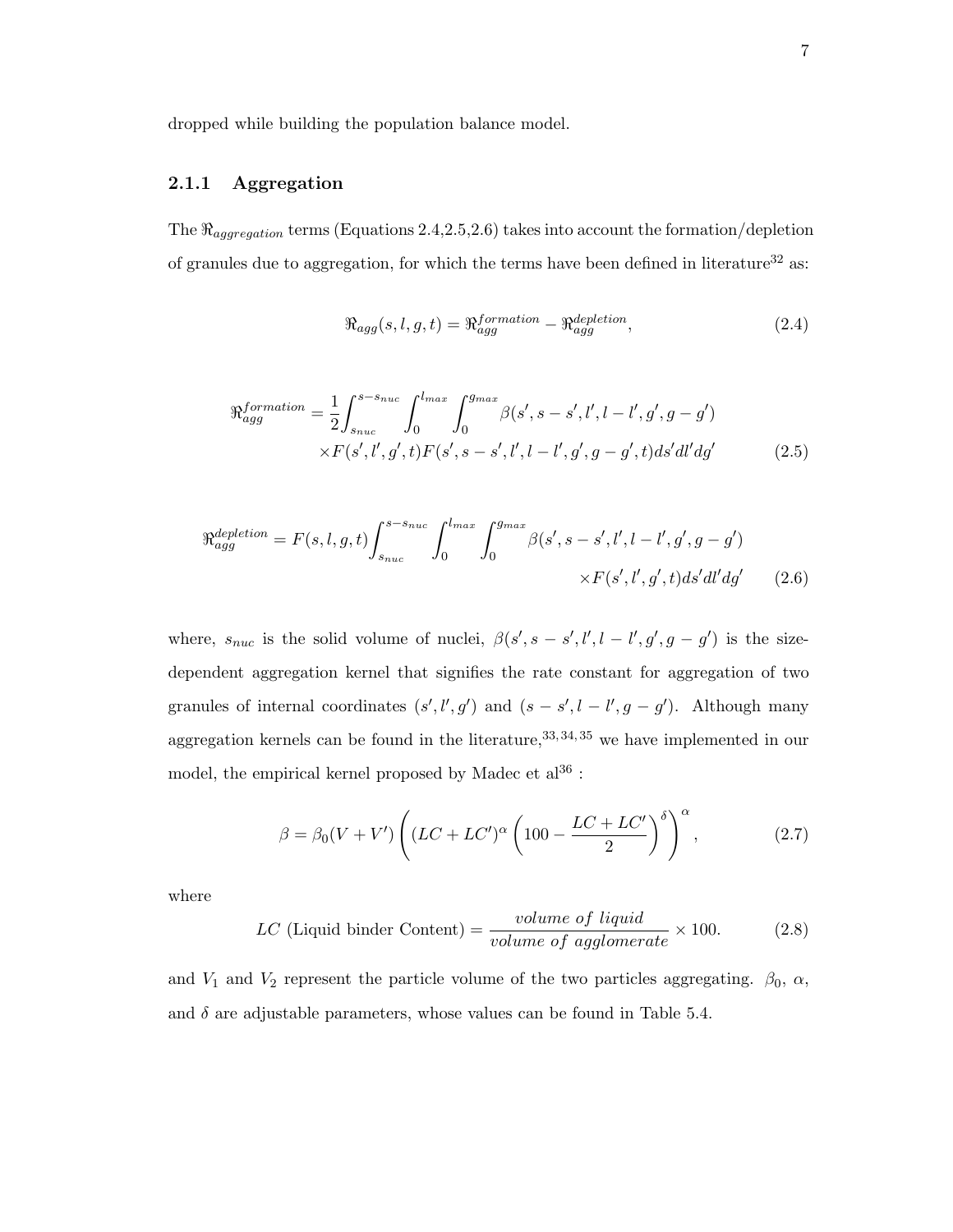dropped while building the population balance model.

### 2.1.1 Aggregation

The $\Re_{aggregation}$ terms (Equations 2.4,2.5,2.6) takes into account the formation/depletion of granules due to aggregation, for which the terms have been defined in literature[32] as:

$$\Re_{agg}(s, l, g, t) = \Re_{agg}^{formation} - \Re_{agg}^{depletion}, \tag{2.4}$$

$$\Re_{agg}^{formation} = \frac{1}{2}\int_{s_{nuc}}^{s-s_{nuc}} \int_{0}^{l_{max}} \int_{0}^{g_{max}} \beta(s', s-s', l', l-l', g', g-g') \times F(s', l', g', t) F(s', s-s', l', l-l', g', g-g', t) ds' dl' dg' \tag{2.5}$$

$$\Re_{agg}^{depletion} = F(s, l, g, t)\int_{s_{nuc}}^{s-s_{nuc}} \int_{0}^{l_{max}} \int_{0}^{g_{max}} \beta(s', s-s', l', l-l', g', g-g') \times F(s', l', g', t) ds' dl' dg' \tag{2.6}$$

where, $s_{nuc}$ is the solid volume of nuclei, $\beta(s', s-s', l', l-l', g', g-g')$ is the size-dependent aggregation kernel that signifies the rate constant for aggregation of two granules of internal coordinates $(s', l', g')$ and $(s-s', l-l', g-g')$. Although many aggregation kernels can be found in the literature,[33,34,35] we have implemented in our model, the empirical kernel proposed by Madec et al[36] :

$$\beta = \beta_0 (V + V') \left( (LC + LC')^{\alpha} \left( 100 - \frac{LC + LC'}{2} \right)^{\delta} \right)^{\alpha}, \tag{2.7}$$

where

$$LC \text{ (Liquid binder Content)} = \frac{volume\ of\ liquid}{volume\ of\ agglomerate} \times 100. \tag{2.8}$$

and $V_1$ and $V_2$ represent the particle volume of the two particles aggregating. $\beta_0$, $\alpha$, and $\delta$ are adjustable parameters, whose values can be found in Table 5.4.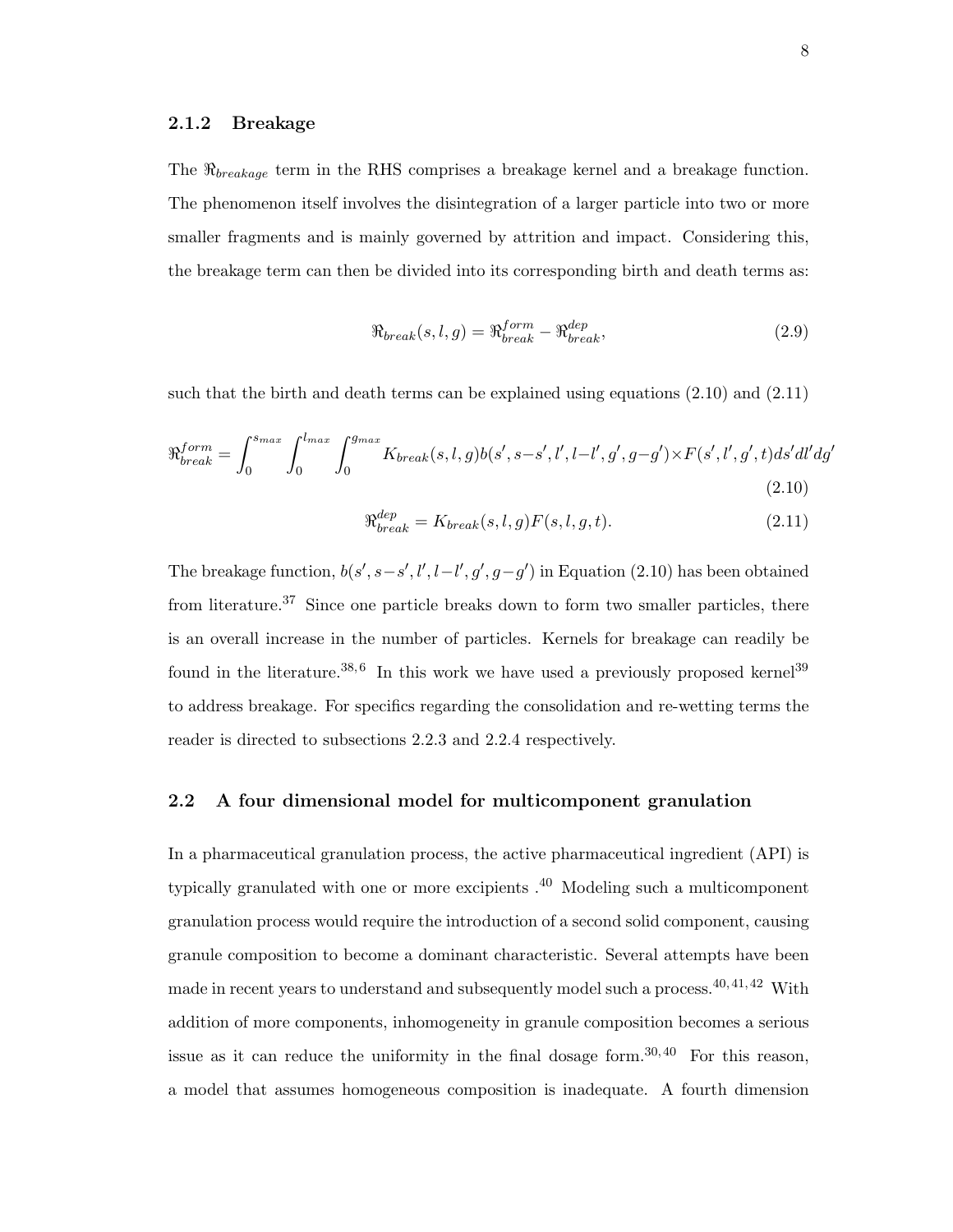### 2.1.2 Breakage

The $\Re_{breakage}$ term in the RHS comprises a breakage kernel and a breakage function. The phenomenon itself involves the disintegration of a larger particle into two or more smaller fragments and is mainly governed by attrition and impact. Considering this, the breakage term can then be divided into its corresponding birth and death terms as:

$$\Re_{break}(s,l,g) = \Re_{break}^{form} - \Re_{break}^{dep}, \tag{2.9}$$

such that the birth and death terms can be explained using equations (2.10) and (2.11)

$$\Re_{break}^{form} = \int_0^{s_{max}} \int_0^{l_{max}} \int_0^{g_{max}} K_{break}(s,l,g) b(s', s-s', l', l-l', g', g-g') \times F(s', l', g', t) ds' dl' dg' \tag{2.10}$$

$$\Re_{break}^{dep} = K_{break}(s,l,g) F(s,l,g,t). \tag{2.11}$$

The breakage function, $b(s', s-s', l', l-l', g', g-g')$ in Equation (2.10) has been obtained from literature.[37] Since one particle breaks down to form two smaller particles, there is an overall increase in the number of particles. Kernels for breakage can readily be found in the literature.[38,6] In this work we have used a previously proposed kernel[39] to address breakage. For specifics regarding the consolidation and re-wetting terms the reader is directed to subsections 2.2.3 and 2.2.4 respectively.

## 2.2 A four dimensional model for multicomponent granulation

In a pharmaceutical granulation process, the active pharmaceutical ingredient (API) is typically granulated with one or more excipients .[40] Modeling such a multicomponent granulation process would require the introduction of a second solid component, causing granule composition to become a dominant characteristic. Several attempts have been made in recent years to understand and subsequently model such a process.[40,41,42] With addition of more components, inhomogeneity in granule composition becomes a serious issue as it can reduce the uniformity in the final dosage form.[30,40] For this reason, a model that assumes homogeneous composition is inadequate. A fourth dimension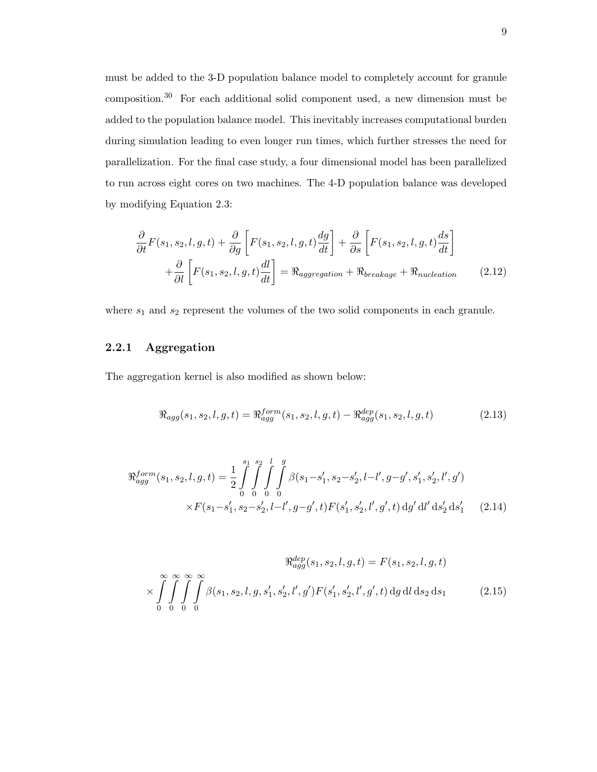must be added to the 3-D population balance model to completely account for granule composition.[30] For each additional solid component used, a new dimension must be added to the population balance model. This inevitably increases computational burden during simulation leading to even longer run times, which further stresses the need for parallelization. For the final case study, a four dimensional model has been parallelized to run across eight cores on two machines. The 4-D population balance was developed by modifying Equation 2.3:

$$\frac{\partial}{\partial t}F(s_1,s_2,l,g,t)+\frac{\partial}{\partial g}\left[F(s_1,s_2,l,g,t)\frac{dg}{dt}\right]+\frac{\partial}{\partial s}\left[F(s_1,s_2,l,g,t)\frac{ds}{dt}\right]$$
$$+\frac{\partial}{\partial l}\left[F(s_1,s_2,l,g,t)\frac{dl}{dt}\right]=\Re_{aggregation}+\Re_{breakage}+\Re_{nucleation} \tag{2.12}$$

where $s_1$ and $s_2$ represent the volumes of the two solid components in each granule.

### 2.2.1 Aggregation

The aggregation kernel is also modified as shown below:

$$\Re_{agg}(s_1,s_2,l,g,t)=\Re_{agg}^{form}(s_1,s_2,l,g,t)-\Re_{agg}^{dep}(s_1,s_2,l,g,t) \tag{2.13}$$

$$\Re_{agg}^{form}(s_1,s_2,l,g,t)=\frac{1}{2}\int_0^{s_1}\int_0^{s_2}\int_0^{l}\int_0^{g}\beta(s_1-s_1',s_2-s_2',l-l',g-g',s_1',s_2',l',g')$$
$$\times F(s_1-s_1',s_2-s_2',l-l',g-g',t)F(s_1',s_2',l',g',t)\,\mathrm{d}g'\,\mathrm{d}l'\,\mathrm{d}s_2'\,\mathrm{d}s_1' \tag{2.14}$$

$$\Re_{agg}^{dep}(s_1,s_2,l,g,t)=F(s_1,s_2,l,g,t)$$
$$\times\int_0^{\infty}\int_0^{\infty}\int_0^{\infty}\int_0^{\infty}\beta(s_1,s_2,l,g,s_1',s_2',l',g')F(s_1',s_2',l',g',t)\,\mathrm{d}g\,\mathrm{d}l\,\mathrm{d}s_2\,\mathrm{d}s_1 \tag{2.15}$$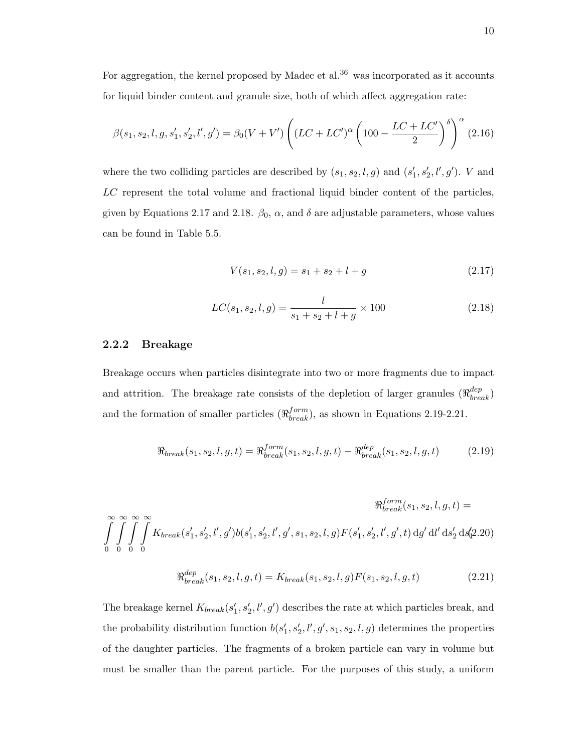For aggregation, the kernel proposed by Madec et al.[36] was incorporated as it accounts for liquid binder content and granule size, both of which affect aggregation rate:

$$\beta(s_1, s_2, l, g, s_1', s_2', l', g') = \beta_0 (V + V') \left( (LC + LC')^{\alpha} \left( 100 - \frac{LC + LC'}{2} \right)^{\delta} \right)^{\alpha} \tag{2.16}$$

where the two colliding particles are described by $(s_1, s_2, l, g)$ and $(s_1', s_2', l', g')$. $V$ and $LC$ represent the total volume and fractional liquid binder content of the particles, given by Equations 2.17 and 2.18. $\beta_0$, $\alpha$, and $\delta$ are adjustable parameters, whose values can be found in Table 5.5.

$$V(s_1, s_2, l, g) = s_1 + s_2 + l + g \tag{2.17}$$

$$LC(s_1, s_2, l, g) = \frac{l}{s_1 + s_2 + l + g} \times 100 \tag{2.18}$$

### 2.2.2 Breakage

Breakage occurs when particles disintegrate into two or more fragments due to impact and attrition. The breakage rate consists of the depletion of larger granules ($\Re_{break}^{dep}$) and the formation of smaller particles ($\Re_{break}^{form}$), as shown in Equations 2.19-2.21.

$$\Re_{break}(s_1, s_2, l, g, t) = \Re_{break}^{form}(s_1, s_2, l, g, t) - \Re_{break}^{dep}(s_1, s_2, l, g, t) \tag{2.19}$$

$$\Re_{break}^{form}(s_1, s_2, l, g, t) = \int_0^{\infty}\int_0^{\infty}\int_0^{\infty}\int_0^{\infty} K_{break}(s_1', s_2', l', g') b(s_1', s_2', l', g', s_1, s_2, l, g) F(s_1', s_2', l', g', t) \, \mathrm{d}g' \, \mathrm{d}l' \, \mathrm{d}s_2' \, \mathrm{d}s_1' \tag{2.20}$$

$$\Re_{break}^{dep}(s_1, s_2, l, g, t) = K_{break}(s_1, s_2, l, g) F(s_1, s_2, l, g, t) \tag{2.21}$$

The breakage kernel $K_{break}(s_1', s_2', l', g')$ describes the rate at which particles break, and the probability distribution function $b(s_1', s_2', l', g', s_1, s_2, l, g)$ determines the properties of the daughter particles. The fragments of a broken particle can vary in volume but must be smaller than the parent particle. For the purposes of this study, a uniform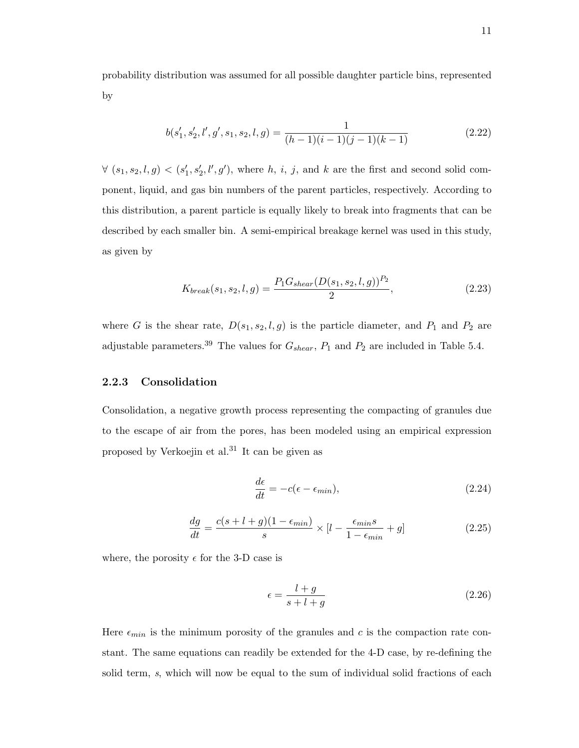probability distribution was assumed for all possible daughter particle bins, represented by

$$b(s_1', s_2', l', g', s_1, s_2, l, g) = \frac{1}{(h-1)(i-1)(j-1)(k-1)} \tag{2.22}$$

$\forall$ $(s_1, s_2, l, g) < (s_1', s_2', l', g')$, where $h$, $i$, $j$, and $k$ are the first and second solid component, liquid, and gas bin numbers of the parent particles, respectively. According to this distribution, a parent particle is equally likely to break into fragments that can be described by each smaller bin. A semi-empirical breakage kernel was used in this study, as given by

$$K_{break}(s_1, s_2, l, g) = \frac{P_1 G_{shear} (D(s_1, s_2, l, g))^{P_2}}{2}, \tag{2.23}$$

where $G$ is the shear rate, $D(s_1, s_2, l, g)$ is the particle diameter, and $P_1$ and $P_2$ are adjustable parameters.[39] The values for $G_{shear}$, $P_1$ and $P_2$ are included in Table 5.4.

### 2.2.3 Consolidation

Consolidation, a negative growth process representing the compacting of granules due to the escape of air from the pores, has been modeled using an empirical expression proposed by Verkoejin et al.[31] It can be given as

$$\frac{d\epsilon}{dt} = -c(\epsilon - \epsilon_{min}), \tag{2.24}$$

$$\frac{dg}{dt} = \frac{c(s+l+g)(1-\epsilon_{min})}{s} \times [l - \frac{\epsilon_{min} s}{1-\epsilon_{min}} + g] \tag{2.25}$$

where, the porosity $\epsilon$ for the 3-D case is

$$\epsilon = \frac{l+g}{s+l+g} \tag{2.26}$$

Here $\epsilon_{min}$ is the minimum porosity of the granules and $c$ is the compaction rate constant. The same equations can readily be extended for the 4-D case, by re-defining the solid term, $s$, which will now be equal to the sum of individual solid fractions of each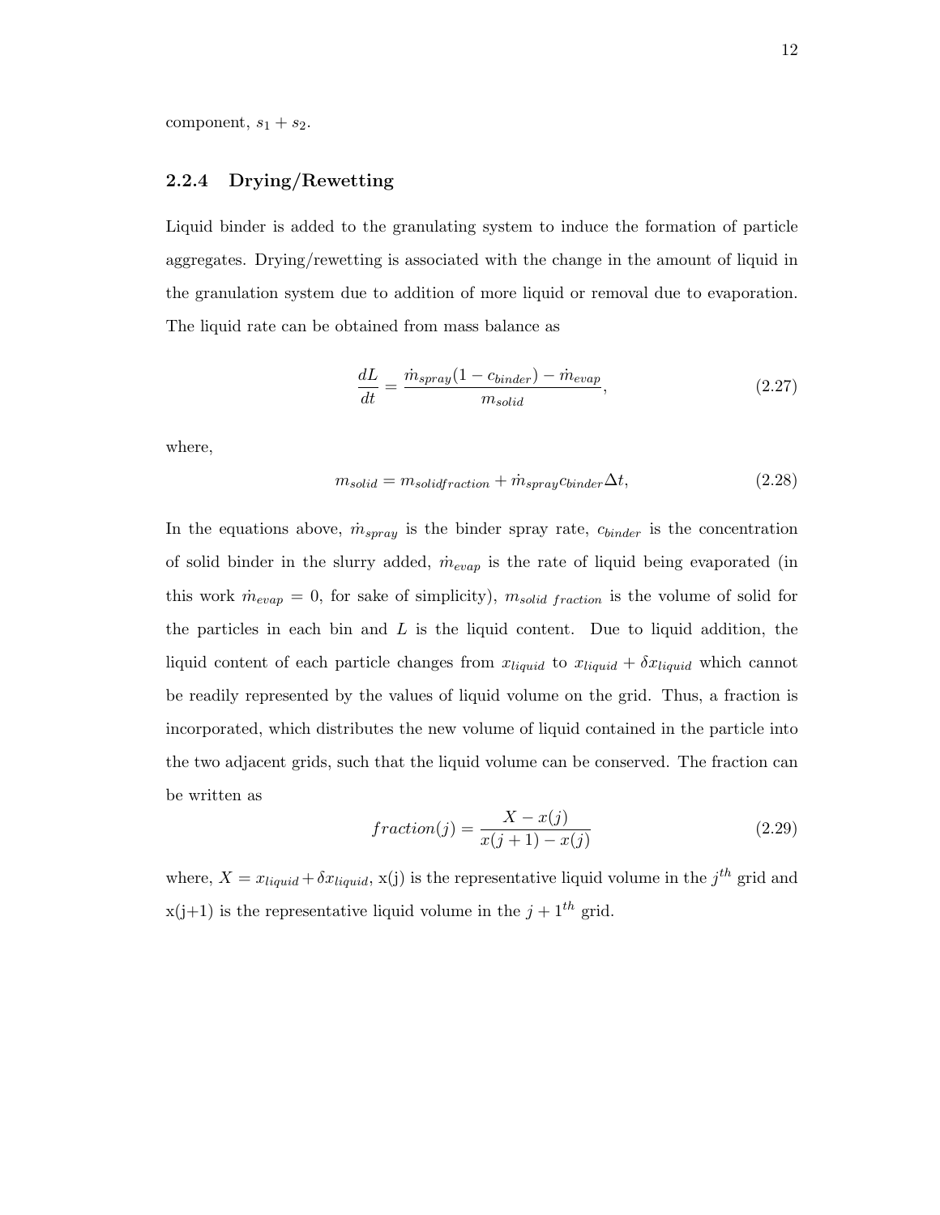component, $s_1 + s_2$.

### 2.2.4 Drying/Rewetting

Liquid binder is added to the granulating system to induce the formation of particle aggregates. Drying/rewetting is associated with the change in the amount of liquid in the granulation system due to addition of more liquid or removal due to evaporation. The liquid rate can be obtained from mass balance as

$$\frac{dL}{dt} = \frac{\dot{m}_{spray}(1 - c_{binder}) - \dot{m}_{evap}}{m_{solid}}, \tag{2.27}$$

where,

$$m_{solid} = m_{solidfraction} + \dot{m}_{spray} c_{binder} \Delta t, \tag{2.28}$$

In the equations above, $\dot{m}_{spray}$ is the binder spray rate, $c_{binder}$ is the concentration of solid binder in the slurry added, $\dot{m}_{evap}$ is the rate of liquid being evaporated (in this work $\dot{m}_{evap} = 0$, for sake of simplicity), $m_{solid\ fraction}$ is the volume of solid for the particles in each bin and $L$ is the liquid content. Due to liquid addition, the liquid content of each particle changes from $x_{liquid}$ to $x_{liquid} + \delta x_{liquid}$ which cannot be readily represented by the values of liquid volume on the grid. Thus, a fraction is incorporated, which distributes the new volume of liquid contained in the particle into the two adjacent grids, such that the liquid volume can be conserved. The fraction can be written as

$$fraction(j) = \frac{X - x(j)}{x(j+1) - x(j)} \tag{2.29}$$

where, $X = x_{liquid} + \delta x_{liquid}$, x(j) is the representative liquid volume in the $j^{th}$ grid and x(j+1) is the representative liquid volume in the $j + 1^{th}$ grid.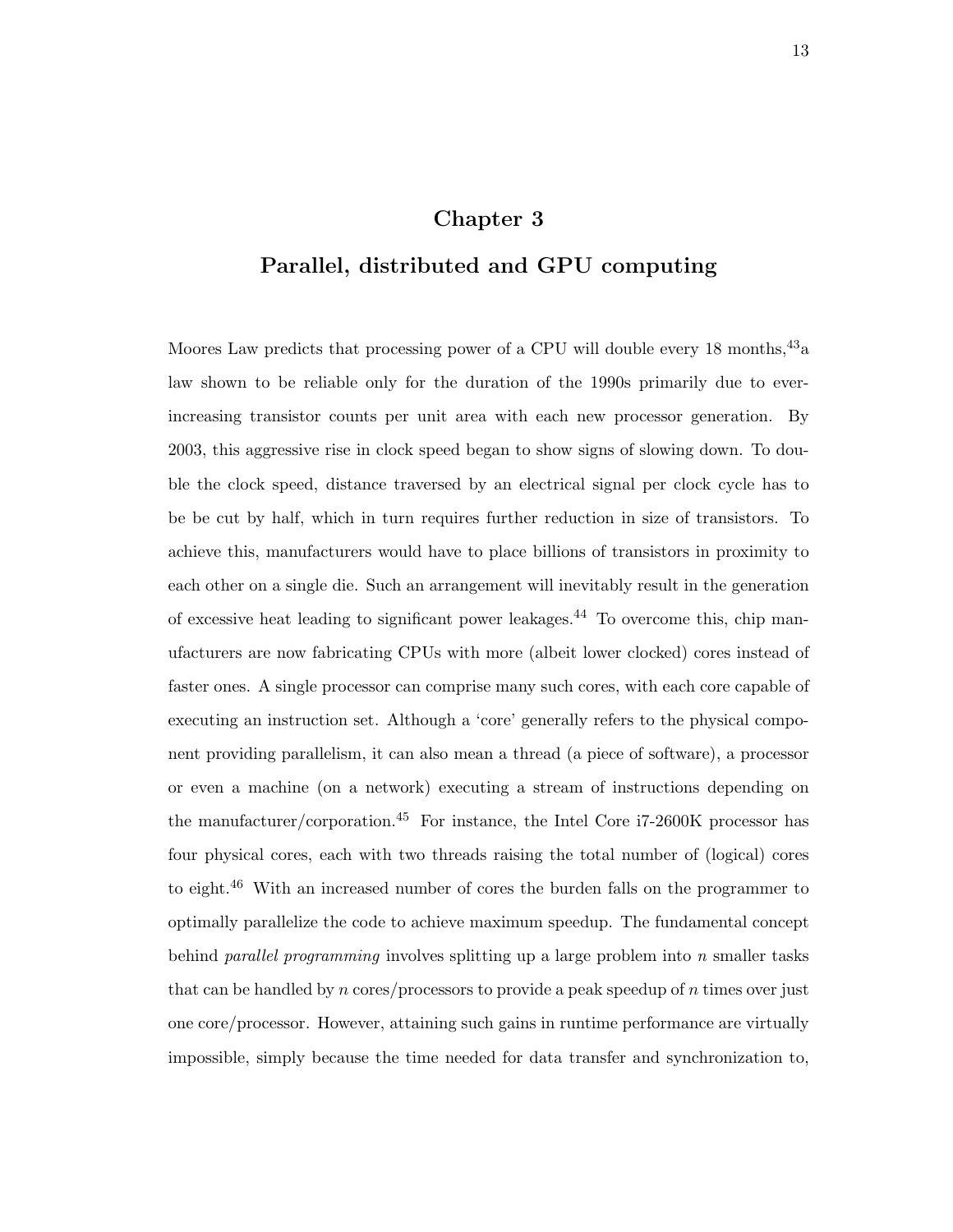# Chapter 3

## Parallel, distributed and GPU computing

Moores Law predicts that processing power of a CPU will double every 18 months,[43]a law shown to be reliable only for the duration of the 1990s primarily due to ever-increasing transistor counts per unit area with each new processor generation. By 2003, this aggressive rise in clock speed began to show signs of slowing down. To double the clock speed, distance traversed by an electrical signal per clock cycle has to be be cut by half, which in turn requires further reduction in size of transistors. To achieve this, manufacturers would have to place billions of transistors in proximity to each other on a single die. Such an arrangement will inevitably result in the generation of excessive heat leading to significant power leakages.[44] To overcome this, chip manufacturers are now fabricating CPUs with more (albeit lower clocked) cores instead of faster ones. A single processor can comprise many such cores, with each core capable of executing an instruction set. Although a 'core' generally refers to the physical component providing parallelism, it can also mean a thread (a piece of software), a processor or even a machine (on a network) executing a stream of instructions depending on the manufacturer/corporation.[45] For instance, the Intel Core i7-2600K processor has four physical cores, each with two threads raising the total number of (logical) cores to eight.[46] With an increased number of cores the burden falls on the programmer to optimally parallelize the code to achieve maximum speedup. The fundamental concept behind *parallel programming* involves splitting up a large problem into $n$ smaller tasks that can be handled by $n$ cores/processors to provide a peak speedup of $n$ times over just one core/processor. However, attaining such gains in runtime performance are virtually impossible, simply because the time needed for data transfer and synchronization to,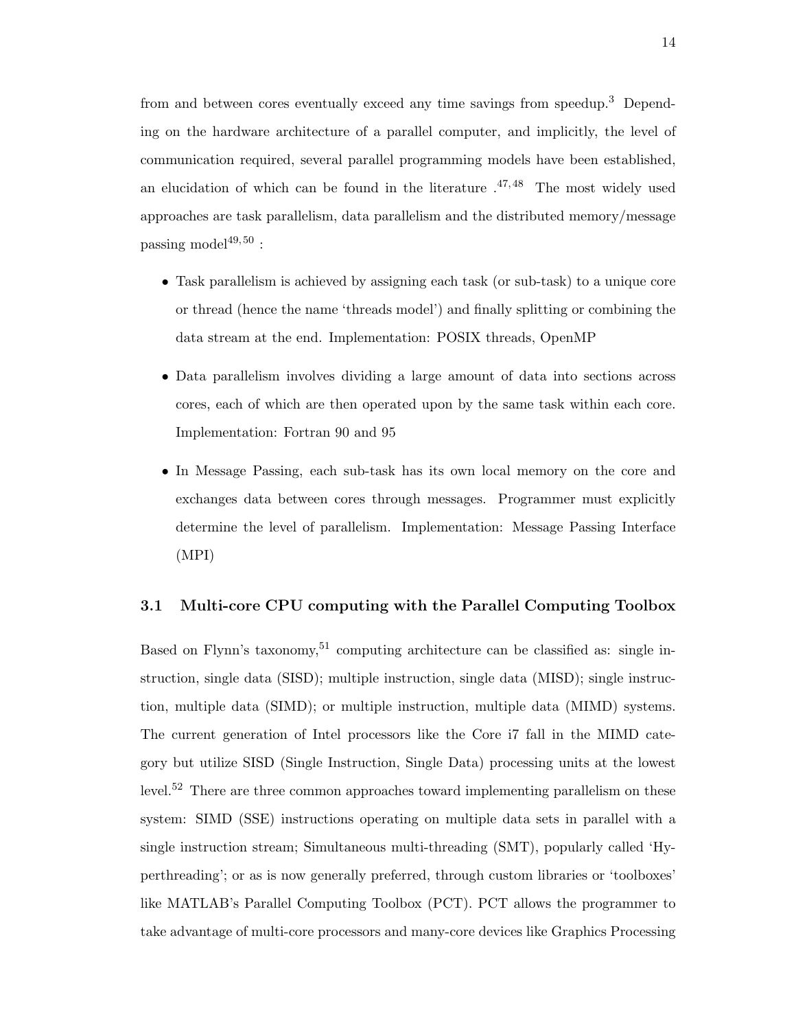from and between cores eventually exceed any time savings from speedup.[3] Depending on the hardware architecture of a parallel computer, and implicitly, the level of communication required, several parallel programming models have been established, an elucidation of which can be found in the literature .[47,48] The most widely used approaches are task parallelism, data parallelism and the distributed memory/message passing model[49,50] :

- Task parallelism is achieved by assigning each task (or sub-task) to a unique core or thread (hence the name 'threads model') and finally splitting or combining the data stream at the end. Implementation: POSIX threads, OpenMP
- Data parallelism involves dividing a large amount of data into sections across cores, each of which are then operated upon by the same task within each core. Implementation: Fortran 90 and 95
- In Message Passing, each sub-task has its own local memory on the core and exchanges data between cores through messages. Programmer must explicitly determine the level of parallelism. Implementation: Message Passing Interface (MPI)

### 3.1 Multi-core CPU computing with the Parallel Computing Toolbox

Based on Flynn's taxonomy,[51] computing architecture can be classified as: single instruction, single data (SISD); multiple instruction, single data (MISD); single instruction, multiple data (SIMD); or multiple instruction, multiple data (MIMD) systems. The current generation of Intel processors like the Core i7 fall in the MIMD category but utilize SISD (Single Instruction, Single Data) processing units at the lowest level.[52] There are three common approaches toward implementing parallelism on these system: SIMD (SSE) instructions operating on multiple data sets in parallel with a single instruction stream; Simultaneous multi-threading (SMT), popularly called 'Hyperthreading'; or as is now generally preferred, through custom libraries or 'toolboxes' like MATLAB's Parallel Computing Toolbox (PCT). PCT allows the programmer to take advantage of multi-core processors and many-core devices like Graphics Processing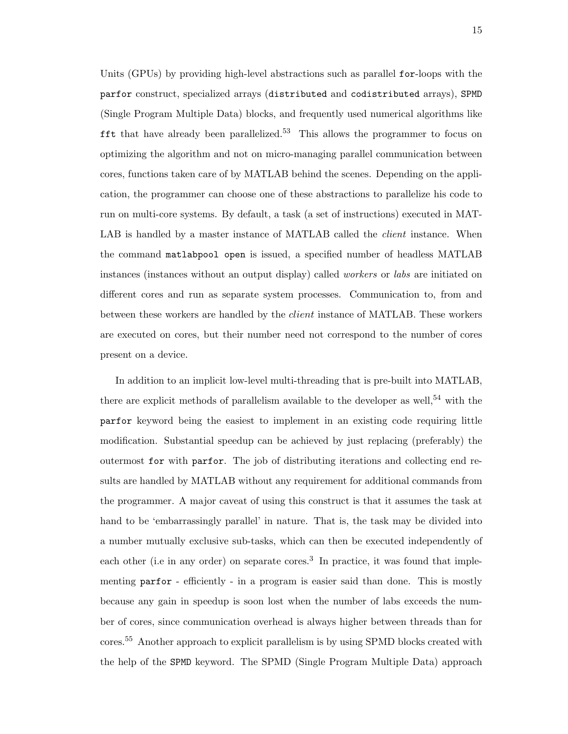Units (GPUs) by providing high-level abstractions such as parallel `for`-loops with the `parfor` construct, specialized arrays (`distributed` and `codistributed` arrays), `SPMD` (Single Program Multiple Data) blocks, and frequently used numerical algorithms like `fft` that have already been parallelized.[53] This allows the programmer to focus on optimizing the algorithm and not on micro-managing parallel communication between cores, functions taken care of by MATLAB behind the scenes. Depending on the application, the programmer can choose one of these abstractions to parallelize his code to run on multi-core systems. By default, a task (a set of instructions) executed in MATLAB is handled by a master instance of MATLAB called the *client* instance. When the command `matlabpool open` is issued, a specified number of headless MATLAB instances (instances without an output display) called *workers* or *labs* are initiated on different cores and run as separate system processes. Communication to, from and between these workers are handled by the *client* instance of MATLAB. These workers are executed on cores, but their number need not correspond to the number of cores present on a device.

In addition to an implicit low-level multi-threading that is pre-built into MATLAB, there are explicit methods of parallelism available to the developer as well,[54] with the `parfor` keyword being the easiest to implement in an existing code requiring little modification. Substantial speedup can be achieved by just replacing (preferably) the outermost `for` with `parfor`. The job of distributing iterations and collecting end results are handled by MATLAB without any requirement for additional commands from the programmer. A major caveat of using this construct is that it assumes the task at hand to be 'embarrassingly parallel' in nature. That is, the task may be divided into a number mutually exclusive sub-tasks, which can then be executed independently of each other (i.e in any order) on separate cores.[3] In practice, it was found that implementing `parfor` - efficiently - in a program is easier said than done. This is mostly because any gain in speedup is soon lost when the number of labs exceeds the number of cores, since communication overhead is always higher between threads than for cores.[55] Another approach to explicit parallelism is by using SPMD blocks created with the help of the `SPMD` keyword. The SPMD (Single Program Multiple Data) approach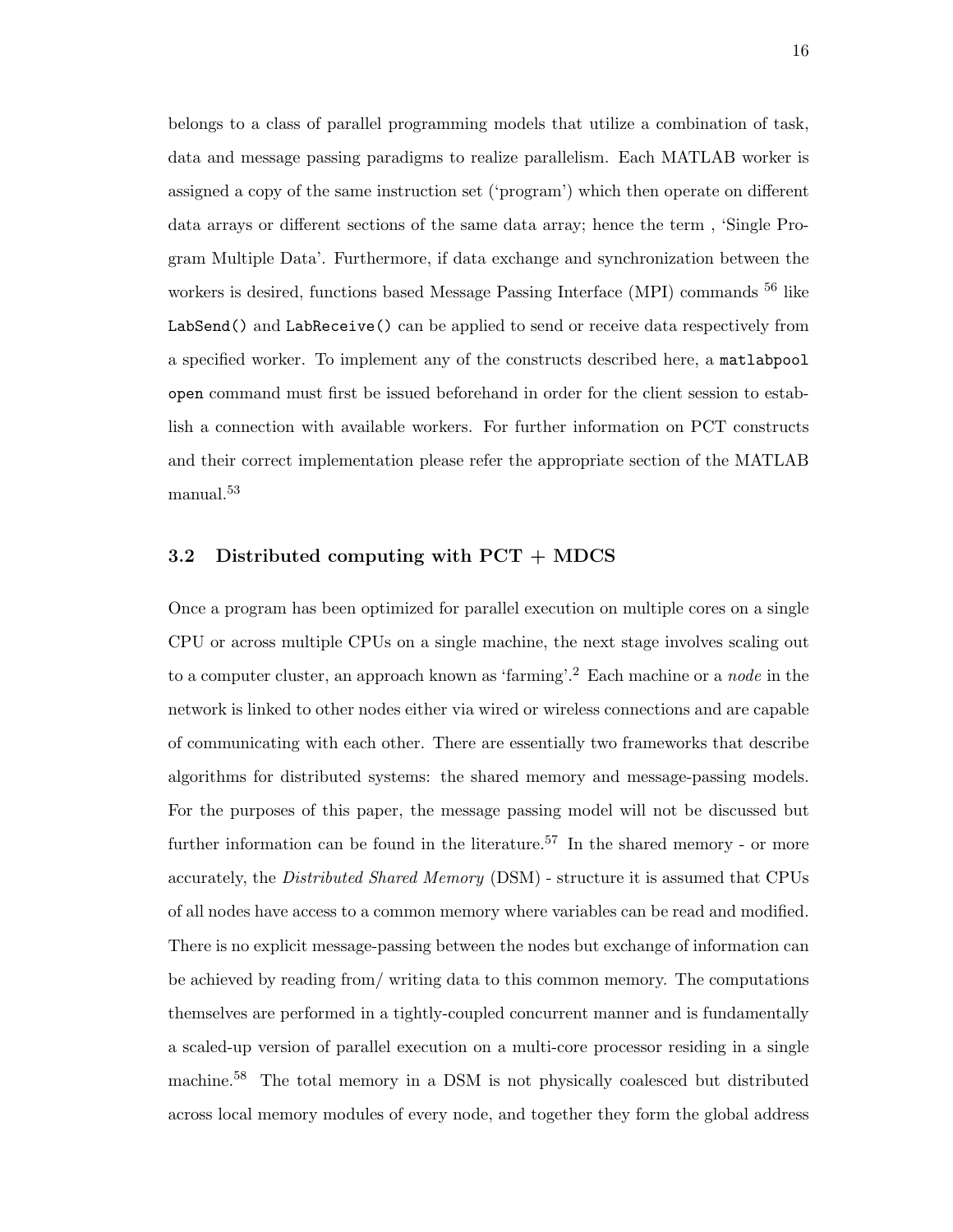belongs to a class of parallel programming models that utilize a combination of task, data and message passing paradigms to realize parallelism. Each MATLAB worker is assigned a copy of the same instruction set ('program') which then operate on different data arrays or different sections of the same data array; hence the term , 'Single Program Multiple Data'. Furthermore, if data exchange and synchronization between the workers is desired, functions based Message Passing Interface (MPI) commands [56] like `LabSend()` and `LabReceive()` can be applied to send or receive data respectively from a specified worker. To implement any of the constructs described here, a `matlabpool open` command must first be issued beforehand in order for the client session to establish a connection with available workers. For further information on PCT constructs and their correct implementation please refer the appropriate section of the MATLAB manual.[53]

### 3.2 Distributed computing with PCT + MDCS

Once a program has been optimized for parallel execution on multiple cores on a single CPU or across multiple CPUs on a single machine, the next stage involves scaling out to a computer cluster, an approach known as 'farming'.[2] Each machine or a *node* in the network is linked to other nodes either via wired or wireless connections and are capable of communicating with each other. There are essentially two frameworks that describe algorithms for distributed systems: the shared memory and message-passing models. For the purposes of this paper, the message passing model will not be discussed but further information can be found in the literature.[57] In the shared memory - or more accurately, the *Distributed Shared Memory* (DSM) - structure it is assumed that CPUs of all nodes have access to a common memory where variables can be read and modified. There is no explicit message-passing between the nodes but exchange of information can be achieved by reading from/ writing data to this common memory. The computations themselves are performed in a tightly-coupled concurrent manner and is fundamentally a scaled-up version of parallel execution on a multi-core processor residing in a single machine.[58] The total memory in a DSM is not physically coalesced but distributed across local memory modules of every node, and together they form the global address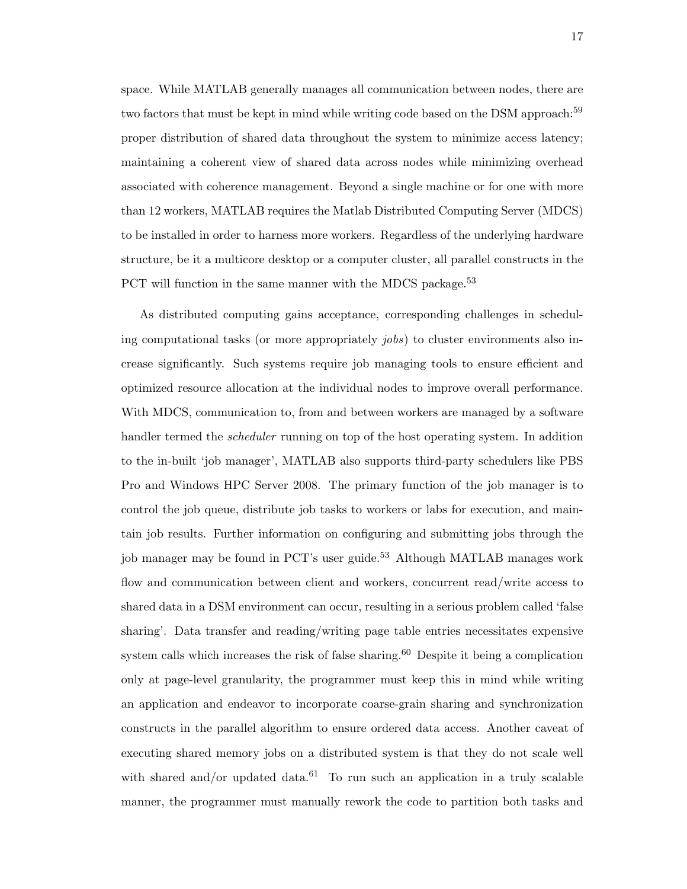space. While MATLAB generally manages all communication between nodes, there are two factors that must be kept in mind while writing code based on the DSM approach:[59] proper distribution of shared data throughout the system to minimize access latency; maintaining a coherent view of shared data across nodes while minimizing overhead associated with coherence management. Beyond a single machine or for one with more than 12 workers, MATLAB requires the Matlab Distributed Computing Server (MDCS) to be installed in order to harness more workers. Regardless of the underlying hardware structure, be it a multicore desktop or a computer cluster, all parallel constructs in the PCT will function in the same manner with the MDCS package.[53]

As distributed computing gains acceptance, corresponding challenges in scheduling computational tasks (or more appropriately *jobs*) to cluster environments also increase significantly. Such systems require job managing tools to ensure efficient and optimized resource allocation at the individual nodes to improve overall performance. With MDCS, communication to, from and between workers are managed by a software handler termed the *scheduler* running on top of the host operating system. In addition to the in-built 'job manager', MATLAB also supports third-party schedulers like PBS Pro and Windows HPC Server 2008. The primary function of the job manager is to control the job queue, distribute job tasks to workers or labs for execution, and maintain job results. Further information on configuring and submitting jobs through the job manager may be found in PCT's user guide.[53] Although MATLAB manages work flow and communication between client and workers, concurrent read/write access to shared data in a DSM environment can occur, resulting in a serious problem called 'false sharing'. Data transfer and reading/writing page table entries necessitates expensive system calls which increases the risk of false sharing.[60] Despite it being a complication only at page-level granularity, the programmer must keep this in mind while writing an application and endeavor to incorporate coarse-grain sharing and synchronization constructs in the parallel algorithm to ensure ordered data access. Another caveat of executing shared memory jobs on a distributed system is that they do not scale well with shared and/or updated data.[61] To run such an application in a truly scalable manner, the programmer must manually rework the code to partition both tasks and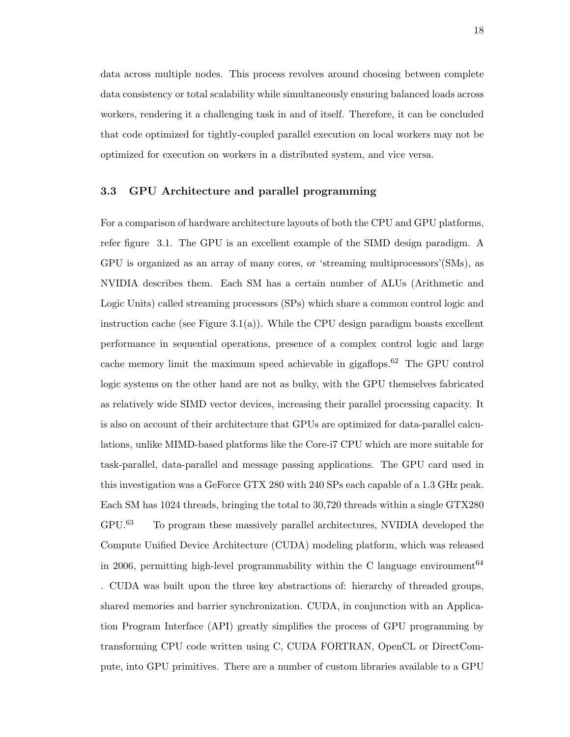data across multiple nodes. This process revolves around choosing between complete data consistency or total scalability while simultaneously ensuring balanced loads across workers, rendering it a challenging task in and of itself. Therefore, it can be concluded that code optimized for tightly-coupled parallel execution on local workers may not be optimized for execution on workers in a distributed system, and vice versa.

### 3.3 GPU Architecture and parallel programming

For a comparison of hardware architecture layouts of both the CPU and GPU platforms, refer figure 3.1. The GPU is an excellent example of the SIMD design paradigm. A GPU is organized as an array of many cores, or 'streaming multiprocessors'(SMs), as NVIDIA describes them. Each SM has a certain number of ALUs (Arithmetic and Logic Units) called streaming processors (SPs) which share a common control logic and instruction cache (see Figure 3.1(a)). While the CPU design paradigm boasts excellent performance in sequential operations, presence of a complex control logic and large cache memory limit the maximum speed achievable in gigaflops.[62] The GPU control logic systems on the other hand are not as bulky, with the GPU themselves fabricated as relatively wide SIMD vector devices, increasing their parallel processing capacity. It is also on account of their architecture that GPUs are optimized for data-parallel calculations, unlike MIMD-based platforms like the Core-i7 CPU which are more suitable for task-parallel, data-parallel and message passing applications. The GPU card used in this investigation was a GeForce GTX 280 with 240 SPs each capable of a 1.3 GHz peak. Each SM has 1024 threads, bringing the total to 30,720 threads within a single GTX280 GPU.[63] To program these massively parallel architectures, NVIDIA developed the Compute Unified Device Architecture (CUDA) modeling platform, which was released in 2006, permitting high-level programmability within the C language environment[64]. CUDA was built upon the three key abstractions of: hierarchy of threaded groups, shared memories and barrier synchronization. CUDA, in conjunction with an Application Program Interface (API) greatly simplifies the process of GPU programming by transforming CPU code written using C, CUDA FORTRAN, OpenCL or DirectCompute, into GPU primitives. There are a number of custom libraries available to a GPU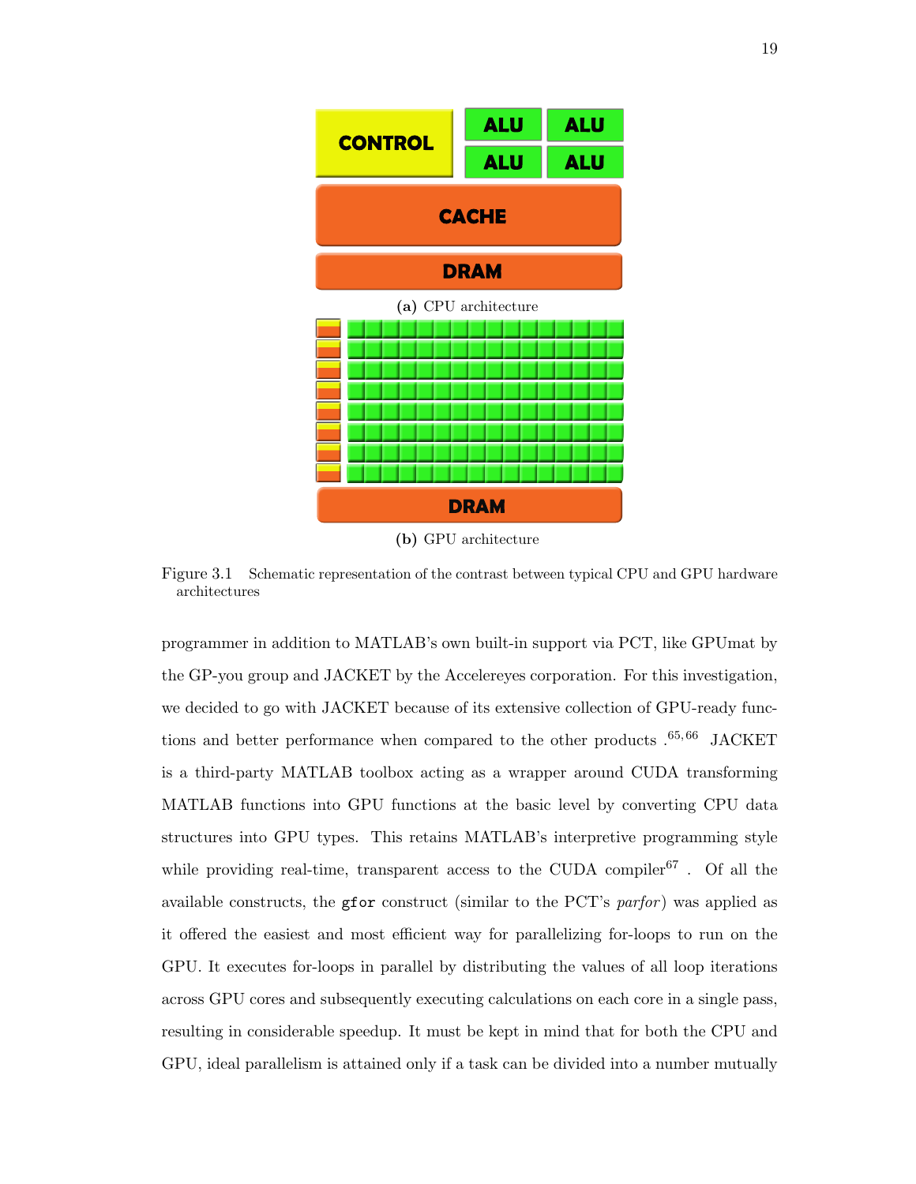(a) CPU architecture

(b) GPU architecture

Figure 3.1 Schematic representation of the contrast between typical CPU and GPU hardware architectures

programmer in addition to MATLAB's own built-in support via PCT, like GPUmat by the GP-you group and JACKET by the Accelereyes corporation. For this investigation, we decided to go with JACKET because of its extensive collection of GPU-ready functions and better performance when compared to the other products .[65,66] JACKET is a third-party MATLAB toolbox acting as a wrapper around CUDA transforming MATLAB functions into GPU functions at the basic level by converting CPU data structures into GPU types. This retains MATLAB's interpretive programming style while providing real-time, transparent access to the CUDA compiler[67] . Of all the available constructs, the `gfor` construct (similar to the PCT's *parfor*) was applied as it offered the easiest and most efficient way for parallelizing for-loops to run on the GPU. It executes for-loops in parallel by distributing the values of all loop iterations across GPU cores and subsequently executing calculations on each core in a single pass, resulting in considerable speedup. It must be kept in mind that for both the CPU and GPU, ideal parallelism is attained only if a task can be divided into a number mutually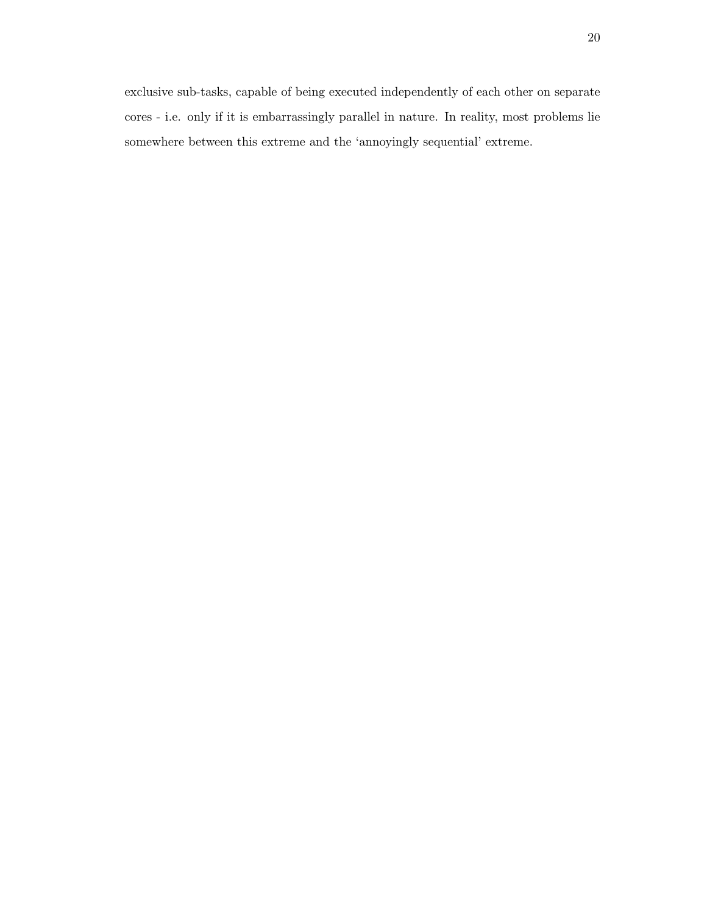exclusive sub-tasks, capable of being executed independently of each other on separate cores - i.e. only if it is embarrassingly parallel in nature. In reality, most problems lie somewhere between this extreme and the 'annoyingly sequential' extreme.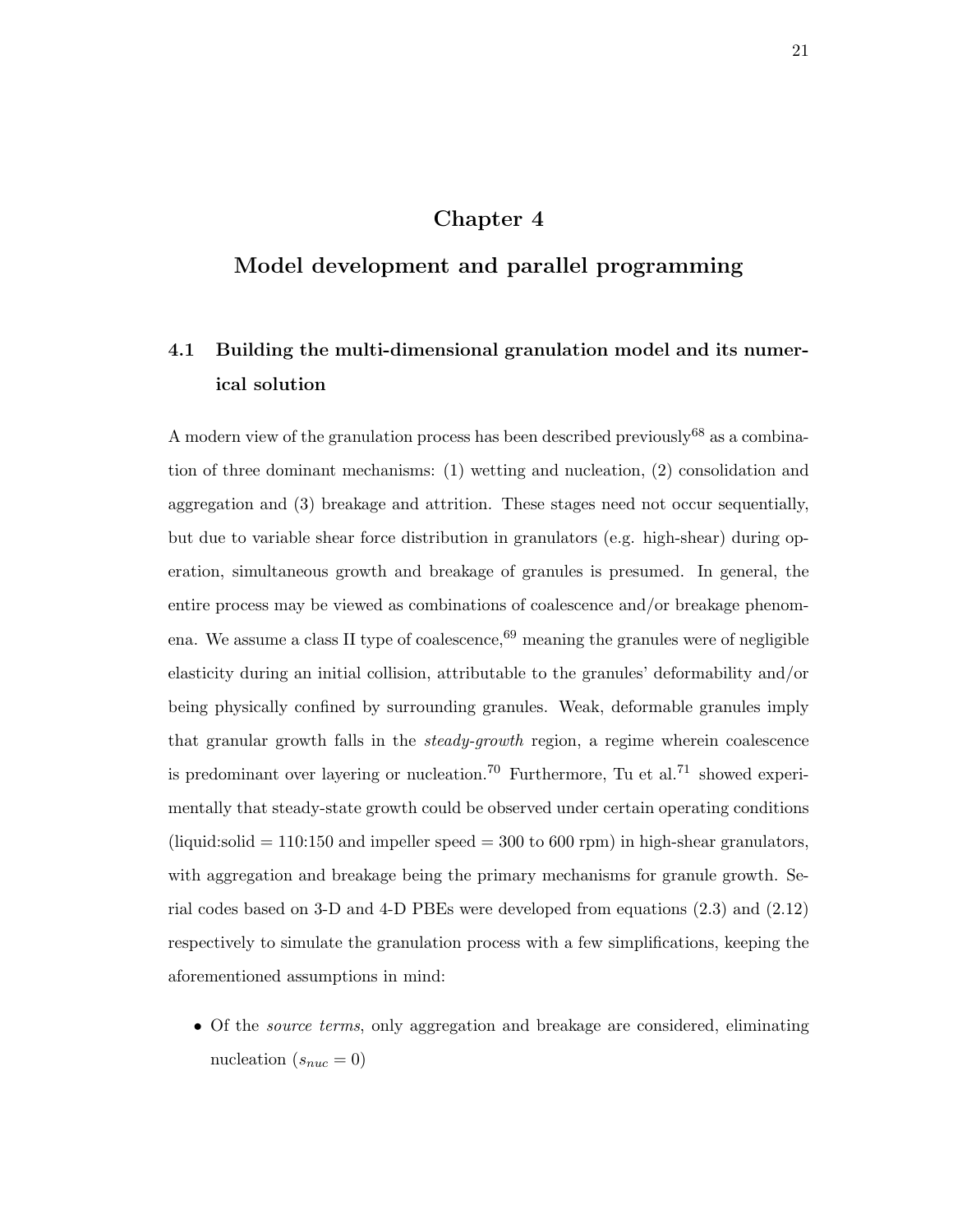# Chapter 4

# Model development and parallel programming

## 4.1 Building the multi-dimensional granulation model and its numerical solution

A modern view of the granulation process has been described previously[68] as a combination of three dominant mechanisms: (1) wetting and nucleation, (2) consolidation and aggregation and (3) breakage and attrition. These stages need not occur sequentially, but due to variable shear force distribution in granulators (e.g. high-shear) during operation, simultaneous growth and breakage of granules is presumed. In general, the entire process may be viewed as combinations of coalescence and/or breakage phenomena. We assume a class II type of coalescence,[69] meaning the granules were of negligible elasticity during an initial collision, attributable to the granules' deformability and/or being physically confined by surrounding granules. Weak, deformable granules imply that granular growth falls in the *steady-growth* region, a regime wherein coalescence is predominant over layering or nucleation.[70] Furthermore, Tu et al.[71] showed experimentally that steady-state growth could be observed under certain operating conditions (liquid:solid = 110:150 and impeller speed = 300 to 600 rpm) in high-shear granulators, with aggregation and breakage being the primary mechanisms for granule growth. Serial codes based on 3-D and 4-D PBEs were developed from equations (2.3) and (2.12) respectively to simulate the granulation process with a few simplifications, keeping the aforementioned assumptions in mind:

- Of the *source terms*, only aggregation and breakage are considered, eliminating nucleation ($s_{nuc} = 0$)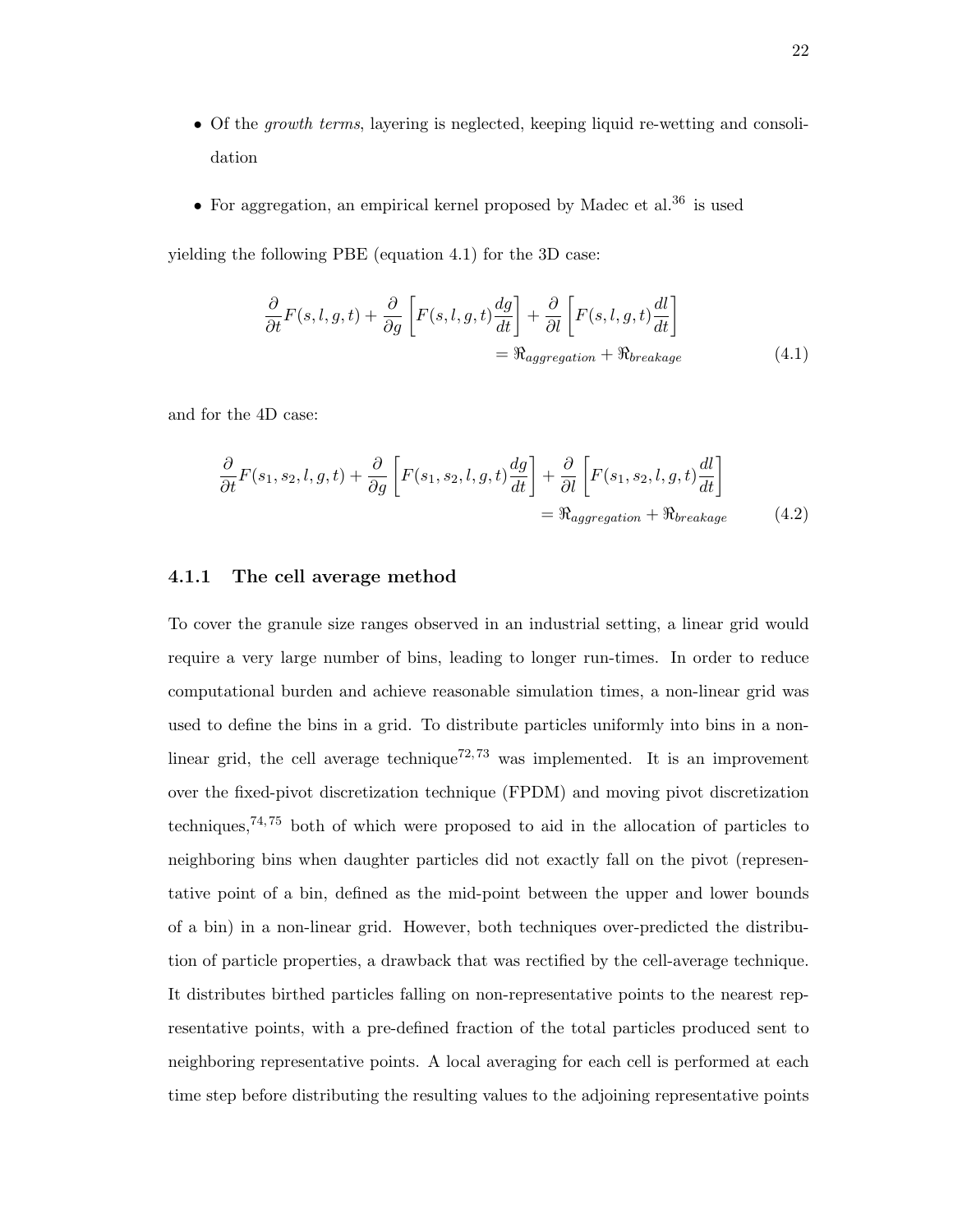- Of the *growth terms*, layering is neglected, keeping liquid re-wetting and consolidation
- For aggregation, an empirical kernel proposed by Madec et al.[36] is used

yielding the following PBE (equation 4.1) for the 3D case:

$$\frac{\partial}{\partial t}F(s,l,g,t) + \frac{\partial}{\partial g}\left[F(s,l,g,t)\frac{dg}{dt}\right] + \frac{\partial}{\partial l}\left[F(s,l,g,t)\frac{dl}{dt}\right] = \Re_{aggregation} + \Re_{breakage} \tag{4.1}$$

and for the 4D case:

$$\frac{\partial}{\partial t}F(s_1,s_2,l,g,t) + \frac{\partial}{\partial g}\left[F(s_1,s_2,l,g,t)\frac{dg}{dt}\right] + \frac{\partial}{\partial l}\left[F(s_1,s_2,l,g,t)\frac{dl}{dt}\right] = \Re_{aggregation} + \Re_{breakage} \tag{4.2}$$

### 4.1.1 The cell average method

To cover the granule size ranges observed in an industrial setting, a linear grid would require a very large number of bins, leading to longer run-times. In order to reduce computational burden and achieve reasonable simulation times, a non-linear grid was used to define the bins in a grid. To distribute particles uniformly into bins in a non-linear grid, the cell average technique[72,73] was implemented. It is an improvement over the fixed-pivot discretization technique (FPDM) and moving pivot discretization techniques,[74,75] both of which were proposed to aid in the allocation of particles to neighboring bins when daughter particles did not exactly fall on the pivot (representative point of a bin, defined as the mid-point between the upper and lower bounds of a bin) in a non-linear grid. However, both techniques over-predicted the distribution of particle properties, a drawback that was rectified by the cell-average technique. It distributes birthed particles falling on non-representative points to the nearest representative points, with a pre-defined fraction of the total particles produced sent to neighboring representative points. A local averaging for each cell is performed at each time step before distributing the resulting values to the adjoining representative points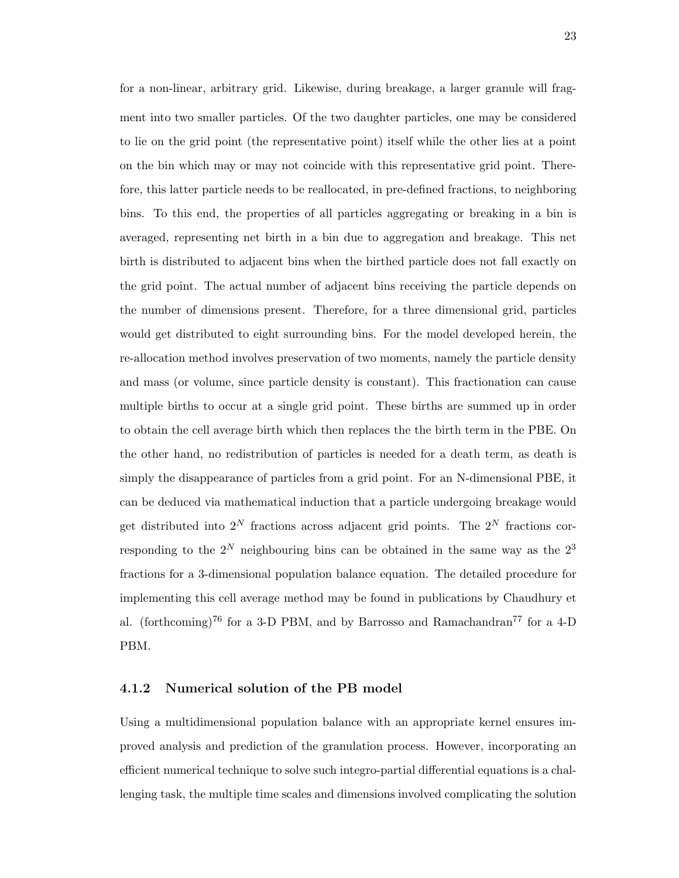for a non-linear, arbitrary grid. Likewise, during breakage, a larger granule will fragment into two smaller particles. Of the two daughter particles, one may be considered to lie on the grid point (the representative point) itself while the other lies at a point on the bin which may or may not coincide with this representative grid point. Therefore, this latter particle needs to be reallocated, in pre-defined fractions, to neighboring bins. To this end, the properties of all particles aggregating or breaking in a bin is averaged, representing net birth in a bin due to aggregation and breakage. This net birth is distributed to adjacent bins when the birthed particle does not fall exactly on the grid point. The actual number of adjacent bins receiving the particle depends on the number of dimensions present. Therefore, for a three dimensional grid, particles would get distributed to eight surrounding bins. For the model developed herein, the re-allocation method involves preservation of two moments, namely the particle density and mass (or volume, since particle density is constant). This fractionation can cause multiple births to occur at a single grid point. These births are summed up in order to obtain the cell average birth which then replaces the the birth term in the PBE. On the other hand, no redistribution of particles is needed for a death term, as death is simply the disappearance of particles from a grid point. For an N-dimensional PBE, it can be deduced via mathematical induction that a particle undergoing breakage would get distributed into $2^N$ fractions across adjacent grid points. The $2^N$ fractions corresponding to the $2^N$ neighbouring bins can be obtained in the same way as the $2^3$ fractions for a 3-dimensional population balance equation. The detailed procedure for implementing this cell average method may be found in publications by Chaudhury et al. (forthcoming)[76] for a 3-D PBM, and by Barrosso and Ramachandran[77] for a 4-D PBM.

### 4.1.2 Numerical solution of the PB model

Using a multidimensional population balance with an appropriate kernel ensures improved analysis and prediction of the granulation process. However, incorporating an efficient numerical technique to solve such integro-partial differential equations is a challenging task, the multiple time scales and dimensions involved complicating the solution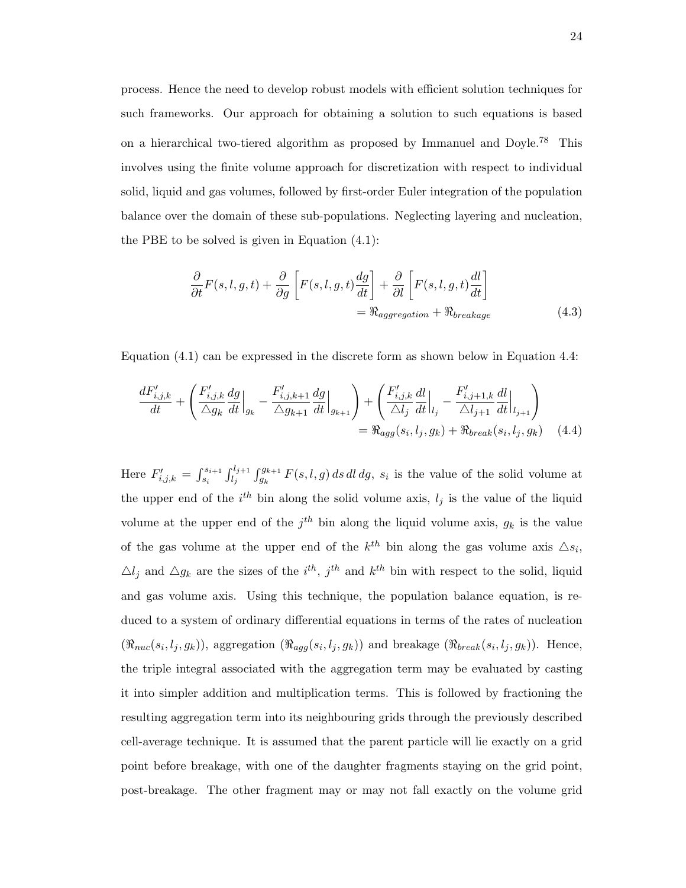process. Hence the need to develop robust models with efficient solution techniques for such frameworks. Our approach for obtaining a solution to such equations is based on a hierarchical two-tiered algorithm as proposed by Immanuel and Doyle.[78] This involves using the finite volume approach for discretization with respect to individual solid, liquid and gas volumes, followed by first-order Euler integration of the population balance over the domain of these sub-populations. Neglecting layering and nucleation, the PBE to be solved is given in Equation (4.1):

$$\frac{\partial}{\partial t}F(s,l,g,t) + \frac{\partial}{\partial g}\left[F(s,l,g,t)\frac{dg}{dt}\right] + \frac{\partial}{\partial l}\left[F(s,l,g,t)\frac{dl}{dt}\right] = \Re_{aggregation} + \Re_{breakage} \tag{4.3}$$

Equation (4.1) can be expressed in the discrete form as shown below in Equation 4.4:

$$\frac{dF'_{i,j,k}}{dt} + \left(\frac{F'_{i,j,k}}{\triangle g_k}\frac{dg}{dt}\Big|_{g_k} - \frac{F'_{i,j,k+1}}{\triangle g_{k+1}}\frac{dg}{dt}\Big|_{g_{k+1}}\right) + \left(\frac{F'_{i,j,k}}{\triangle l_j}\frac{dl}{dt}\Big|_{l_j} - \frac{F'_{i,j+1,k}}{\triangle l_{j+1}}\frac{dl}{dt}\Big|_{l_{j+1}}\right) = \Re_{agg}(s_i,l_j,g_k) + \Re_{break}(s_i,l_j,g_k) \tag{4.4}$$

Here $F'_{i,j,k} = \int_{s_i}^{s_{i+1}}\int_{l_j}^{l_{j+1}}\int_{g_k}^{g_{k+1}} F(s,l,g)\,ds\,dl\,dg$, $s_i$ is the value of the solid volume at the upper end of the $i^{th}$ bin along the solid volume axis, $l_j$ is the value of the liquid volume at the upper end of the $j^{th}$ bin along the liquid volume axis, $g_k$ is the value of the gas volume at the upper end of the $k^{th}$ bin along the gas volume axis $\triangle s_i$, $\triangle l_j$ and $\triangle g_k$ are the sizes of the $i^{th}$, $j^{th}$ and $k^{th}$ bin with respect to the solid, liquid and gas volume axis. Using this technique, the population balance equation, is reduced to a system of ordinary differential equations in terms of the rates of nucleation ($\Re_{nuc}(s_i,l_j,g_k)$), aggregation ($\Re_{agg}(s_i,l_j,g_k)$) and breakage ($\Re_{break}(s_i,l_j,g_k)$). Hence, the triple integral associated with the aggregation term may be evaluated by casting it into simpler addition and multiplication terms. This is followed by fractioning the resulting aggregation term into its neighbouring grids through the previously described cell-average technique. It is assumed that the parent particle will lie exactly on a grid point before breakage, with one of the daughter fragments staying on the grid point, post-breakage. The other fragment may or may not fall exactly on the volume grid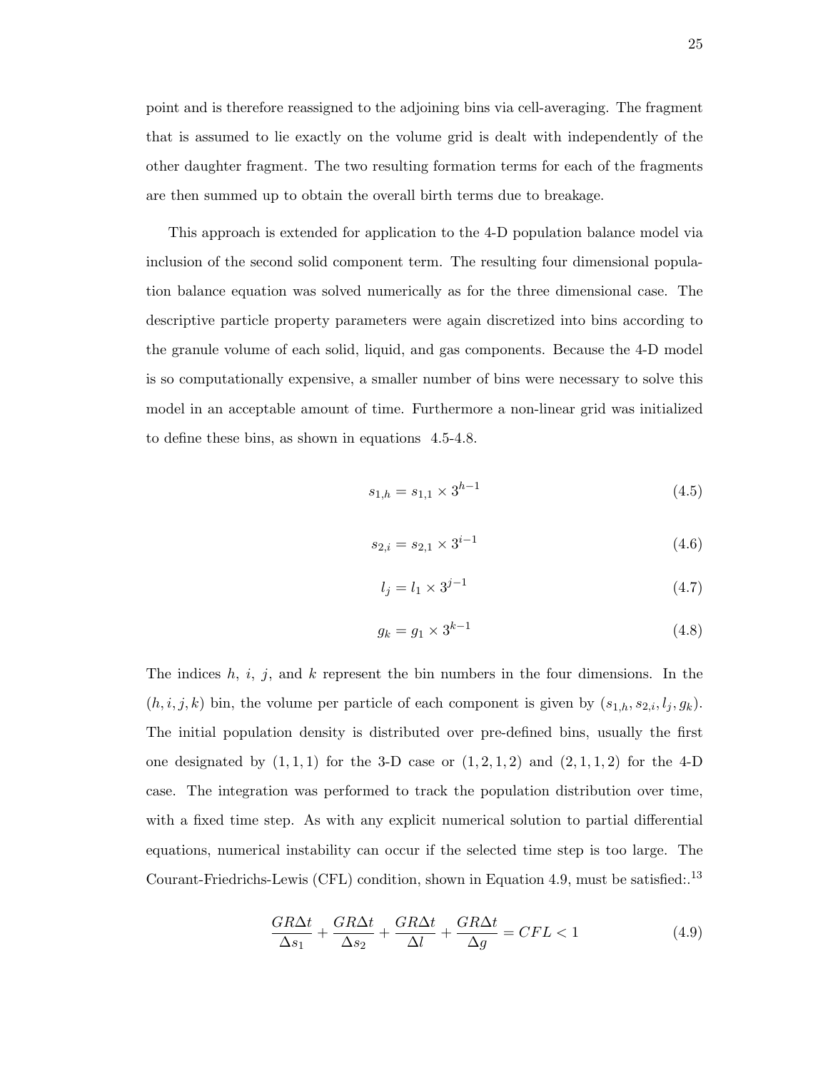point and is therefore reassigned to the adjoining bins via cell-averaging. The fragment that is assumed to lie exactly on the volume grid is dealt with independently of the other daughter fragment. The two resulting formation terms for each of the fragments are then summed up to obtain the overall birth terms due to breakage.

This approach is extended for application to the 4-D population balance model via inclusion of the second solid component term. The resulting four dimensional population balance equation was solved numerically as for the three dimensional case. The descriptive particle property parameters were again discretized into bins according to the granule volume of each solid, liquid, and gas components. Because the 4-D model is so computationally expensive, a smaller number of bins were necessary to solve this model in an acceptable amount of time. Furthermore a non-linear grid was initialized to define these bins, as shown in equations 4.5-4.8.

$$s_{1,h} = s_{1,1} \times 3^{h-1} \tag{4.5}$$

$$s_{2,i} = s_{2,1} \times 3^{i-1} \tag{4.6}$$

$$l_j = l_1 \times 3^{j-1} \tag{4.7}$$

$$g_k = g_1 \times 3^{k-1} \tag{4.8}$$

The indices $h$, $i$, $j$, and $k$ represent the bin numbers in the four dimensions. In the $(h, i, j, k)$ bin, the volume per particle of each component is given by $(s_{1,h}, s_{2,i}, l_j, g_k)$. The initial population density is distributed over pre-defined bins, usually the first one designated by $(1, 1, 1)$ for the 3-D case or $(1, 2, 1, 2)$ and $(2, 1, 1, 2)$ for the 4-D case. The integration was performed to track the population distribution over time, with a fixed time step. As with any explicit numerical solution to partial differential equations, numerical instability can occur if the selected time step is too large. The Courant-Friedrichs-Lewis (CFL) condition, shown in Equation 4.9, must be satisfied:.[13]

$$\frac{GR\Delta t}{\Delta s_1} + \frac{GR\Delta t}{\Delta s_2} + \frac{GR\Delta t}{\Delta l} + \frac{GR\Delta t}{\Delta g} = CFL < 1 \tag{4.9}$$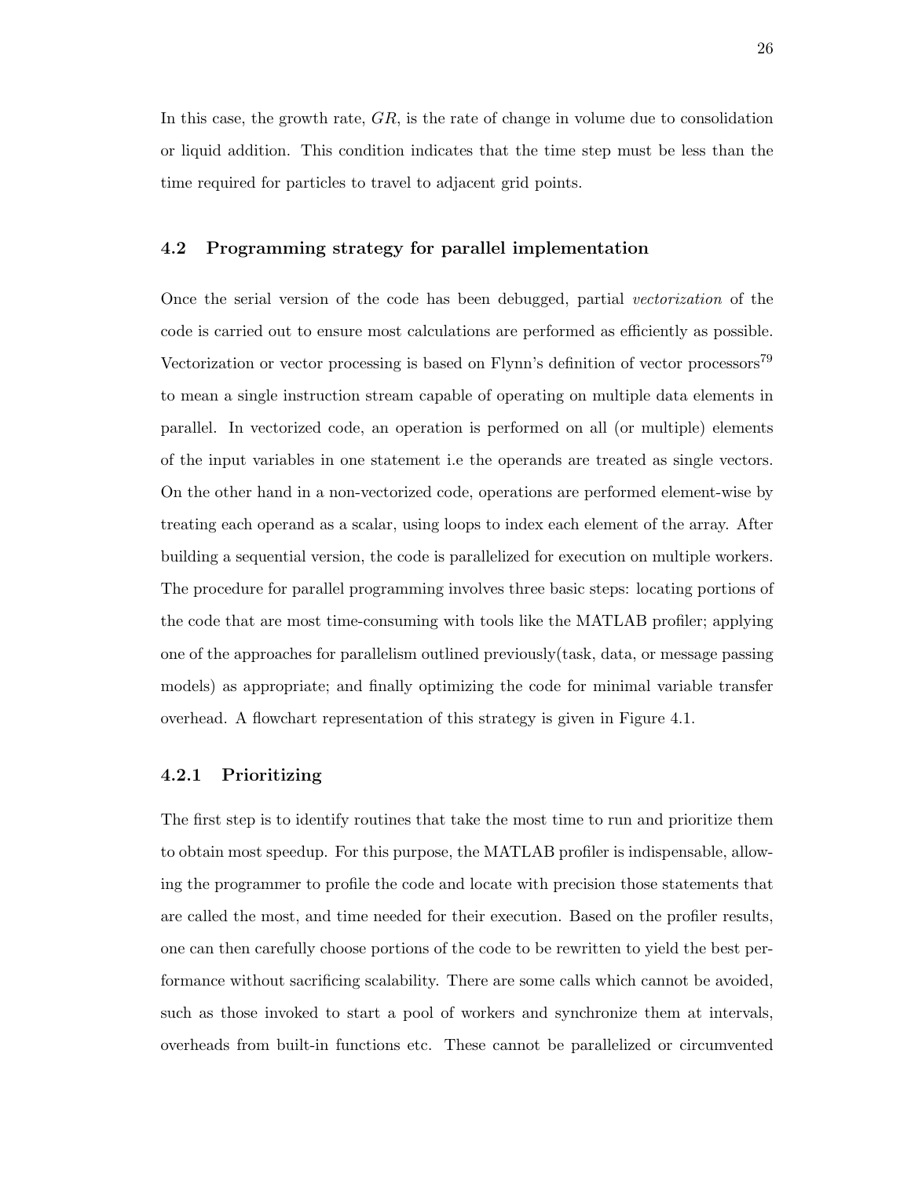In this case, the growth rate, $GR$, is the rate of change in volume due to consolidation or liquid addition. This condition indicates that the time step must be less than the time required for particles to travel to adjacent grid points.

## 4.2 Programming strategy for parallel implementation

Once the serial version of the code has been debugged, partial *vectorization* of the code is carried out to ensure most calculations are performed as efficiently as possible. Vectorization or vector processing is based on Flynn's definition of vector processors[79] to mean a single instruction stream capable of operating on multiple data elements in parallel. In vectorized code, an operation is performed on all (or multiple) elements of the input variables in one statement i.e the operands are treated as single vectors. On the other hand in a non-vectorized code, operations are performed element-wise by treating each operand as a scalar, using loops to index each element of the array. After building a sequential version, the code is parallelized for execution on multiple workers. The procedure for parallel programming involves three basic steps: locating portions of the code that are most time-consuming with tools like the MATLAB profiler; applying one of the approaches for parallelism outlined previously(task, data, or message passing models) as appropriate; and finally optimizing the code for minimal variable transfer overhead. A flowchart representation of this strategy is given in Figure 4.1.

### 4.2.1 Prioritizing

The first step is to identify routines that take the most time to run and prioritize them to obtain most speedup. For this purpose, the MATLAB profiler is indispensable, allowing the programmer to profile the code and locate with precision those statements that are called the most, and time needed for their execution. Based on the profiler results, one can then carefully choose portions of the code to be rewritten to yield the best performance without sacrificing scalability. There are some calls which cannot be avoided, such as those invoked to start a pool of workers and synchronize them at intervals, overheads from built-in functions etc. These cannot be parallelized or circumvented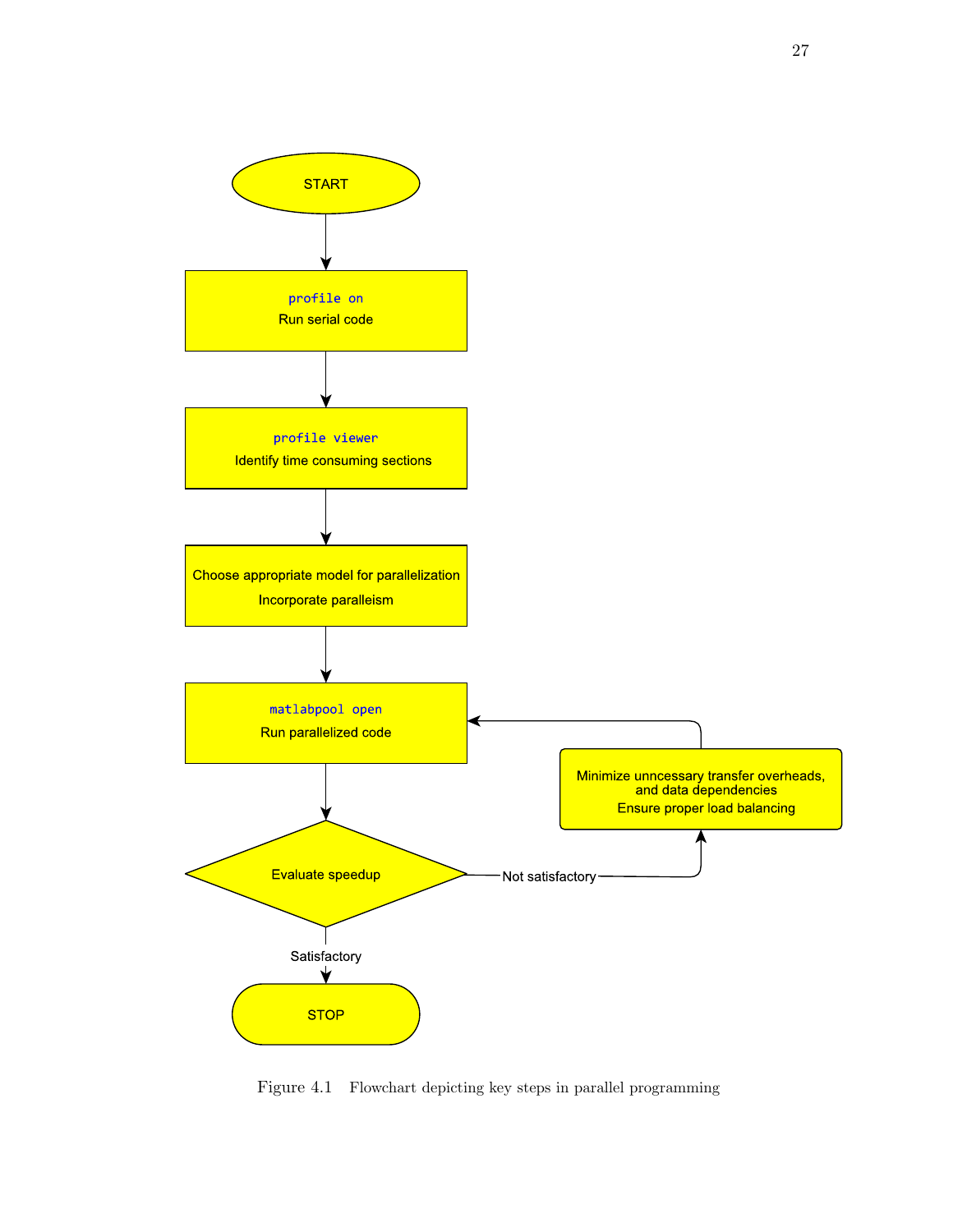START

```
profile on
```
Run serial code

```
profile viewer
```
Identify time consuming sections

Choose appropriate model for parallelization

Incorporate paralleism

```
matlabpool open
```
Run parallelized code

Evaluate speedup

Not satisfactory

Minimize unncessary transfer overheads, and data dependencies

Ensure proper load balancing

Satisfactory

STOP

Figure 4.1 Flowchart depicting key steps in parallel programming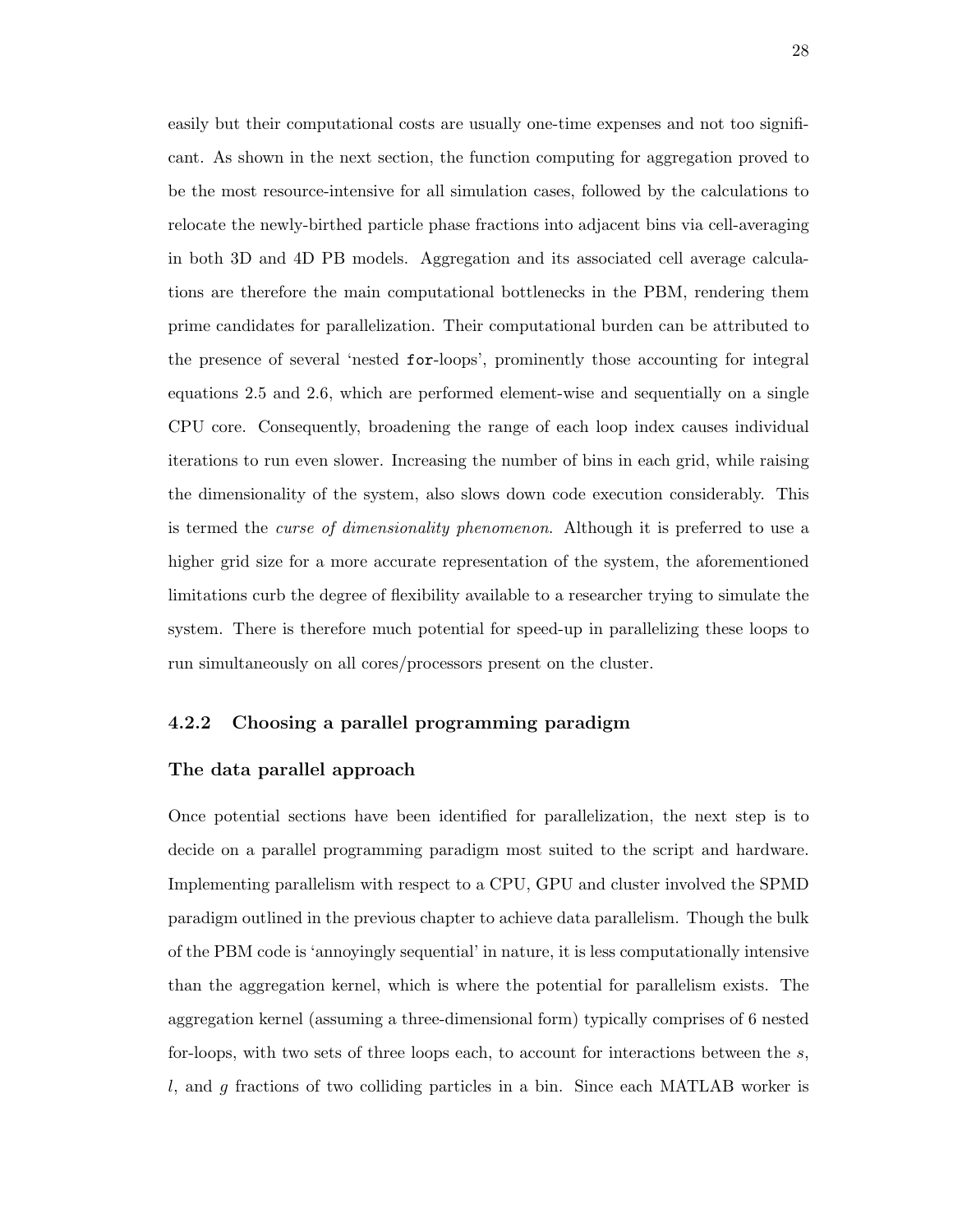easily but their computational costs are usually one-time expenses and not too significant. As shown in the next section, the function computing for aggregation proved to be the most resource-intensive for all simulation cases, followed by the calculations to relocate the newly-birthed particle phase fractions into adjacent bins via cell-averaging in both 3D and 4D PB models. Aggregation and its associated cell average calculations are therefore the main computational bottlenecks in the PBM, rendering them prime candidates for parallelization. Their computational burden can be attributed to the presence of several 'nested `for`-loops', prominently those accounting for integral equations 2.5 and 2.6, which are performed element-wise and sequentially on a single CPU core. Consequently, broadening the range of each loop index causes individual iterations to run even slower. Increasing the number of bins in each grid, while raising the dimensionality of the system, also slows down code execution considerably. This is termed the *curse of dimensionality phenomenon*. Although it is preferred to use a higher grid size for a more accurate representation of the system, the aforementioned limitations curb the degree of flexibility available to a researcher trying to simulate the system. There is therefore much potential for speed-up in parallelizing these loops to run simultaneously on all cores/processors present on the cluster.

### 4.2.2 Choosing a parallel programming paradigm

#### The data parallel approach

Once potential sections have been identified for parallelization, the next step is to decide on a parallel programming paradigm most suited to the script and hardware. Implementing parallelism with respect to a CPU, GPU and cluster involved the SPMD paradigm outlined in the previous chapter to achieve data parallelism. Though the bulk of the PBM code is 'annoyingly sequential' in nature, it is less computationally intensive than the aggregation kernel, which is where the potential for parallelism exists. The aggregation kernel (assuming a three-dimensional form) typically comprises of 6 nested for-loops, with two sets of three loops each, to account for interactions between the $s$, $l$, and $g$ fractions of two colliding particles in a bin. Since each MATLAB worker is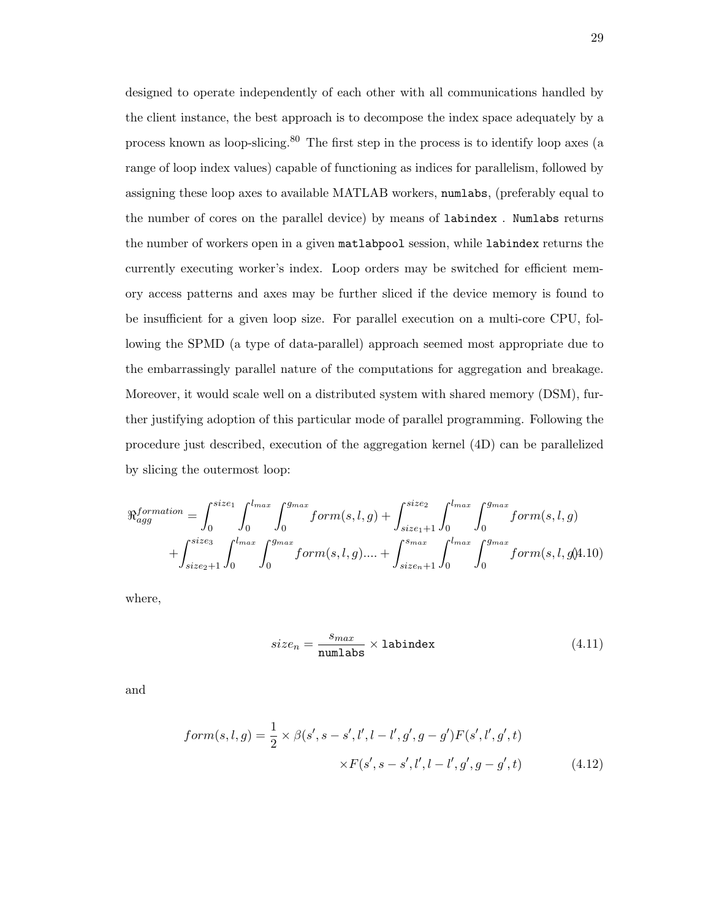designed to operate independently of each other with all communications handled by the client instance, the best approach is to decompose the index space adequately by a process known as loop-slicing.[80] The first step in the process is to identify loop axes (a range of loop index values) capable of functioning as indices for parallelism, followed by assigning these loop axes to available MATLAB workers, `numlabs`, (preferably equal to the number of cores on the parallel device) by means of `labindex` . `Numlabs` returns the number of workers open in a given `matlabpool` session, while `labindex` returns the currently executing worker's index. Loop orders may be switched for efficient memory access patterns and axes may be further sliced if the device memory is found to be insufficient for a given loop size. For parallel execution on a multi-core CPU, following the SPMD (a type of data-parallel) approach seemed most appropriate due to the embarrassingly parallel nature of the computations for aggregation and breakage. Moreover, it would scale well on a distributed system with shared memory (DSM), further justifying adoption of this particular mode of parallel programming. Following the procedure just described, execution of the aggregation kernel (4D) can be parallelized by slicing the outermost loop:

$$\Re_{agg}^{formation} = \int_0^{size_1}\int_0^{l_{max}}\int_0^{g_{max}} form(s,l,g) + \int_{size_1+1}^{size_2}\int_0^{l_{max}}\int_0^{g_{max}} form(s,l,g) + \int_{size_2+1}^{size_3}\int_0^{l_{max}}\int_0^{g_{max}} form(s,l,g) .... + \int_{size_n+1}^{s_{max}}\int_0^{l_{max}}\int_0^{g_{max}} form(s,l,g) \tag{4.10}$$

where,

$$size_n = \frac{s_{max}}{\texttt{numlabs}} \times \texttt{labindex} \tag{4.11}$$

and

$$form(s,l,g) = \frac{1}{2} \times \beta(s', s-s', l', l-l', g', g-g')F(s', l', g', t) \times F(s', s-s', l', l-l', g', g-g', t) \tag{4.12}$$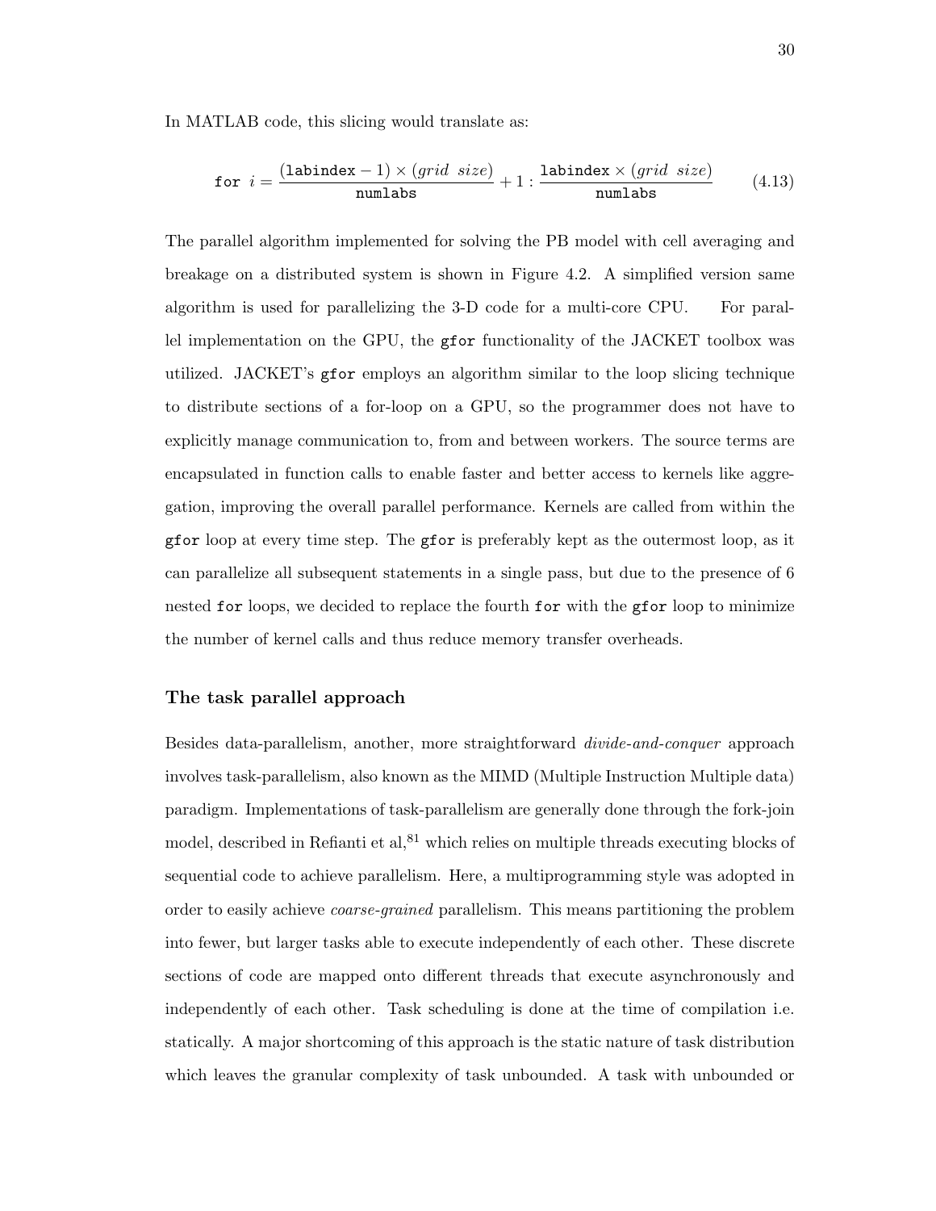In MATLAB code, this slicing would translate as:

$$\texttt{for } i = \frac{(\texttt{labindex} - 1) \times (grid\ \ size)}{\texttt{numlabs}} + 1 : \frac{\texttt{labindex} \times (grid\ \ size)}{\texttt{numlabs}} \tag{4.13}$$

The parallel algorithm implemented for solving the PB model with cell averaging and breakage on a distributed system is shown in Figure 4.2. A simplified version same algorithm is used for parallelizing the 3-D code for a multi-core CPU. For parallel implementation on the GPU, the `gfor` functionality of the JACKET toolbox was utilized. JACKET's `gfor` employs an algorithm similar to the loop slicing technique to distribute sections of a for-loop on a GPU, so the programmer does not have to explicitly manage communication to, from and between workers. The source terms are encapsulated in function calls to enable faster and better access to kernels like aggregation, improving the overall parallel performance. Kernels are called from within the `gfor` loop at every time step. The `gfor` is preferably kept as the outermost loop, as it can parallelize all subsequent statements in a single pass, but due to the presence of 6 nested `for` loops, we decided to replace the fourth `for` with the `gfor` loop to minimize the number of kernel calls and thus reduce memory transfer overheads.

### The task parallel approach

Besides data-parallelism, another, more straightforward *divide-and-conquer* approach involves task-parallelism, also known as the MIMD (Multiple Instruction Multiple data) paradigm. Implementations of task-parallelism are generally done through the fork-join model, described in Refianti et al,[81] which relies on multiple threads executing blocks of sequential code to achieve parallelism. Here, a multiprogramming style was adopted in order to easily achieve *coarse-grained* parallelism. This means partitioning the problem into fewer, but larger tasks able to execute independently of each other. These discrete sections of code are mapped onto different threads that execute asynchronously and independently of each other. Task scheduling is done at the time of compilation i.e. statically. A major shortcoming of this approach is the static nature of task distribution which leaves the granular complexity of task unbounded. A task with unbounded or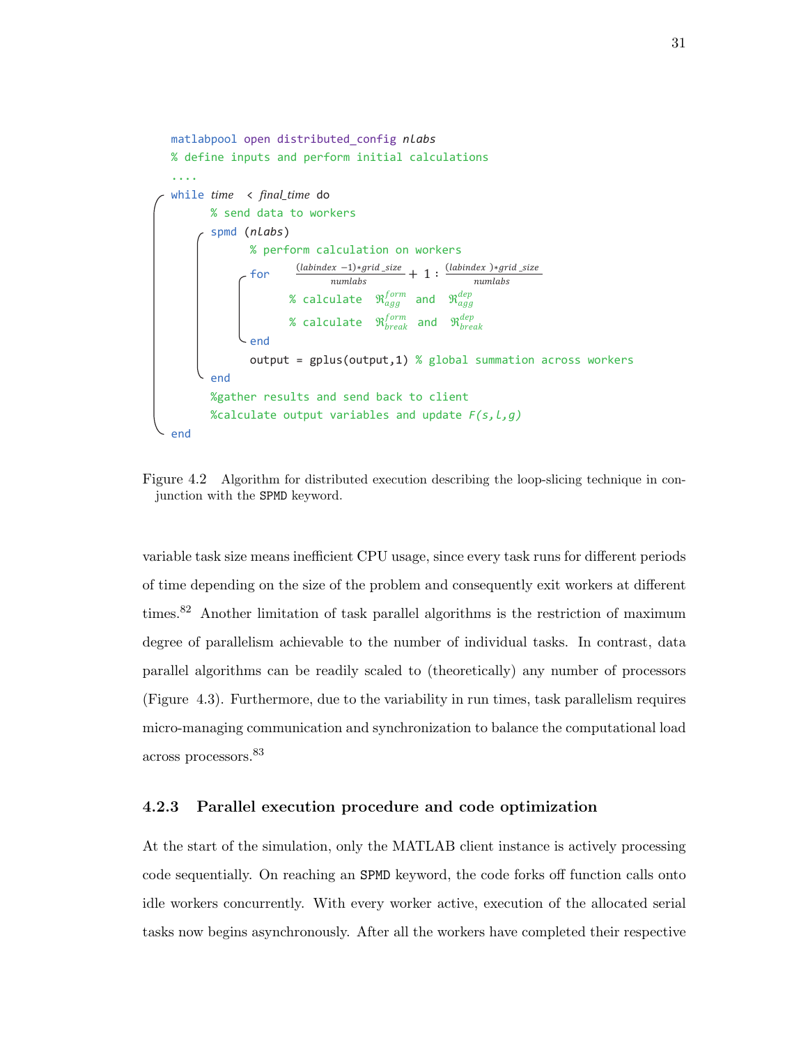```
matlabpool open distributed_config nlabs
% define inputs and perform initial calculations
....
while time  < final_time do
      % send data to workers
      spmd (nlabs)
            % perform calculation on workers
            for  (labindex −1)*grid_size/numlabs + 1 : (labindex)*grid_size/numlabs
                  % calculate  ℜ_agg^form  and  ℜ_agg^dep
                  % calculate  ℜ_break^form  and  ℜ_break^dep
            end
            output = gplus(output,1) % global summation across workers
      end
      %gather results and send back to client
      %calculate output variables and update F(s,l,g)
end
```

Figure 4.2 Algorithm for distributed execution describing the loop-slicing technique in conjunction with the SPMD keyword.

variable task size means inefficient CPU usage, since every task runs for different periods of time depending on the size of the problem and consequently exit workers at different times.[82] Another limitation of task parallel algorithms is the restriction of maximum degree of parallelism achievable to the number of individual tasks. In contrast, data parallel algorithms can be readily scaled to (theoretically) any number of processors (Figure 4.3). Furthermore, due to the variability in run times, task parallelism requires micro-managing communication and synchronization to balance the computational load across processors.[83]

### 4.2.3 Parallel execution procedure and code optimization

At the start of the simulation, only the MATLAB client instance is actively processing code sequentially. On reaching an SPMD keyword, the code forks off function calls onto idle workers concurrently. With every worker active, execution of the allocated serial tasks now begins asynchronously. After all the workers have completed their respective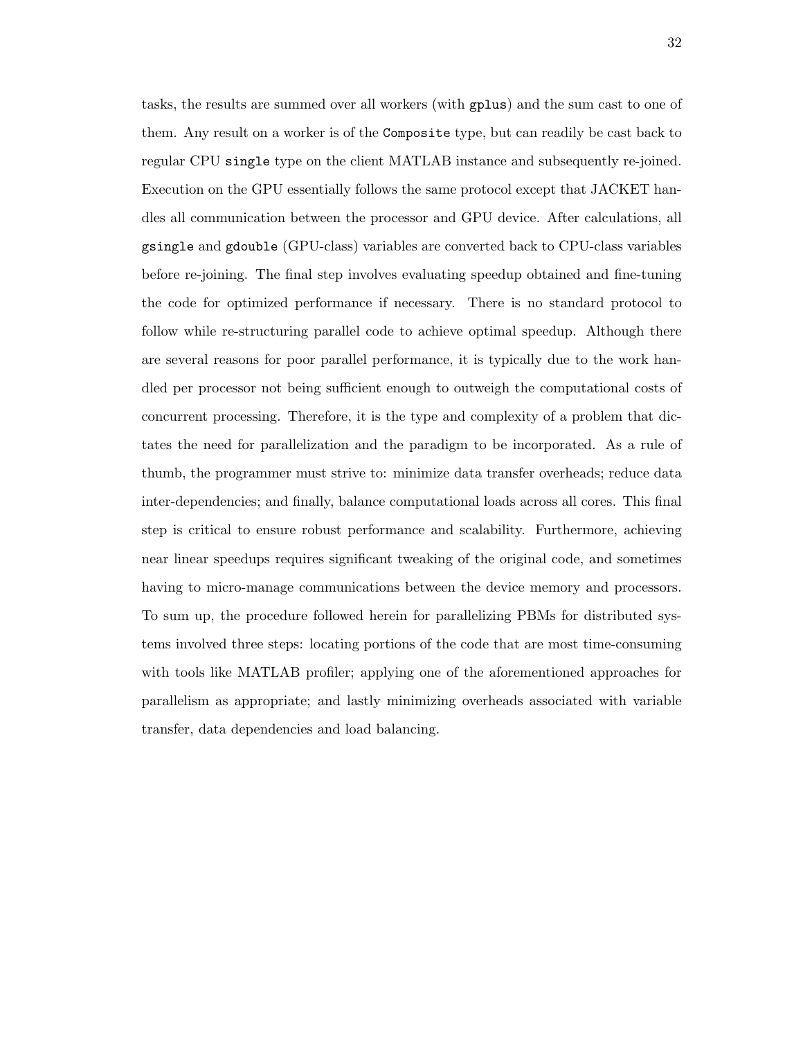tasks, the results are summed over all workers (with `gplus`) and the sum cast to one of them. Any result on a worker is of the `Composite` type, but can readily be cast back to regular CPU `single` type on the client MATLAB instance and subsequently re-joined. Execution on the GPU essentially follows the same protocol except that JACKET handles all communication between the processor and GPU device. After calculations, all `gsingle` and `gdouble` (GPU-class) variables are converted back to CPU-class variables before re-joining. The final step involves evaluating speedup obtained and fine-tuning the code for optimized performance if necessary. There is no standard protocol to follow while re-structuring parallel code to achieve optimal speedup. Although there are several reasons for poor parallel performance, it is typically due to the work handled per processor not being sufficient enough to outweigh the computational costs of concurrent processing. Therefore, it is the type and complexity of a problem that dictates the need for parallelization and the paradigm to be incorporated. As a rule of thumb, the programmer must strive to: minimize data transfer overheads; reduce data inter-dependencies; and finally, balance computational loads across all cores. This final step is critical to ensure robust performance and scalability. Furthermore, achieving near linear speedups requires significant tweaking of the original code, and sometimes having to micro-manage communications between the device memory and processors. To sum up, the procedure followed herein for parallelizing PBMs for distributed systems involved three steps: locating portions of the code that are most time-consuming with tools like MATLAB profiler; applying one of the aforementioned approaches for parallelism as appropriate; and lastly minimizing overheads associated with variable transfer, data dependencies and load balancing.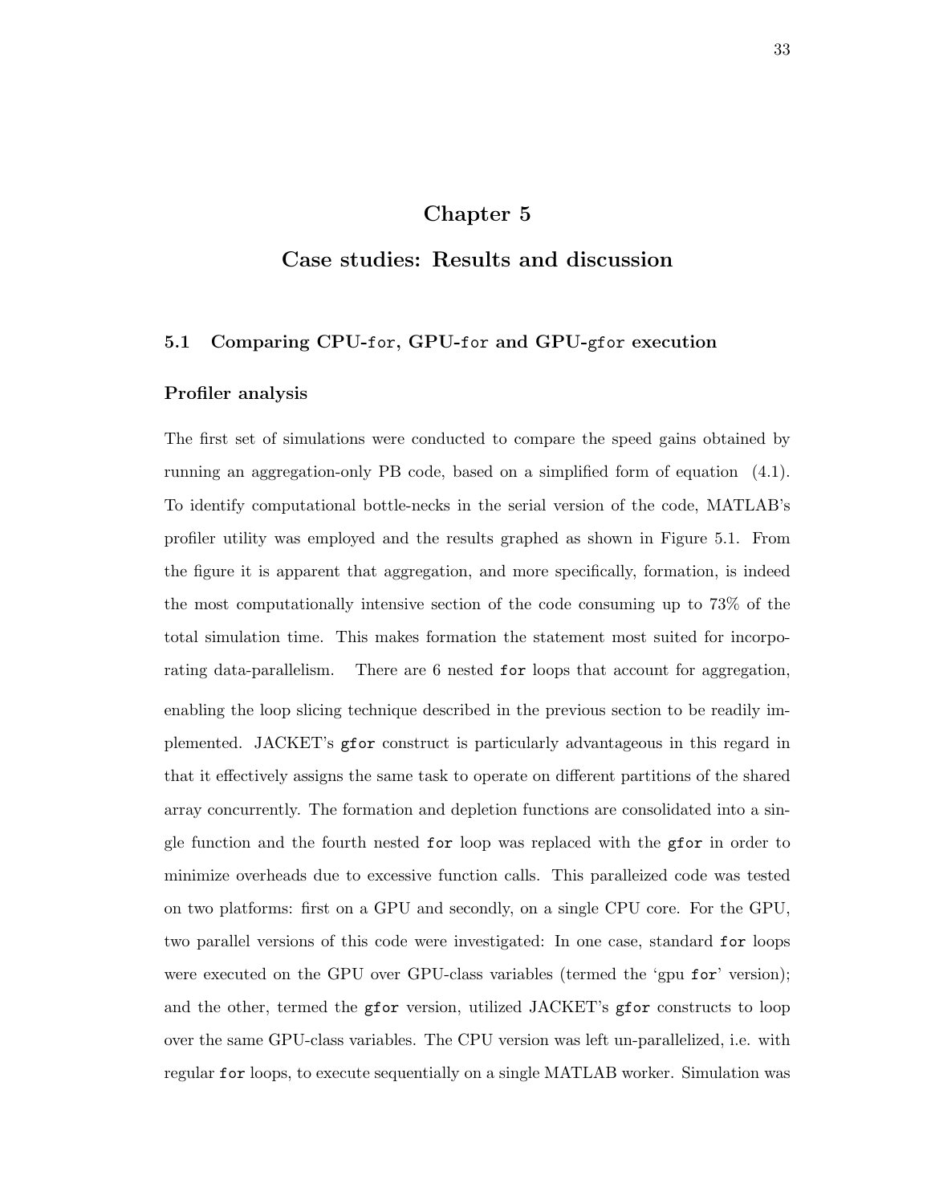# Chapter 5

# Case studies: Results and discussion

## 5.1 Comparing CPU-`for`, GPU-`for` and GPU-`gfor` execution

### Profiler analysis

The first set of simulations were conducted to compare the speed gains obtained by running an aggregation-only PB code, based on a simplified form of equation (4.1). To identify computational bottle-necks in the serial version of the code, MATLAB's profiler utility was employed and the results graphed as shown in Figure 5.1. From the figure it is apparent that aggregation, and more specifically, formation, is indeed the most computationally intensive section of the code consuming up to 73% of the total simulation time. This makes formation the statement most suited for incorporating data-parallelism. There are 6 nested `for` loops that account for aggregation, enabling the loop slicing technique described in the previous section to be readily implemented. JACKET's `gfor` construct is particularly advantageous in this regard in that it effectively assigns the same task to operate on different partitions of the shared array concurrently. The formation and depletion functions are consolidated into a single function and the fourth nested `for` loop was replaced with the `gfor` in order to minimize overheads due to excessive function calls. This paralleized code was tested on two platforms: first on a GPU and secondly, on a single CPU core. For the GPU, two parallel versions of this code were investigated: In one case, standard `for` loops were executed on the GPU over GPU-class variables (termed the 'gpu `for`' version); and the other, termed the `gfor` version, utilized JACKET's `gfor` constructs to loop over the same GPU-class variables. The CPU version was left un-parallelized, i.e. with regular `for` loops, to execute sequentially on a single MATLAB worker. Simulation was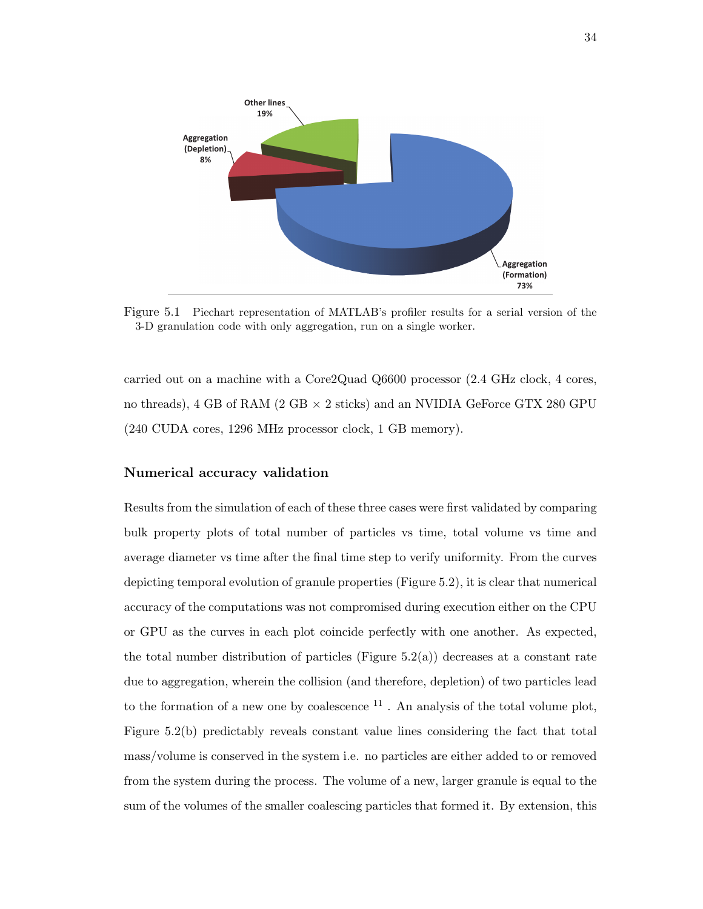Figure 5.1 Piechart representation of MATLAB's profiler results for a serial version of the 3-D granulation code with only aggregation, run on a single worker.

carried out on a machine with a Core2Quad Q6600 processor (2.4 GHz clock, 4 cores, no threads), 4 GB of RAM (2 GB × 2 sticks) and an NVIDIA GeForce GTX 280 GPU (240 CUDA cores, 1296 MHz processor clock, 1 GB memory).

### Numerical accuracy validation

Results from the simulation of each of these three cases were first validated by comparing bulk property plots of total number of particles vs time, total volume vs time and average diameter vs time after the final time step to verify uniformity. From the curves depicting temporal evolution of granule properties (Figure 5.2), it is clear that numerical accuracy of the computations was not compromised during execution either on the CPU or GPU as the curves in each plot coincide perfectly with one another. As expected, the total number distribution of particles (Figure 5.2(a)) decreases at a constant rate due to aggregation, wherein the collision (and therefore, depletion) of two particles lead to the formation of a new one by coalescence [11] . An analysis of the total volume plot, Figure 5.2(b) predictably reveals constant value lines considering the fact that total mass/volume is conserved in the system i.e. no particles are either added to or removed from the system during the process. The volume of a new, larger granule is equal to the sum of the volumes of the smaller coalescing particles that formed it. By extension, this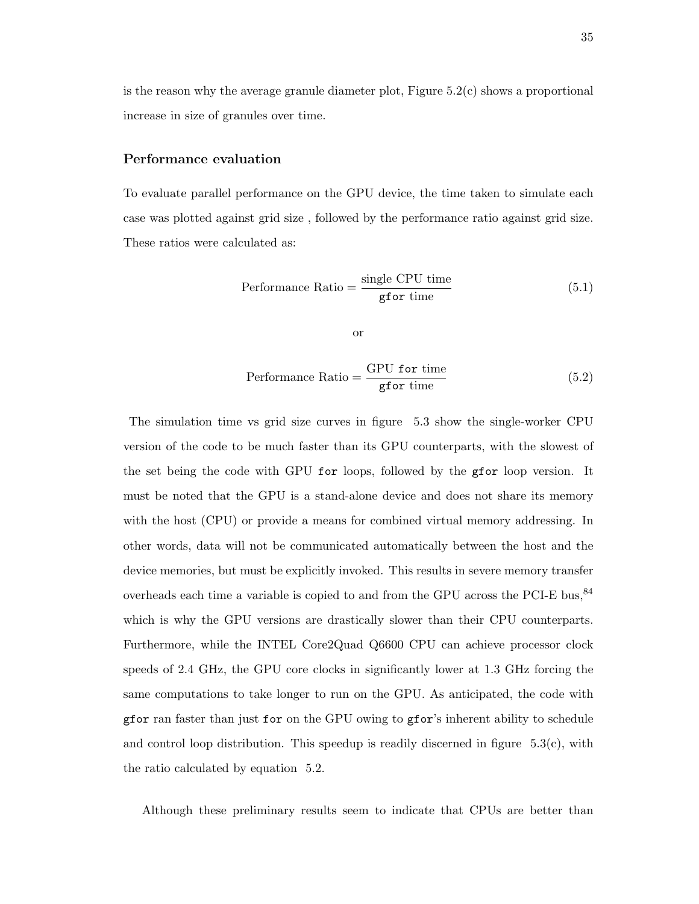is the reason why the average granule diameter plot, Figure 5.2(c) shows a proportional increase in size of granules over time.

### Performance evaluation

To evaluate parallel performance on the GPU device, the time taken to simulate each case was plotted against grid size , followed by the performance ratio against grid size. These ratios were calculated as:

$$\text{Performance Ratio} = \frac{\text{single CPU time}}{\texttt{gfor}\text{ time}} \tag{5.1}$$

or

$$\text{Performance Ratio} = \frac{\text{GPU }\texttt{for}\text{ time}}{\texttt{gfor}\text{ time}} \tag{5.2}$$

The simulation time vs grid size curves in figure 5.3 show the single-worker CPU version of the code to be much faster than its GPU counterparts, with the slowest of the set being the code with GPU `for` loops, followed by the `gfor` loop version. It must be noted that the GPU is a stand-alone device and does not share its memory with the host (CPU) or provide a means for combined virtual memory addressing. In other words, data will not be communicated automatically between the host and the device memories, but must be explicitly invoked. This results in severe memory transfer overheads each time a variable is copied to and from the GPU across the PCI-E bus,[84] which is why the GPU versions are drastically slower than their CPU counterparts. Furthermore, while the INTEL Core2Quad Q6600 CPU can achieve processor clock speeds of 2.4 GHz, the GPU core clocks in significantly lower at 1.3 GHz forcing the same computations to take longer to run on the GPU. As anticipated, the code with `gfor` ran faster than just `for` on the GPU owing to `gfor`'s inherent ability to schedule and control loop distribution. This speedup is readily discerned in figure 5.3(c), with the ratio calculated by equation 5.2.

Although these preliminary results seem to indicate that CPUs are better than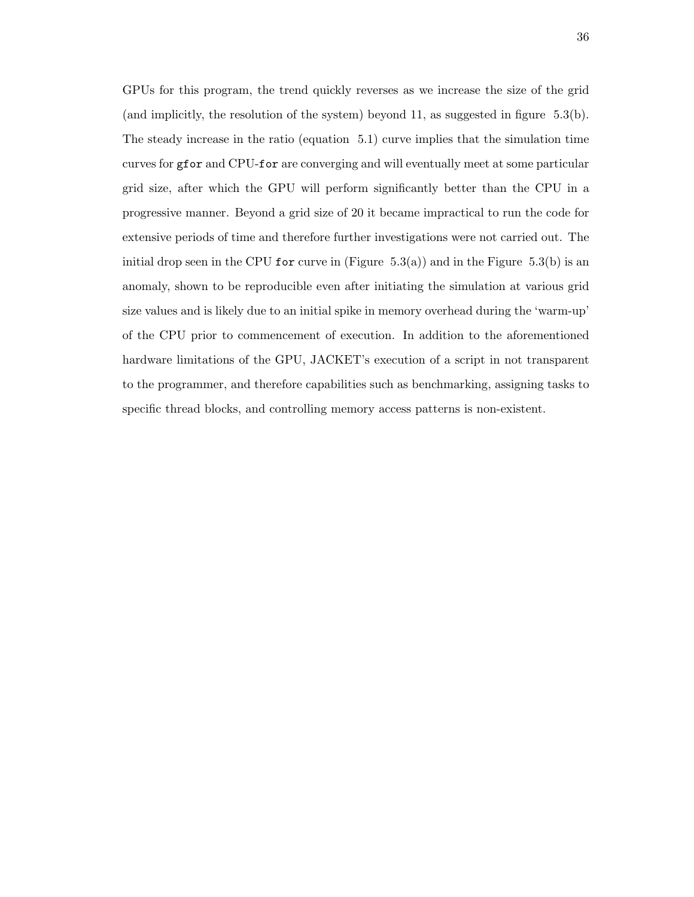GPUs for this program, the trend quickly reverses as we increase the size of the grid (and implicitly, the resolution of the system) beyond 11, as suggested in figure 5.3(b). The steady increase in the ratio (equation 5.1) curve implies that the simulation time curves for `gfor` and CPU-`for` are converging and will eventually meet at some particular grid size, after which the GPU will perform significantly better than the CPU in a progressive manner. Beyond a grid size of 20 it became impractical to run the code for extensive periods of time and therefore further investigations were not carried out. The initial drop seen in the CPU `for` curve in (Figure 5.3(a)) and in the Figure 5.3(b) is an anomaly, shown to be reproducible even after initiating the simulation at various grid size values and is likely due to an initial spike in memory overhead during the 'warm-up' of the CPU prior to commencement of execution. In addition to the aforementioned hardware limitations of the GPU, JACKET's execution of a script in not transparent to the programmer, and therefore capabilities such as benchmarking, assigning tasks to specific thread blocks, and controlling memory access patterns is non-existent.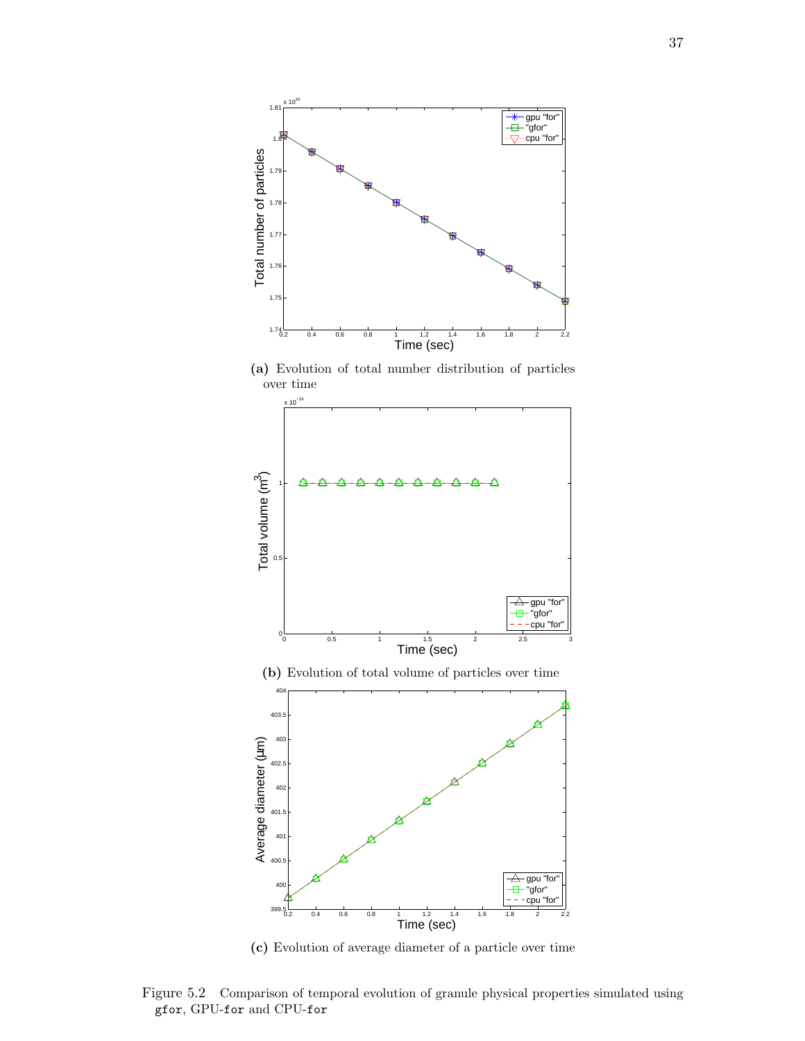(a) Evolution of total number distribution of particles over time

(b) Evolution of total volume of particles over time

(c) Evolution of average diameter of a particle over time

Figure 5.2 Comparison of temporal evolution of granule physical properties simulated using `gfor`, GPU-`for` and CPU-`for`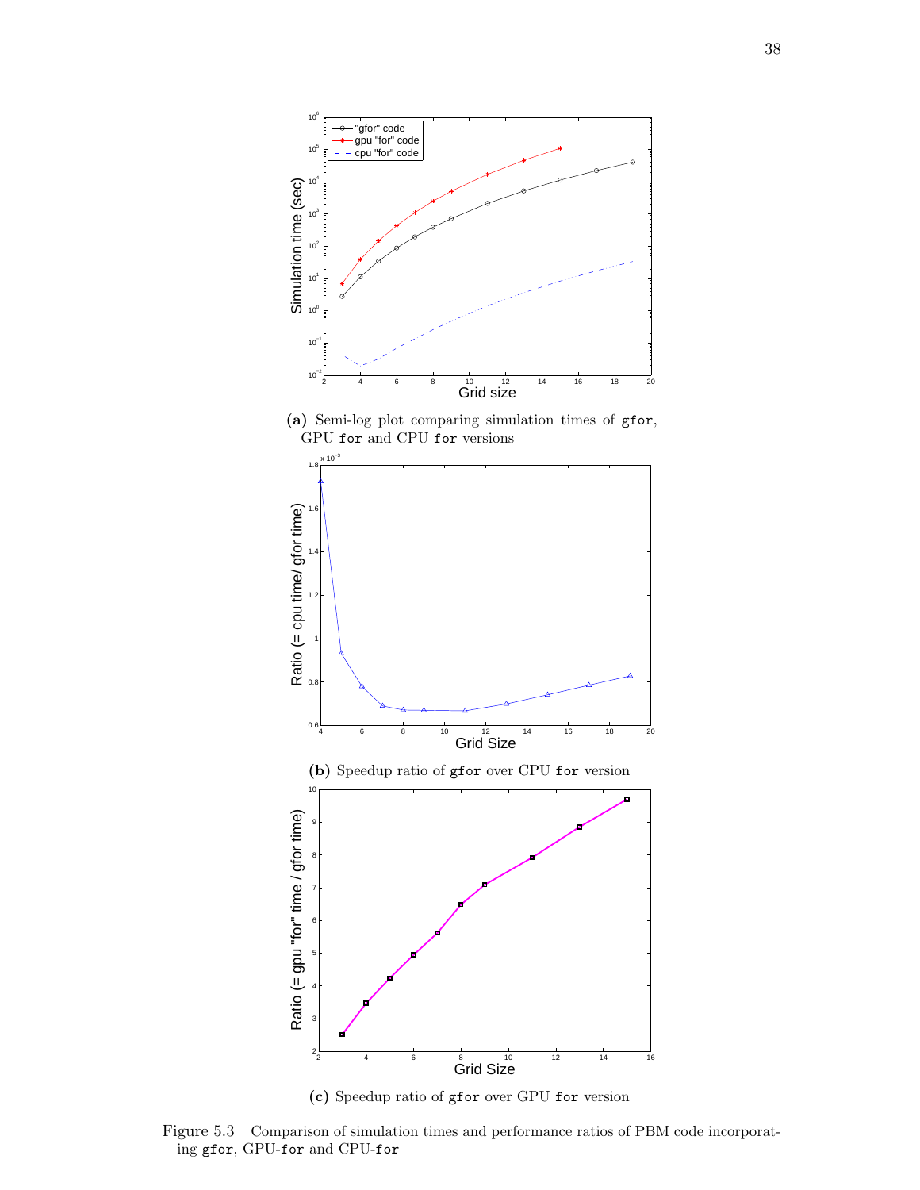**(a)** Semi-log plot comparing simulation times of `gfor`, GPU `for` and CPU `for` versions

**(b)** Speedup ratio of `gfor` over CPU `for` version

**(c)** Speedup ratio of `gfor` over GPU `for` version

Figure 5.3 Comparison of simulation times and performance ratios of PBM code incorporating `gfor`, GPU-`for` and CPU-`for`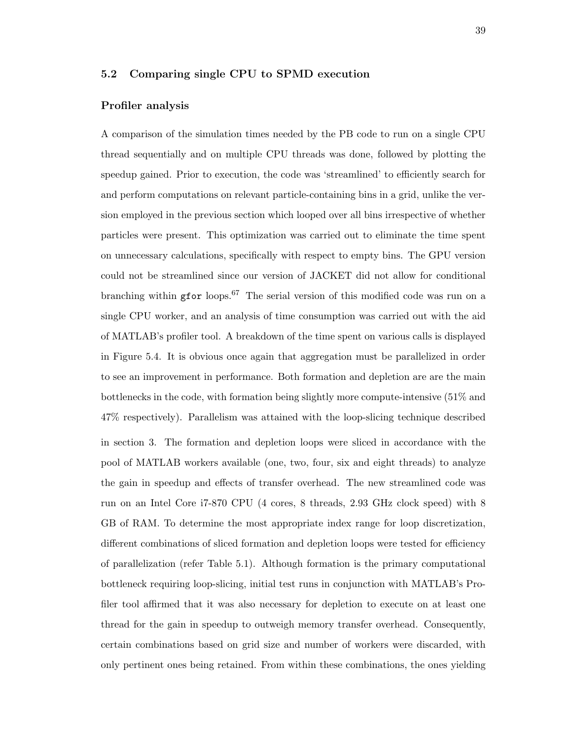## 5.2 Comparing single CPU to SPMD execution

### Profiler analysis

A comparison of the simulation times needed by the PB code to run on a single CPU thread sequentially and on multiple CPU threads was done, followed by plotting the speedup gained. Prior to execution, the code was 'streamlined' to efficiently search for and perform computations on relevant particle-containing bins in a grid, unlike the version employed in the previous section which looped over all bins irrespective of whether particles were present. This optimization was carried out to eliminate the time spent on unnecessary calculations, specifically with respect to empty bins. The GPU version could not be streamlined since our version of JACKET did not allow for conditional branching within `gfor` loops.[67] The serial version of this modified code was run on a single CPU worker, and an analysis of time consumption was carried out with the aid of MATLAB's profiler tool. A breakdown of the time spent on various calls is displayed in Figure 5.4. It is obvious once again that aggregation must be parallelized in order to see an improvement in performance. Both formation and depletion are are the main bottlenecks in the code, with formation being slightly more compute-intensive (51% and 47% respectively). Parallelism was attained with the loop-slicing technique described in section 3. The formation and depletion loops were sliced in accordance with the pool of MATLAB workers available (one, two, four, six and eight threads) to analyze the gain in speedup and effects of transfer overhead. The new streamlined code was run on an Intel Core i7-870 CPU (4 cores, 8 threads, 2.93 GHz clock speed) with 8 GB of RAM. To determine the most appropriate index range for loop discretization, different combinations of sliced formation and depletion loops were tested for efficiency of parallelization (refer Table 5.1). Although formation is the primary computational bottleneck requiring loop-slicing, initial test runs in conjunction with MATLAB's Profiler tool affirmed that it was also necessary for depletion to execute on at least one thread for the gain in speedup to outweigh memory transfer overhead. Consequently, certain combinations based on grid size and number of workers were discarded, with only pertinent ones being retained. From within these combinations, the ones yielding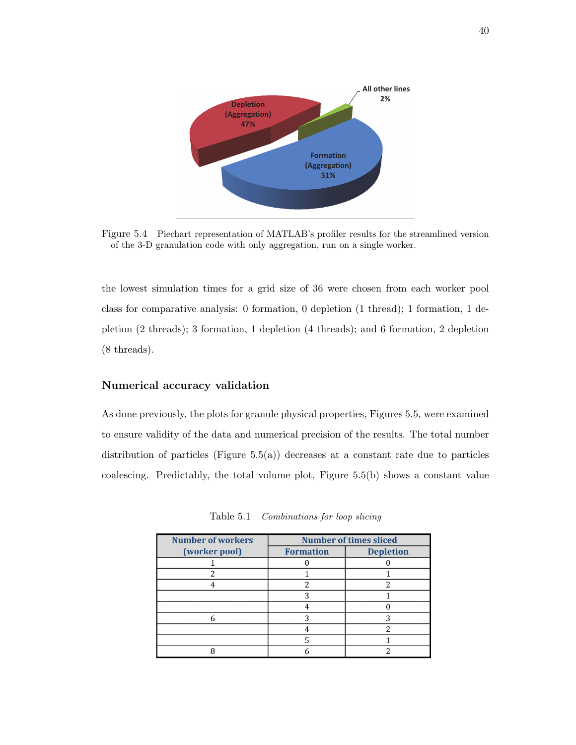Figure 5.4 Piechart representation of MATLAB's profiler results for the streamlined version of the 3-D granulation code with only aggregation, run on a single worker.

the lowest simulation times for a grid size of 36 were chosen from each worker pool class for comparative analysis: 0 formation, 0 depletion (1 thread); 1 formation, 1 depletion (2 threads); 3 formation, 1 depletion (4 threads); and 6 formation, 2 depletion (8 threads).

### Numerical accuracy validation

As done previously, the plots for granule physical properties, Figures 5.5, were examined to ensure validity of the data and numerical precision of the results. The total number distribution of particles (Figure 5.5(a)) decreases at a constant rate due to particles coalescing. Predictably, the total volume plot, Figure 5.5(b) shows a constant value

Table 5.1 *Combinations for loop slicing*

| Number of workers (worker pool) | Number of times sliced | |
|---|---|---|
| | Formation | Depletion |
| 1 | 0 | 0 |
| 2 | 1 | 1 |
| 4 | 2 | 2 |
| | 3 | 1 |
| | 4 | 0 |
| 6 | 3 | 3 |
| | 4 | 2 |
| | 5 | 1 |
| 8 | 6 | 2 |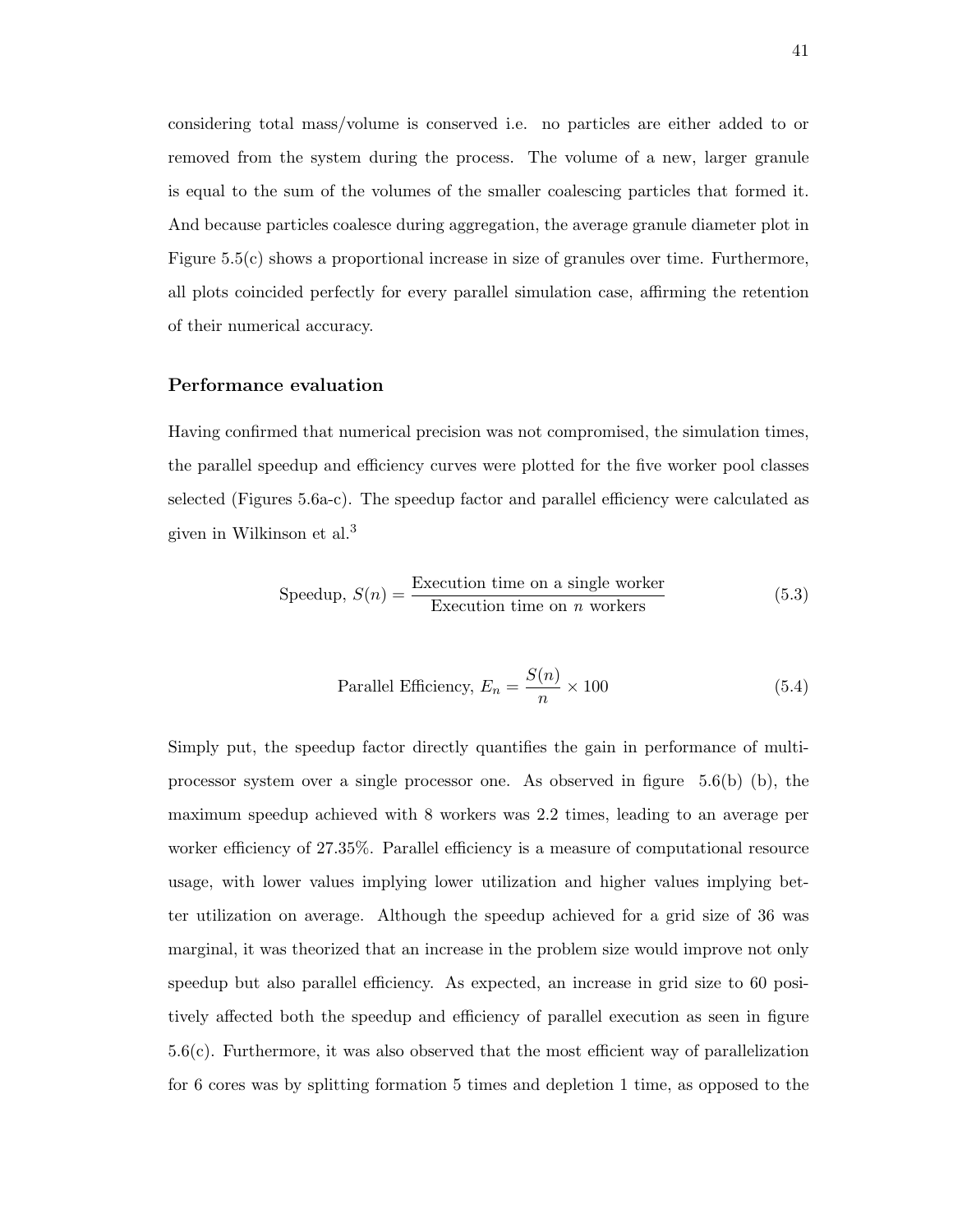considering total mass/volume is conserved i.e. no particles are either added to or removed from the system during the process. The volume of a new, larger granule is equal to the sum of the volumes of the smaller coalescing particles that formed it. And because particles coalesce during aggregation, the average granule diameter plot in Figure 5.5(c) shows a proportional increase in size of granules over time. Furthermore, all plots coincided perfectly for every parallel simulation case, affirming the retention of their numerical accuracy.

### Performance evaluation

Having confirmed that numerical precision was not compromised, the simulation times, the parallel speedup and efficiency curves were plotted for the five worker pool classes selected (Figures 5.6a-c). The speedup factor and parallel efficiency were calculated as given in Wilkinson et al.[3]

$$\text{Speedup, } S(n) = \frac{\text{Execution time on a single worker}}{\text{Execution time on } n \text{ workers}} \tag{5.3}$$

$$\text{Parallel Efficiency, } E_n = \frac{S(n)}{n} \times 100 \tag{5.4}$$

Simply put, the speedup factor directly quantifies the gain in performance of multi-processor system over a single processor one. As observed in figure 5.6(b) (b), the maximum speedup achieved with 8 workers was 2.2 times, leading to an average per worker efficiency of 27.35%. Parallel efficiency is a measure of computational resource usage, with lower values implying lower utilization and higher values implying better utilization on average. Although the speedup achieved for a grid size of 36 was marginal, it was theorized that an increase in the problem size would improve not only speedup but also parallel efficiency. As expected, an increase in grid size to 60 positively affected both the speedup and efficiency of parallel execution as seen in figure 5.6(c). Furthermore, it was also observed that the most efficient way of parallelization for 6 cores was by splitting formation 5 times and depletion 1 time, as opposed to the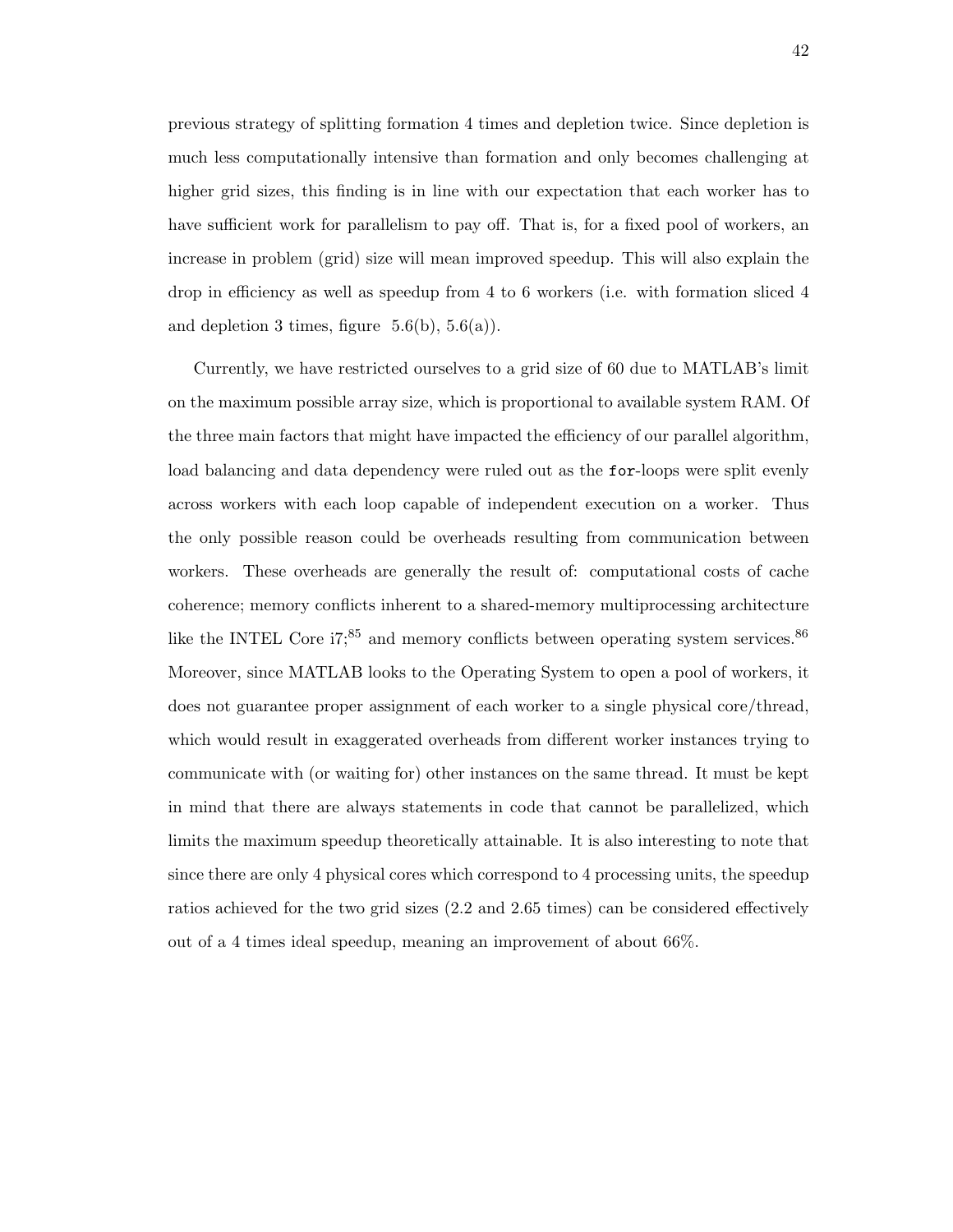previous strategy of splitting formation 4 times and depletion twice. Since depletion is much less computationally intensive than formation and only becomes challenging at higher grid sizes, this finding is in line with our expectation that each worker has to have sufficient work for parallelism to pay off. That is, for a fixed pool of workers, an increase in problem (grid) size will mean improved speedup. This will also explain the drop in efficiency as well as speedup from 4 to 6 workers (i.e. with formation sliced 4 and depletion 3 times, figure 5.6(b), 5.6(a)).

Currently, we have restricted ourselves to a grid size of 60 due to MATLAB's limit on the maximum possible array size, which is proportional to available system RAM. Of the three main factors that might have impacted the efficiency of our parallel algorithm, load balancing and data dependency were ruled out as the `for`-loops were split evenly across workers with each loop capable of independent execution on a worker. Thus the only possible reason could be overheads resulting from communication between workers. These overheads are generally the result of: computational costs of cache coherence; memory conflicts inherent to a shared-memory multiprocessing architecture like the INTEL Core i7;[85] and memory conflicts between operating system services.[86] Moreover, since MATLAB looks to the Operating System to open a pool of workers, it does not guarantee proper assignment of each worker to a single physical core/thread, which would result in exaggerated overheads from different worker instances trying to communicate with (or waiting for) other instances on the same thread. It must be kept in mind that there are always statements in code that cannot be parallelized, which limits the maximum speedup theoretically attainable. It is also interesting to note that since there are only 4 physical cores which correspond to 4 processing units, the speedup ratios achieved for the two grid sizes (2.2 and 2.65 times) can be considered effectively out of a 4 times ideal speedup, meaning an improvement of about 66%.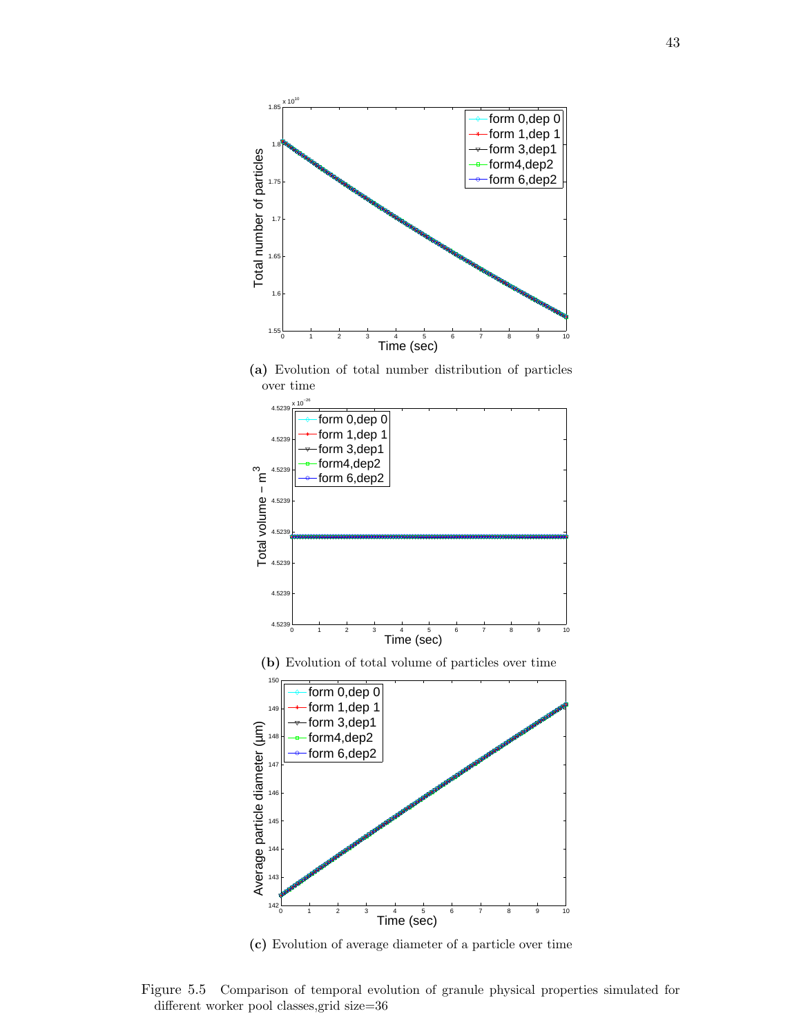(a) Evolution of total number distribution of particles over time

(b) Evolution of total volume of particles over time

(c) Evolution of average diameter of a particle over time

Figure 5.5 Comparison of temporal evolution of granule physical properties simulated for different worker pool classes,grid size=36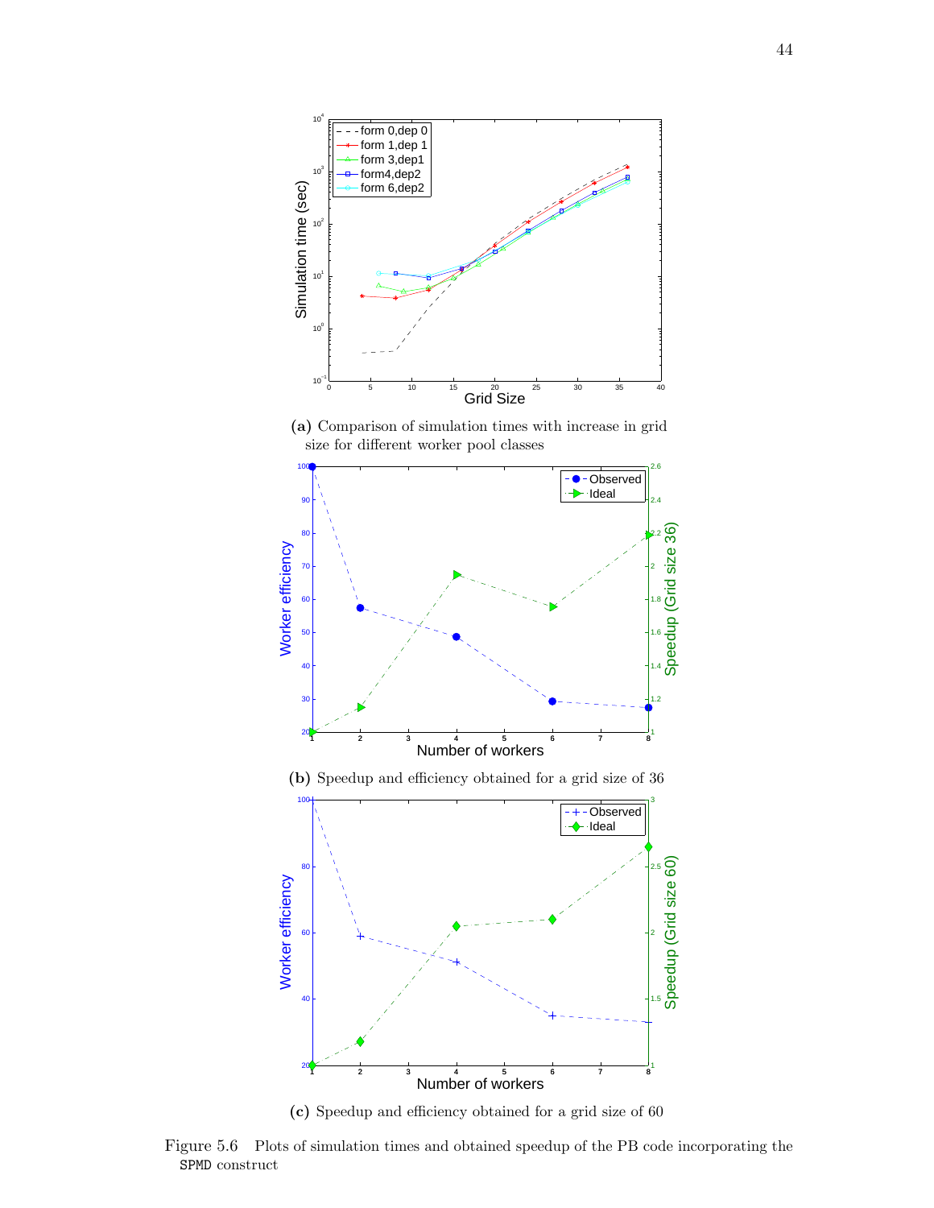**(a)** Comparison of simulation times with increase in grid size for different worker pool classes

**(b)** Speedup and efficiency obtained for a grid size of 36

**(c)** Speedup and efficiency obtained for a grid size of 60

Figure 5.6 Plots of simulation times and obtained speedup of the PB code incorporating the SPMD construct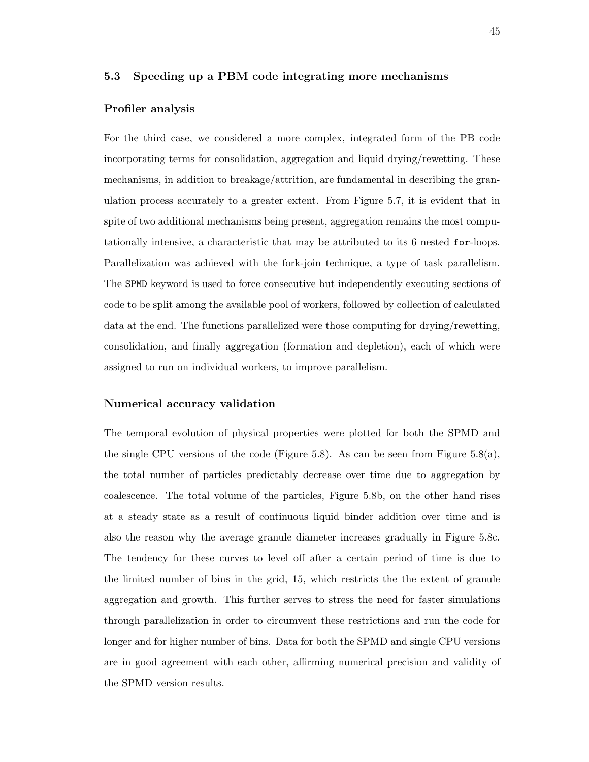### 5.3 Speeding up a PBM code integrating more mechanisms

#### Profiler analysis

For the third case, we considered a more complex, integrated form of the PB code incorporating terms for consolidation, aggregation and liquid drying/rewetting. These mechanisms, in addition to breakage/attrition, are fundamental in describing the granulation process accurately to a greater extent. From Figure 5.7, it is evident that in spite of two additional mechanisms being present, aggregation remains the most computationally intensive, a characteristic that may be attributed to its 6 nested `for`-loops. Parallelization was achieved with the fork-join technique, a type of task parallelism. The `SPMD` keyword is used to force consecutive but independently executing sections of code to be split among the available pool of workers, followed by collection of calculated data at the end. The functions parallelized were those computing for drying/rewetting, consolidation, and finally aggregation (formation and depletion), each of which were assigned to run on individual workers, to improve parallelism.

#### Numerical accuracy validation

The temporal evolution of physical properties were plotted for both the SPMD and the single CPU versions of the code (Figure 5.8). As can be seen from Figure 5.8(a), the total number of particles predictably decrease over time due to aggregation by coalescence. The total volume of the particles, Figure 5.8b, on the other hand rises at a steady state as a result of continuous liquid binder addition over time and is also the reason why the average granule diameter increases gradually in Figure 5.8c. The tendency for these curves to level off after a certain period of time is due to the limited number of bins in the grid, 15, which restricts the the extent of granule aggregation and growth. This further serves to stress the need for faster simulations through parallelization in order to circumvent these restrictions and run the code for longer and for higher number of bins. Data for both the SPMD and single CPU versions are in good agreement with each other, affirming numerical precision and validity of the SPMD version results.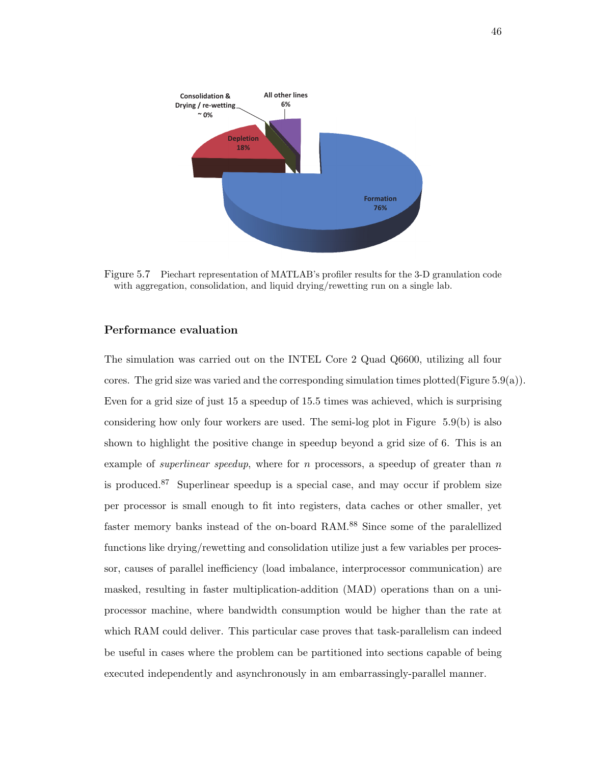Figure 5.7 Piechart representation of MATLAB's profiler results for the 3-D granulation code with aggregation, consolidation, and liquid drying/rewetting run on a single lab.

### Performance evaluation

The simulation was carried out on the INTEL Core 2 Quad Q6600, utilizing all four cores. The grid size was varied and the corresponding simulation times plotted(Figure 5.9(a)). Even for a grid size of just 15 a speedup of 15.5 times was achieved, which is surprising considering how only four workers are used. The semi-log plot in Figure 5.9(b) is also shown to highlight the positive change in speedup beyond a grid size of 6. This is an example of *superlinear speedup*, where for $n$ processors, a speedup of greater than $n$ is produced.[87] Superlinear speedup is a special case, and may occur if problem size per processor is small enough to fit into registers, data caches or other smaller, yet faster memory banks instead of the on-board RAM.[88] Since some of the paralellized functions like drying/rewetting and consolidation utilize just a few variables per processor, causes of parallel inefficiency (load imbalance, interprocessor communication) are masked, resulting in faster multiplication-addition (MAD) operations than on a uniprocessor machine, where bandwidth consumption would be higher than the rate at which RAM could deliver. This particular case proves that task-parallelism can indeed be useful in cases where the problem can be partitioned into sections capable of being executed independently and asynchronously in am embarrassingly-parallel manner.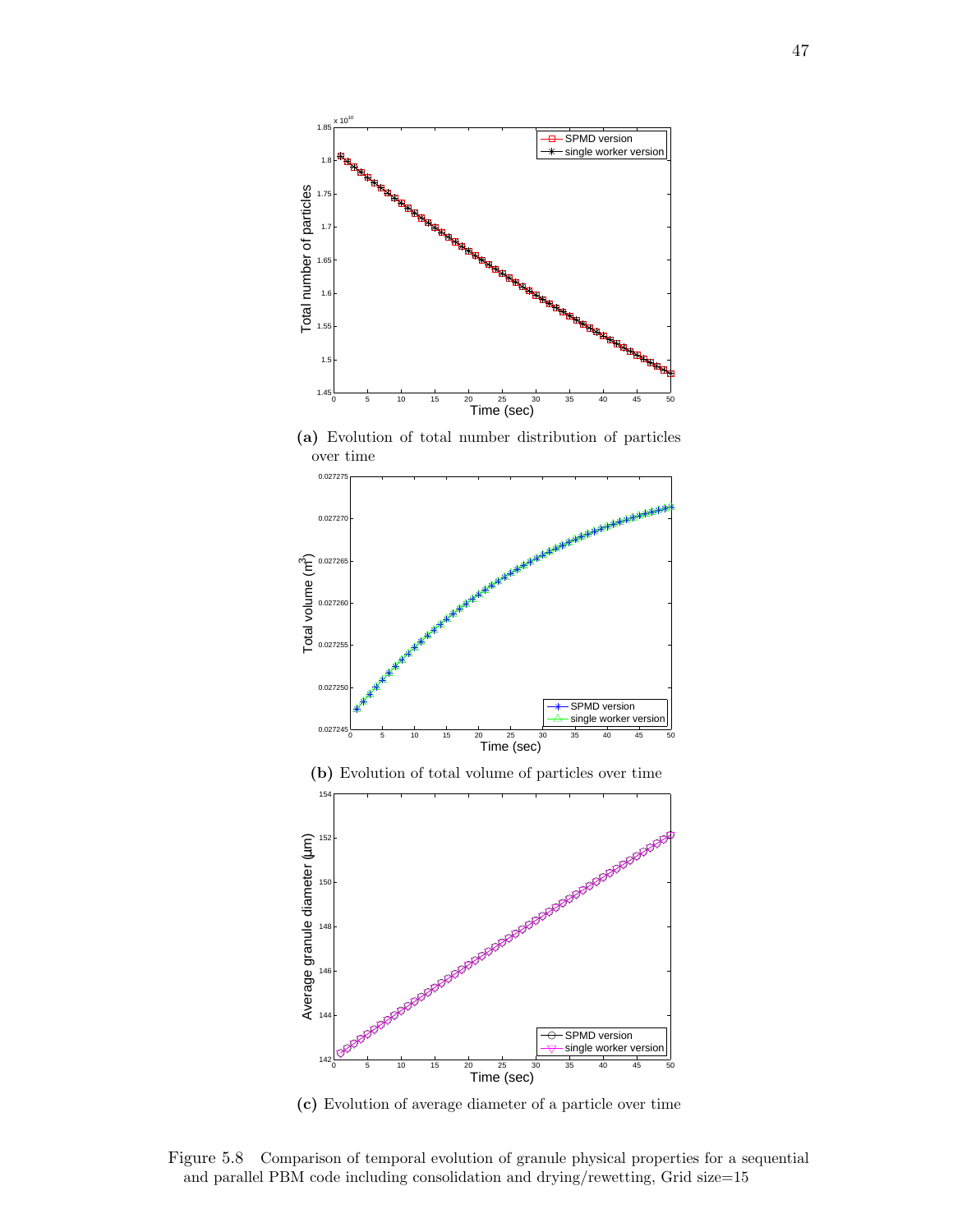(a) Evolution of total number distribution of particles over time

(b) Evolution of total volume of particles over time

(c) Evolution of average diameter of a particle over time

Figure 5.8 Comparison of temporal evolution of granule physical properties for a sequential and parallel PBM code including consolidation and drying/rewetting, Grid size=15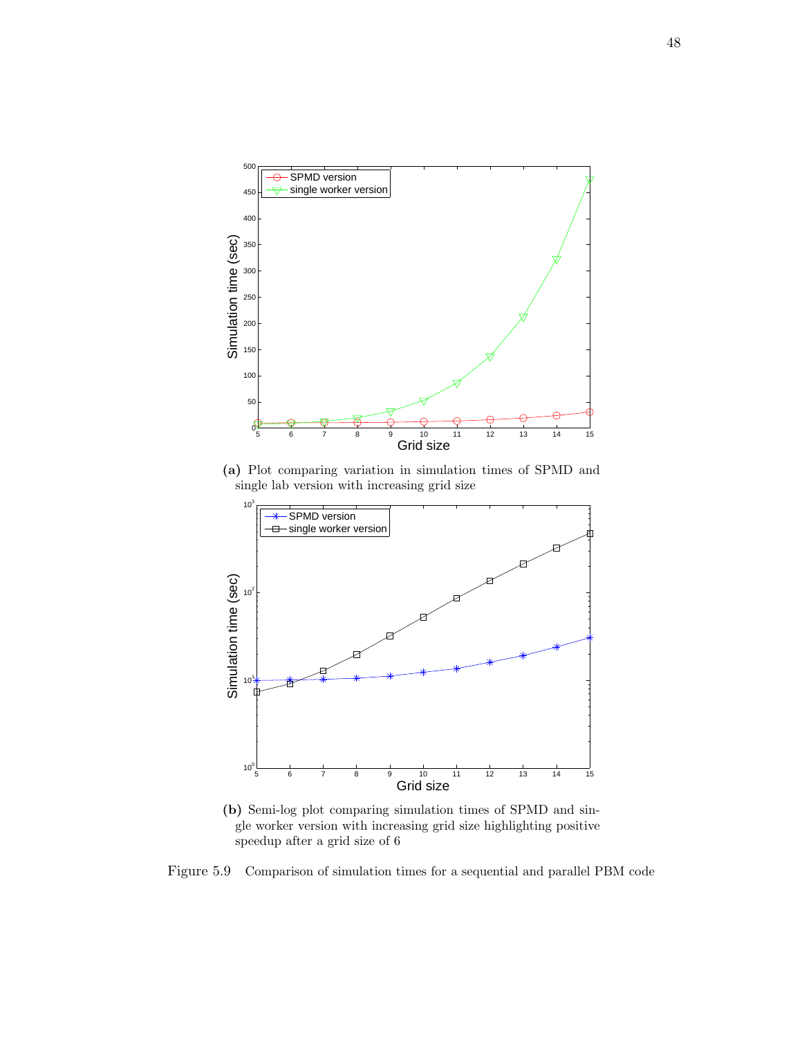(a) Plot comparing variation in simulation times of SPMD and single lab version with increasing grid size

(b) Semi-log plot comparing simulation times of SPMD and single worker version with increasing grid size highlighting positive speedup after a grid size of 6

Figure 5.9 Comparison of simulation times for a sequential and parallel PBM code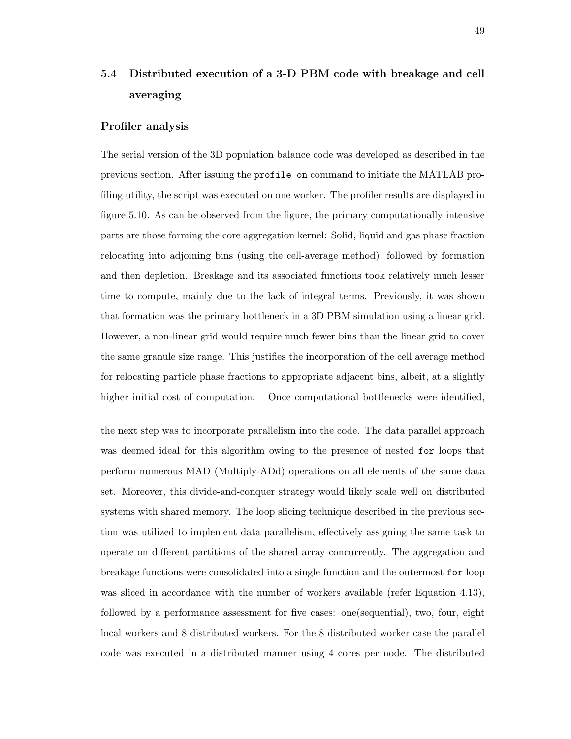## 5.4 Distributed execution of a 3-D PBM code with breakage and cell averaging

### Profiler analysis

The serial version of the 3D population balance code was developed as described in the previous section. After issuing the `profile on` command to initiate the MATLAB profiling utility, the script was executed on one worker. The profiler results are displayed in figure 5.10. As can be observed from the figure, the primary computationally intensive parts are those forming the core aggregation kernel: Solid, liquid and gas phase fraction relocating into adjoining bins (using the cell-average method), followed by formation and then depletion. Breakage and its associated functions took relatively much lesser time to compute, mainly due to the lack of integral terms. Previously, it was shown that formation was the primary bottleneck in a 3D PBM simulation using a linear grid. However, a non-linear grid would require much fewer bins than the linear grid to cover the same granule size range. This justifies the incorporation of the cell average method for relocating particle phase fractions to appropriate adjacent bins, albeit, at a slightly higher initial cost of computation. Once computational bottlenecks were identified,

the next step was to incorporate parallelism into the code. The data parallel approach was deemed ideal for this algorithm owing to the presence of nested `for` loops that perform numerous MAD (Multiply-ADd) operations on all elements of the same data set. Moreover, this divide-and-conquer strategy would likely scale well on distributed systems with shared memory. The loop slicing technique described in the previous section was utilized to implement data parallelism, effectively assigning the same task to operate on different partitions of the shared array concurrently. The aggregation and breakage functions were consolidated into a single function and the outermost `for` loop was sliced in accordance with the number of workers available (refer Equation 4.13), followed by a performance assessment for five cases: one(sequential), two, four, eight local workers and 8 distributed workers. For the 8 distributed worker case the parallel code was executed in a distributed manner using 4 cores per node. The distributed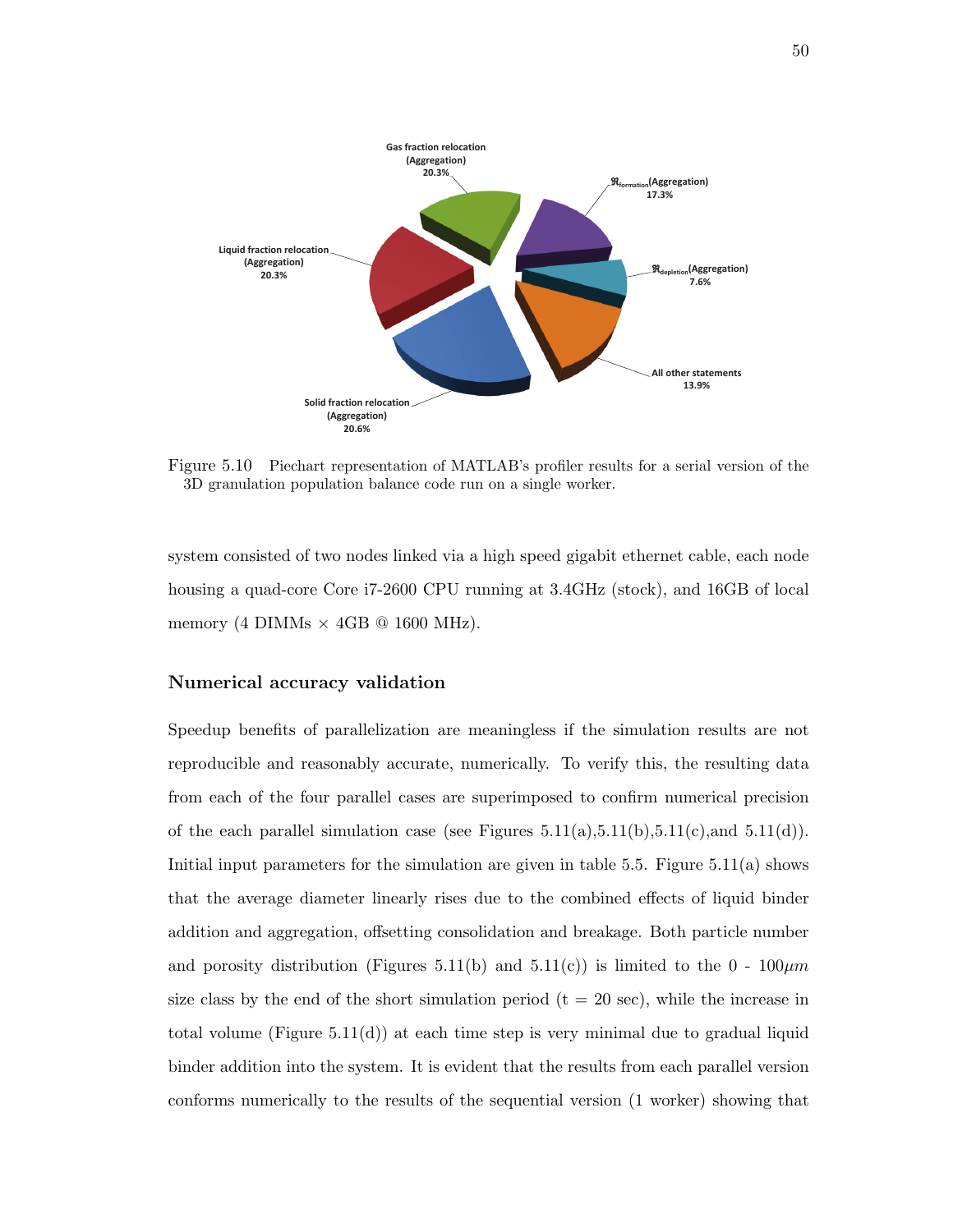Figure 5.10 Piechart representation of MATLAB's profiler results for a serial version of the 3D granulation population balance code run on a single worker.

system consisted of two nodes linked via a high speed gigabit ethernet cable, each node housing a quad-core Core i7-2600 CPU running at 3.4GHz (stock), and 16GB of local memory (4 DIMMs × 4GB @ 1600 MHz).

### Numerical accuracy validation

Speedup benefits of parallelization are meaningless if the simulation results are not reproducible and reasonably accurate, numerically. To verify this, the resulting data from each of the four parallel cases are superimposed to confirm numerical precision of the each parallel simulation case (see Figures 5.11(a),5.11(b),5.11(c),and 5.11(d)). Initial input parameters for the simulation are given in table 5.5. Figure 5.11(a) shows that the average diameter linearly rises due to the combined effects of liquid binder addition and aggregation, offsetting consolidation and breakage. Both particle number and porosity distribution (Figures 5.11(b) and 5.11(c)) is limited to the 0 - 100$\mu m$ size class by the end of the short simulation period (t = 20 sec), while the increase in total volume (Figure 5.11(d)) at each time step is very minimal due to gradual liquid binder addition into the system. It is evident that the results from each parallel version conforms numerically to the results of the sequential version (1 worker) showing that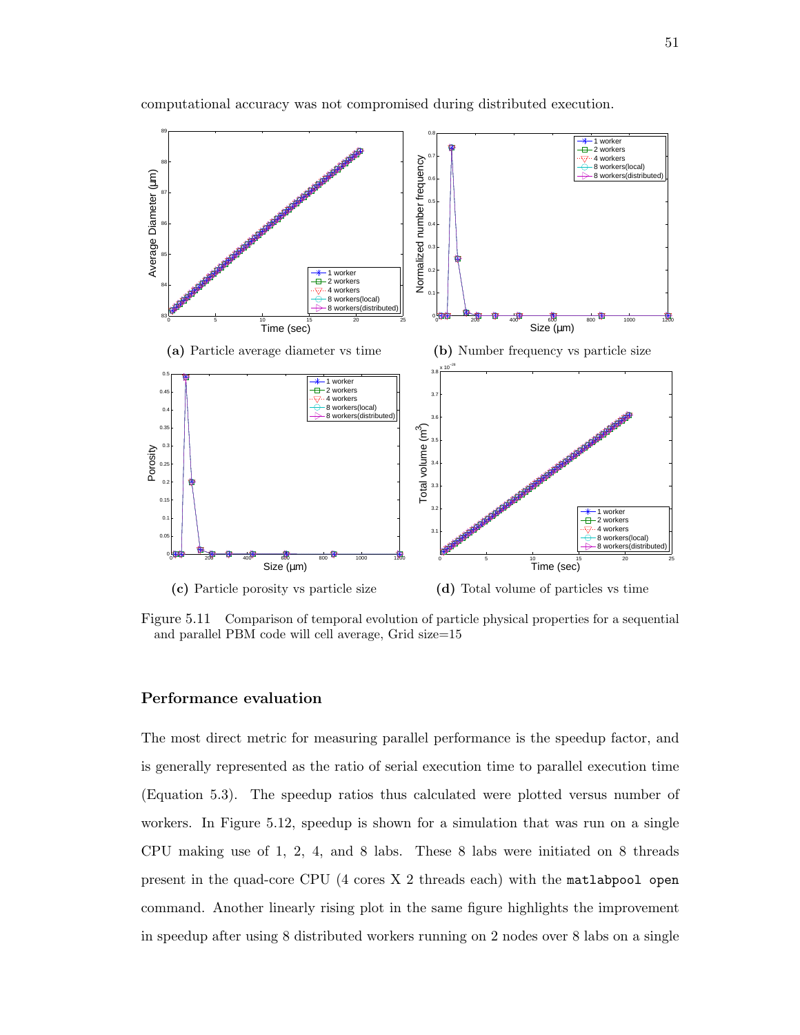computational accuracy was not compromised during distributed execution.

**(a)** Particle average diameter vs time

**(b)** Number frequency vs particle size

**(c)** Particle porosity vs particle size

**(d)** Total volume of particles vs time

Figure 5.11 Comparison of temporal evolution of particle physical properties for a sequential and parallel PBM code will cell average, Grid size=15

### Performance evaluation

The most direct metric for measuring parallel performance is the speedup factor, and is generally represented as the ratio of serial execution time to parallel execution time (Equation 5.3). The speedup ratios thus calculated were plotted versus number of workers. In Figure 5.12, speedup is shown for a simulation that was run on a single CPU making use of 1, 2, 4, and 8 labs. These 8 labs were initiated on 8 threads present in the quad-core CPU (4 cores X 2 threads each) with the `matlabpool open` command. Another linearly rising plot in the same figure highlights the improvement in speedup after using 8 distributed workers running on 2 nodes over 8 labs on a single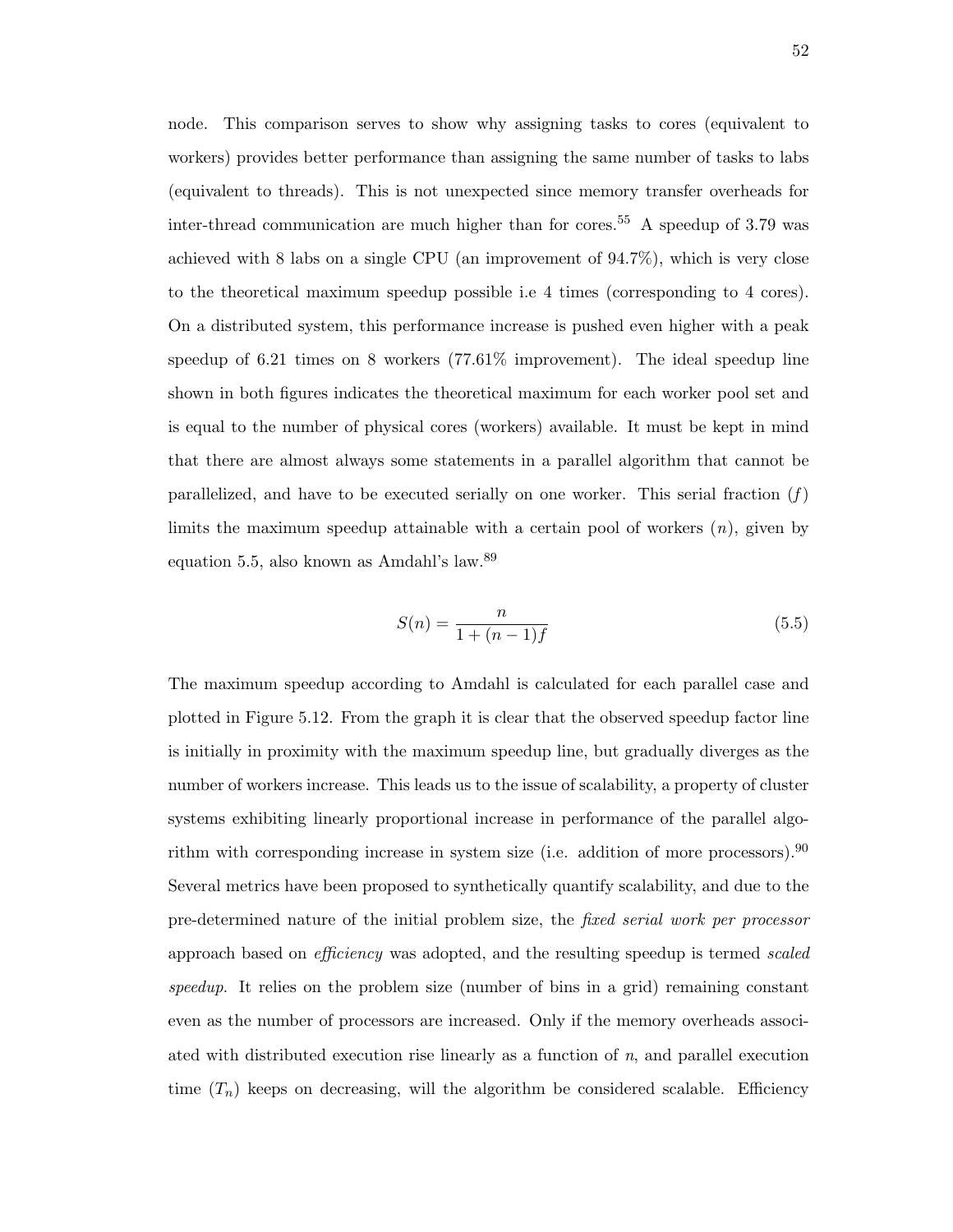node. This comparison serves to show why assigning tasks to cores (equivalent to workers) provides better performance than assigning the same number of tasks to labs (equivalent to threads). This is not unexpected since memory transfer overheads for inter-thread communication are much higher than for cores.[55] A speedup of 3.79 was achieved with 8 labs on a single CPU (an improvement of 94.7%), which is very close to the theoretical maximum speedup possible i.e 4 times (corresponding to 4 cores). On a distributed system, this performance increase is pushed even higher with a peak speedup of 6.21 times on 8 workers (77.61% improvement). The ideal speedup line shown in both figures indicates the theoretical maximum for each worker pool set and is equal to the number of physical cores (workers) available. It must be kept in mind that there are almost always some statements in a parallel algorithm that cannot be parallelized, and have to be executed serially on one worker. This serial fraction ($f$) limits the maximum speedup attainable with a certain pool of workers ($n$), given by equation 5.5, also known as Amdahl's law.[89]

$$S(n) = \frac{n}{1 + (n-1)f} \tag{5.5}$$

The maximum speedup according to Amdahl is calculated for each parallel case and plotted in Figure 5.12. From the graph it is clear that the observed speedup factor line is initially in proximity with the maximum speedup line, but gradually diverges as the number of workers increase. This leads us to the issue of scalability, a property of cluster systems exhibiting linearly proportional increase in performance of the parallel algorithm with corresponding increase in system size (i.e. addition of more processors).[90] Several metrics have been proposed to synthetically quantify scalability, and due to the pre-determined nature of the initial problem size, the *fixed serial work per processor* approach based on *efficiency* was adopted, and the resulting speedup is termed *scaled speedup*. It relies on the problem size (number of bins in a grid) remaining constant even as the number of processors are increased. Only if the memory overheads associated with distributed execution rise linearly as a function of $n$, and parallel execution time ($T_n$) keeps on decreasing, will the algorithm be considered scalable. Efficiency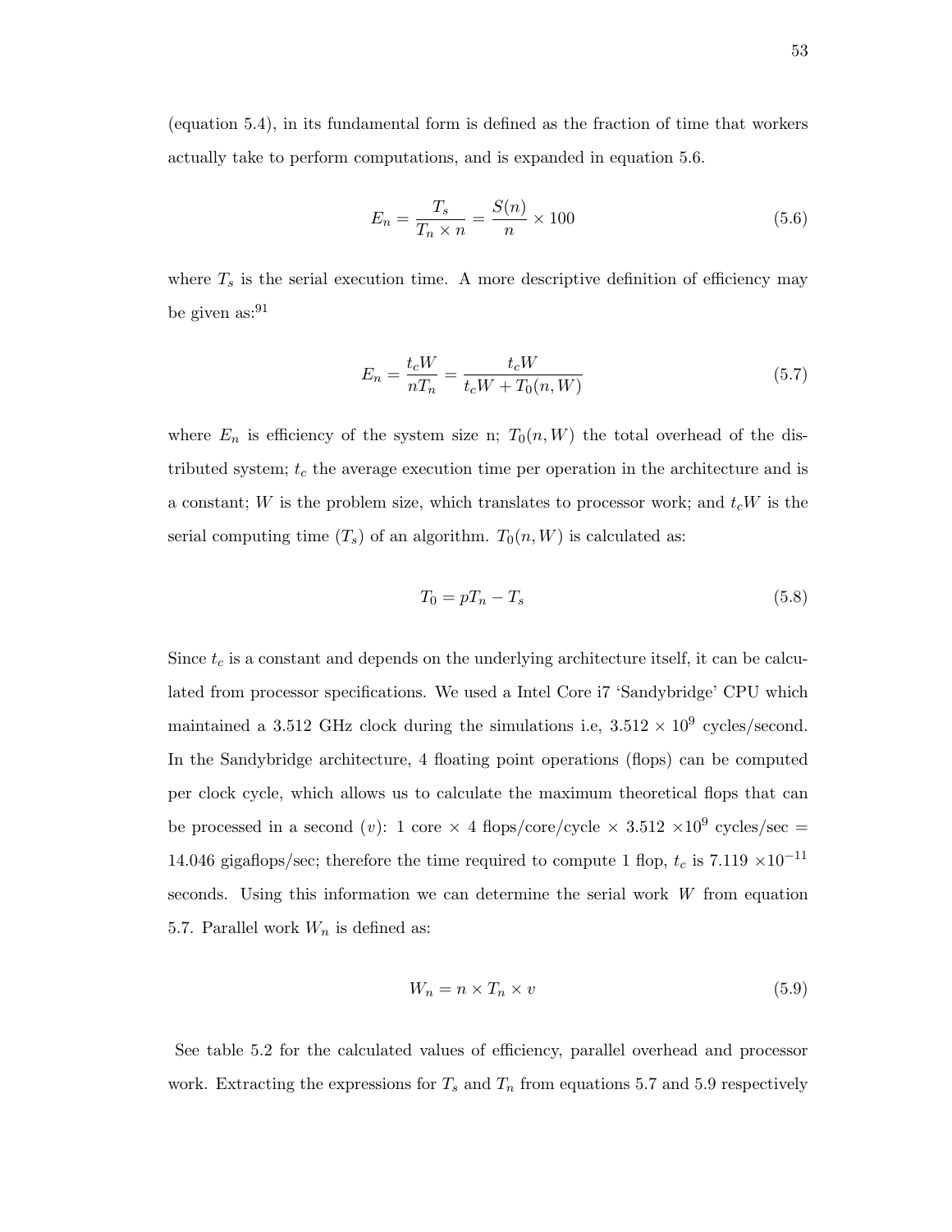(equation 5.4), in its fundamental form is defined as the fraction of time that workers actually take to perform computations, and is expanded in equation 5.6.

$$E_n = \frac{T_s}{T_n \times n} = \frac{S(n)}{n} \times 100 \tag{5.6}$$

where $T_s$ is the serial execution time. A more descriptive definition of efficiency may be given as:[91]

$$E_n = \frac{t_c W}{n T_n} = \frac{t_c W}{t_c W + T_0(n, W)} \tag{5.7}$$

where $E_n$ is efficiency of the system size n; $T_0(n, W)$ the total overhead of the distributed system; $t_c$ the average execution time per operation in the architecture and is a constant; $W$ is the problem size, which translates to processor work; and $t_c W$ is the serial computing time ($T_s$) of an algorithm. $T_0(n, W)$ is calculated as:

$$T_0 = pT_n - T_s \tag{5.8}$$

Since $t_c$ is a constant and depends on the underlying architecture itself, it can be calculated from processor specifications. We used a Intel Core i7 'Sandybridge' CPU which maintained a 3.512 GHz clock during the simulations i.e, $3.512 \times 10^9$ cycles/second. In the Sandybridge architecture, 4 floating point operations (flops) can be computed per clock cycle, which allows us to calculate the maximum theoretical flops that can be processed in a second ($v$): 1 core $\times$ 4 flops/core/cycle $\times$ 3.512 $\times 10^9$ cycles/sec = 14.046 gigaflops/sec; therefore the time required to compute 1 flop, $t_c$ is 7.119 $\times 10^{-11}$ seconds. Using this information we can determine the serial work $W$ from equation 5.7. Parallel work $W_n$ is defined as:

$$W_n = n \times T_n \times v \tag{5.9}$$

See table 5.2 for the calculated values of efficiency, parallel overhead and processor work. Extracting the expressions for $T_s$ and $T_n$ from equations 5.7 and 5.9 respectively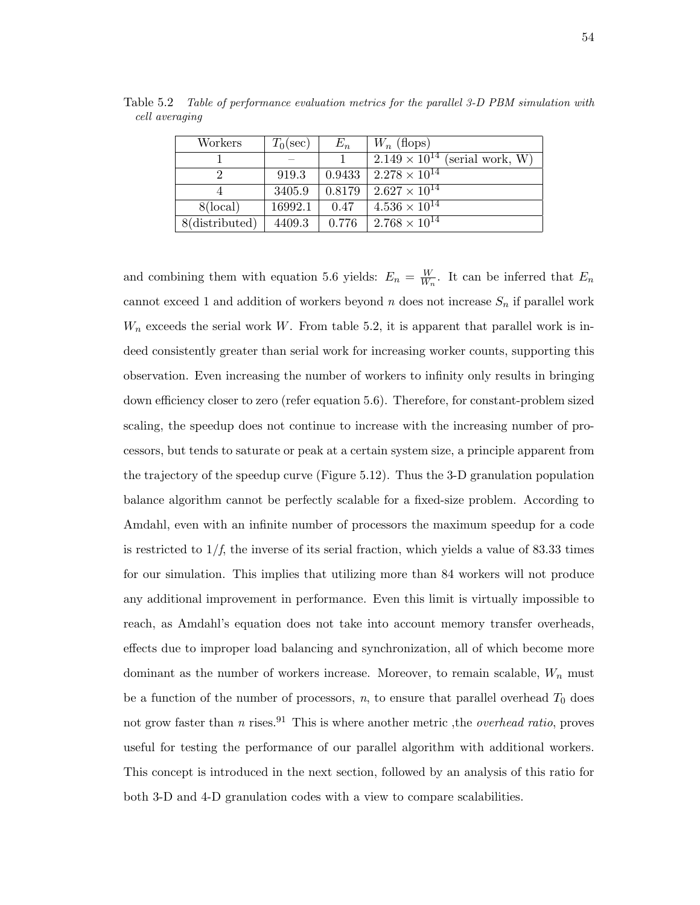Table 5.2 *Table of performance evaluation metrics for the parallel 3-D PBM simulation with cell averaging*

| Workers | $T_0$(sec) | $E_n$ | $W_n$ (flops) |
|---|---|---|---|
| 1 | – | 1 | $2.149 \times 10^{14}$ (serial work, W) |
| 2 | 919.3 | 0.9433 | $2.278 \times 10^{14}$ |
| 4 | 3405.9 | 0.8179 | $2.627 \times 10^{14}$ |
| 8(local) | 16992.1 | 0.47 | $4.536 \times 10^{14}$ |
| 8(distributed) | 4409.3 | 0.776 | $2.768 \times 10^{14}$ |

and combining them with equation 5.6 yields: $E_n = \frac{W}{W_n}$. It can be inferred that $E_n$ cannot exceed 1 and addition of workers beyond $n$ does not increase $S_n$ if parallel work $W_n$ exceeds the serial work $W$. From table 5.2, it is apparent that parallel work is indeed consistently greater than serial work for increasing worker counts, supporting this observation. Even increasing the number of workers to infinity only results in bringing down efficiency closer to zero (refer equation 5.6). Therefore, for constant-problem sized scaling, the speedup does not continue to increase with the increasing number of processors, but tends to saturate or peak at a certain system size, a principle apparent from the trajectory of the speedup curve (Figure 5.12). Thus the 3-D granulation population balance algorithm cannot be perfectly scalable for a fixed-size problem. According to Amdahl, even with an infinite number of processors the maximum speedup for a code is restricted to $1/f$, the inverse of its serial fraction, which yields a value of 83.33 times for our simulation. This implies that utilizing more than 84 workers will not produce any additional improvement in performance. Even this limit is virtually impossible to reach, as Amdahl's equation does not take into account memory transfer overheads, effects due to improper load balancing and synchronization, all of which become more dominant as the number of workers increase. Moreover, to remain scalable, $W_n$ must be a function of the number of processors, $n$, to ensure that parallel overhead $T_0$ does not grow faster than $n$ rises.[91] This is where another metric ,the *overhead ratio*, proves useful for testing the performance of our parallel algorithm with additional workers. This concept is introduced in the next section, followed by an analysis of this ratio for both 3-D and 4-D granulation codes with a view to compare scalabilities.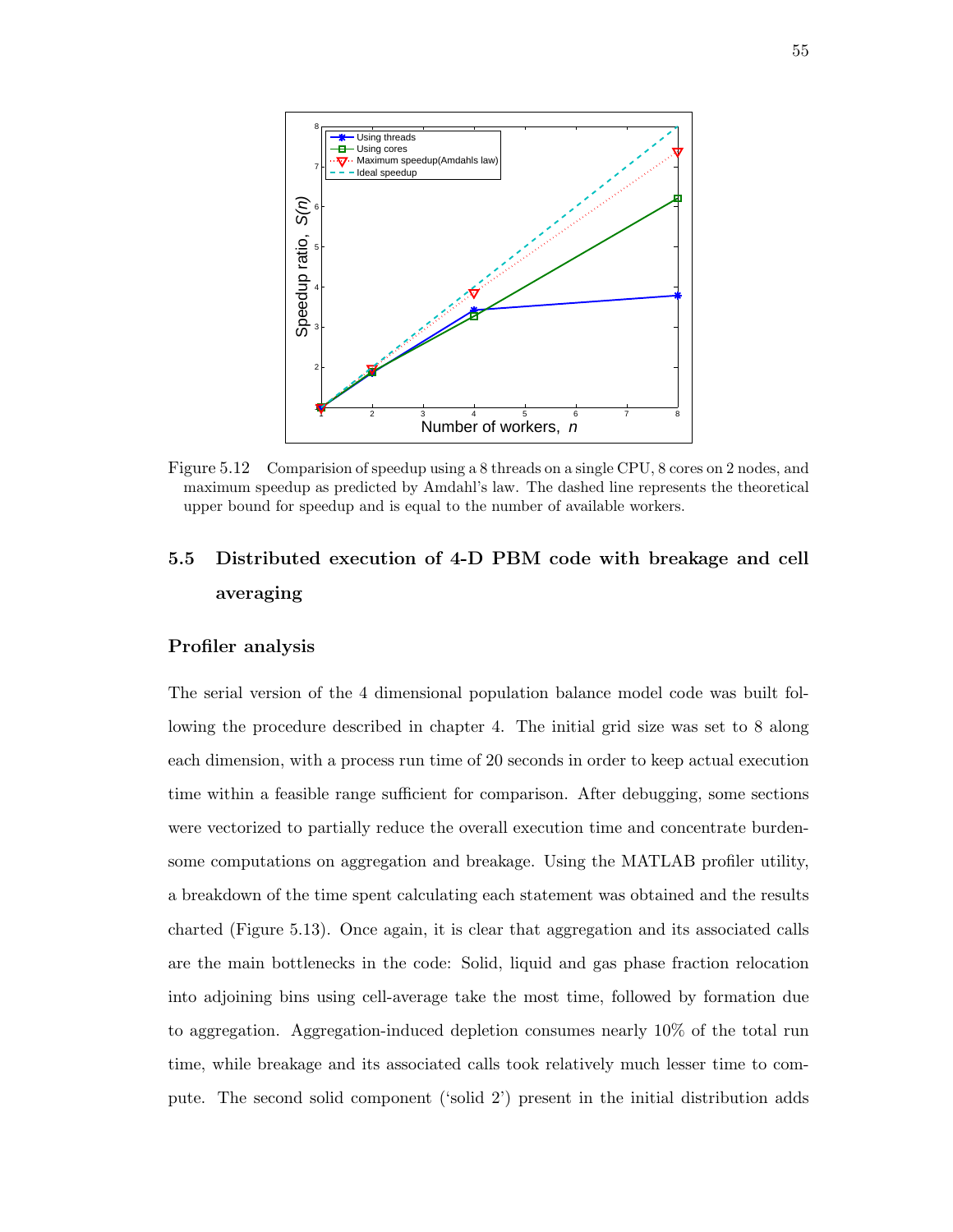Figure 5.12 Comparision of speedup using a 8 threads on a single CPU, 8 cores on 2 nodes, and maximum speedup as predicted by Amdahl's law. The dashed line represents the theoretical upper bound for speedup and is equal to the number of available workers.

## 5.5 Distributed execution of 4-D PBM code with breakage and cell averaging

### Profiler analysis

The serial version of the 4 dimensional population balance model code was built following the procedure described in chapter 4. The initial grid size was set to 8 along each dimension, with a process run time of 20 seconds in order to keep actual execution time within a feasible range sufficient for comparison. After debugging, some sections were vectorized to partially reduce the overall execution time and concentrate burdensome computations on aggregation and breakage. Using the MATLAB profiler utility, a breakdown of the time spent calculating each statement was obtained and the results charted (Figure 5.13). Once again, it is clear that aggregation and its associated calls are the main bottlenecks in the code: Solid, liquid and gas phase fraction relocation into adjoining bins using cell-average take the most time, followed by formation due to aggregation. Aggregation-induced depletion consumes nearly 10% of the total run time, while breakage and its associated calls took relatively much lesser time to compute. The second solid component ('solid 2') present in the initial distribution adds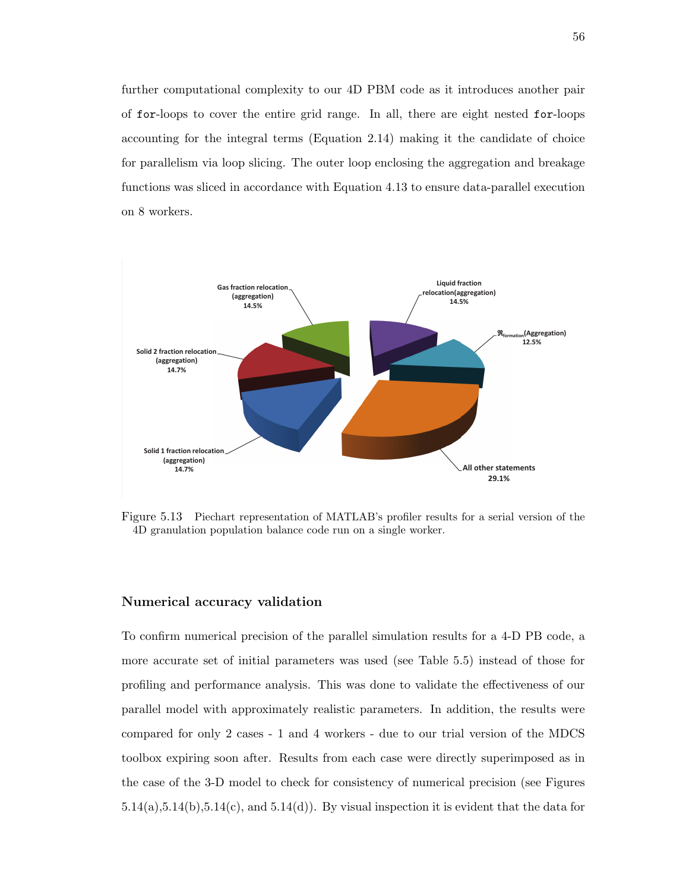further computational complexity to our 4D PBM code as it introduces another pair of `for`-loops to cover the entire grid range. In all, there are eight nested `for`-loops accounting for the integral terms (Equation 2.14) making it the candidate of choice for parallelism via loop slicing. The outer loop enclosing the aggregation and breakage functions was sliced in accordance with Equation 4.13 to ensure data-parallel execution on 8 workers.

Figure 5.13 Piechart representation of MATLAB's profiler results for a serial version of the 4D granulation population balance code run on a single worker.

### Numerical accuracy validation

To confirm numerical precision of the parallel simulation results for a 4-D PB code, a more accurate set of initial parameters was used (see Table 5.5) instead of those for profiling and performance analysis. This was done to validate the effectiveness of our parallel model with approximately realistic parameters. In addition, the results were compared for only 2 cases - 1 and 4 workers - due to our trial version of the MDCS toolbox expiring soon after. Results from each case were directly superimposed as in the case of the 3-D model to check for consistency of numerical precision (see Figures 5.14(a),5.14(b),5.14(c), and 5.14(d)). By visual inspection it is evident that the data for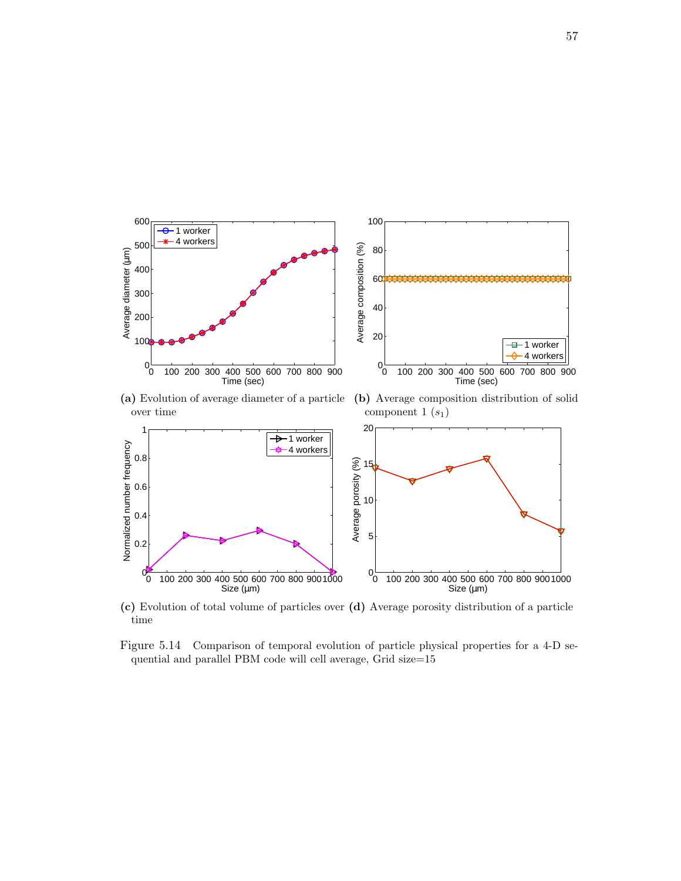(a) Evolution of average diameter of a particle over time

(b) Average composition distribution of solid component 1 ($s_1$)

(c) Evolution of total volume of particles over time

(d) Average porosity distribution of a particle

Figure 5.14 Comparison of temporal evolution of particle physical properties for a 4-D sequential and parallel PBM code will cell average, Grid size=15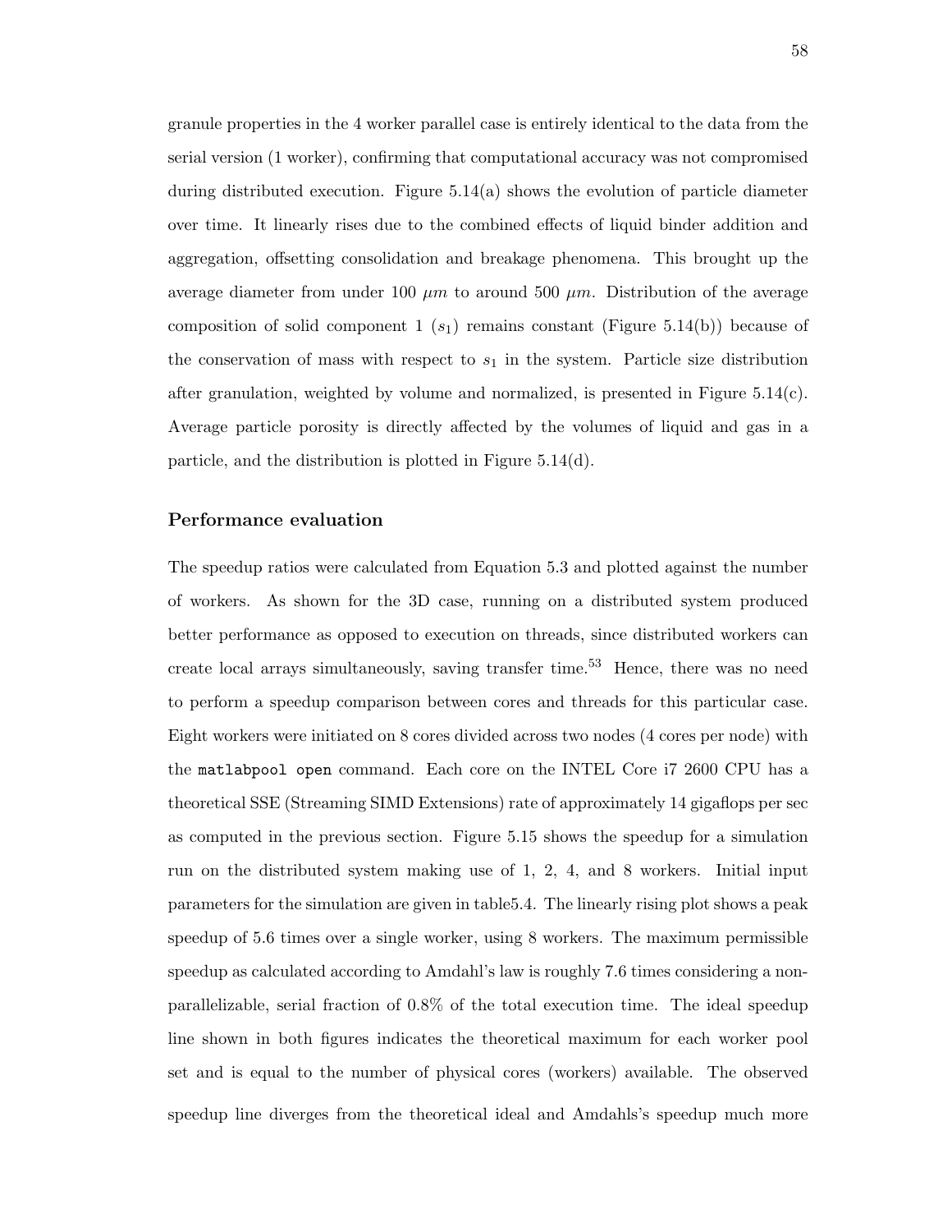granule properties in the 4 worker parallel case is entirely identical to the data from the serial version (1 worker), confirming that computational accuracy was not compromised during distributed execution. Figure 5.14(a) shows the evolution of particle diameter over time. It linearly rises due to the combined effects of liquid binder addition and aggregation, offsetting consolidation and breakage phenomena. This brought up the average diameter from under 100 $\mu m$ to around 500 $\mu m$. Distribution of the average composition of solid component 1 ($s_1$) remains constant (Figure 5.14(b)) because of the conservation of mass with respect to $s_1$ in the system. Particle size distribution after granulation, weighted by volume and normalized, is presented in Figure 5.14(c). Average particle porosity is directly affected by the volumes of liquid and gas in a particle, and the distribution is plotted in Figure 5.14(d).

### Performance evaluation

The speedup ratios were calculated from Equation 5.3 and plotted against the number of workers. As shown for the 3D case, running on a distributed system produced better performance as opposed to execution on threads, since distributed workers can create local arrays simultaneously, saving transfer time.[53] Hence, there was no need to perform a speedup comparison between cores and threads for this particular case. Eight workers were initiated on 8 cores divided across two nodes (4 cores per node) with the `matlabpool open` command. Each core on the INTEL Core i7 2600 CPU has a theoretical SSE (Streaming SIMD Extensions) rate of approximately 14 gigaflops per sec as computed in the previous section. Figure 5.15 shows the speedup for a simulation run on the distributed system making use of 1, 2, 4, and 8 workers. Initial input parameters for the simulation are given in table5.4. The linearly rising plot shows a peak speedup of 5.6 times over a single worker, using 8 workers. The maximum permissible speedup as calculated according to Amdahl's law is roughly 7.6 times considering a non-parallelizable, serial fraction of 0.8% of the total execution time. The ideal speedup line shown in both figures indicates the theoretical maximum for each worker pool set and is equal to the number of physical cores (workers) available. The observed speedup line diverges from the theoretical ideal and Amdahls's speedup much more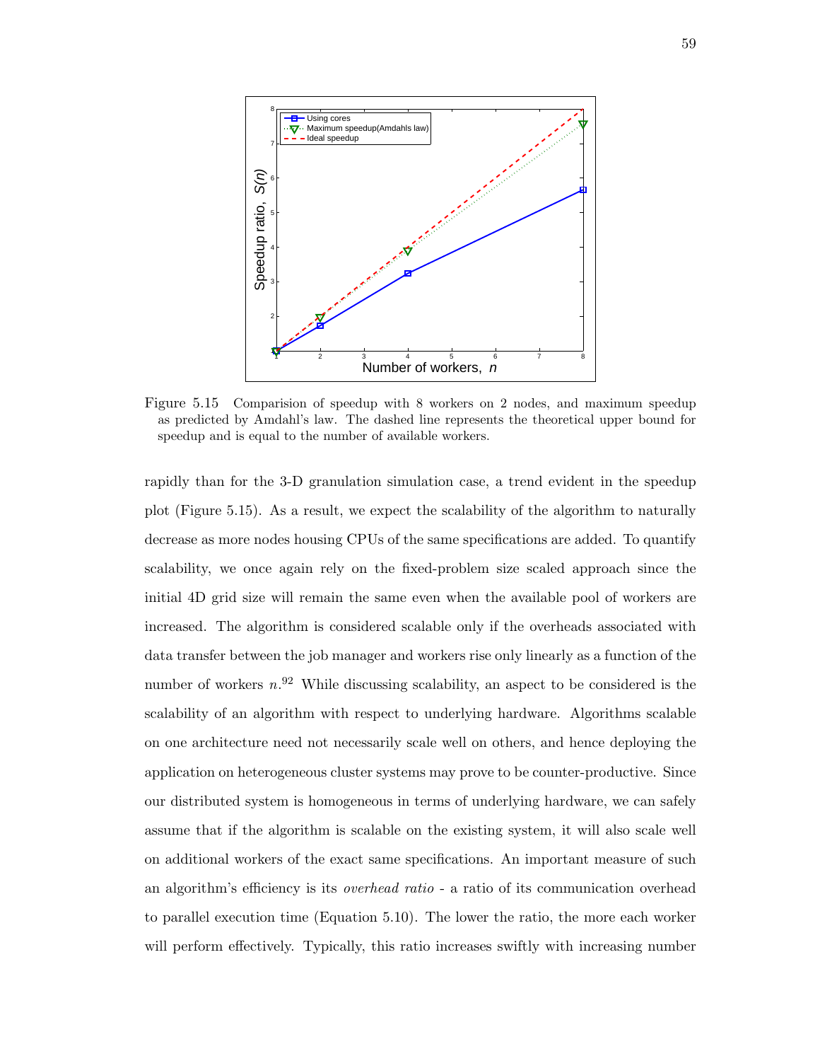Figure 5.15 Comparision of speedup with 8 workers on 2 nodes, and maximum speedup as predicted by Amdahl's law. The dashed line represents the theoretical upper bound for speedup and is equal to the number of available workers.

rapidly than for the 3-D granulation simulation case, a trend evident in the speedup plot (Figure 5.15). As a result, we expect the scalability of the algorithm to naturally decrease as more nodes housing CPUs of the same specifications are added. To quantify scalability, we once again rely on the fixed-problem size scaled approach since the initial 4D grid size will remain the same even when the available pool of workers are increased. The algorithm is considered scalable only if the overheads associated with data transfer between the job manager and workers rise only linearly as a function of the number of workers $n$.[92] While discussing scalability, an aspect to be considered is the scalability of an algorithm with respect to underlying hardware. Algorithms scalable on one architecture need not necessarily scale well on others, and hence deploying the application on heterogeneous cluster systems may prove to be counter-productive. Since our distributed system is homogeneous in terms of underlying hardware, we can safely assume that if the algorithm is scalable on the existing system, it will also scale well on additional workers of the exact same specifications. An important measure of such an algorithm's efficiency is its *overhead ratio* - a ratio of its communication overhead to parallel execution time (Equation 5.10). The lower the ratio, the more each worker will perform effectively. Typically, this ratio increases swiftly with increasing number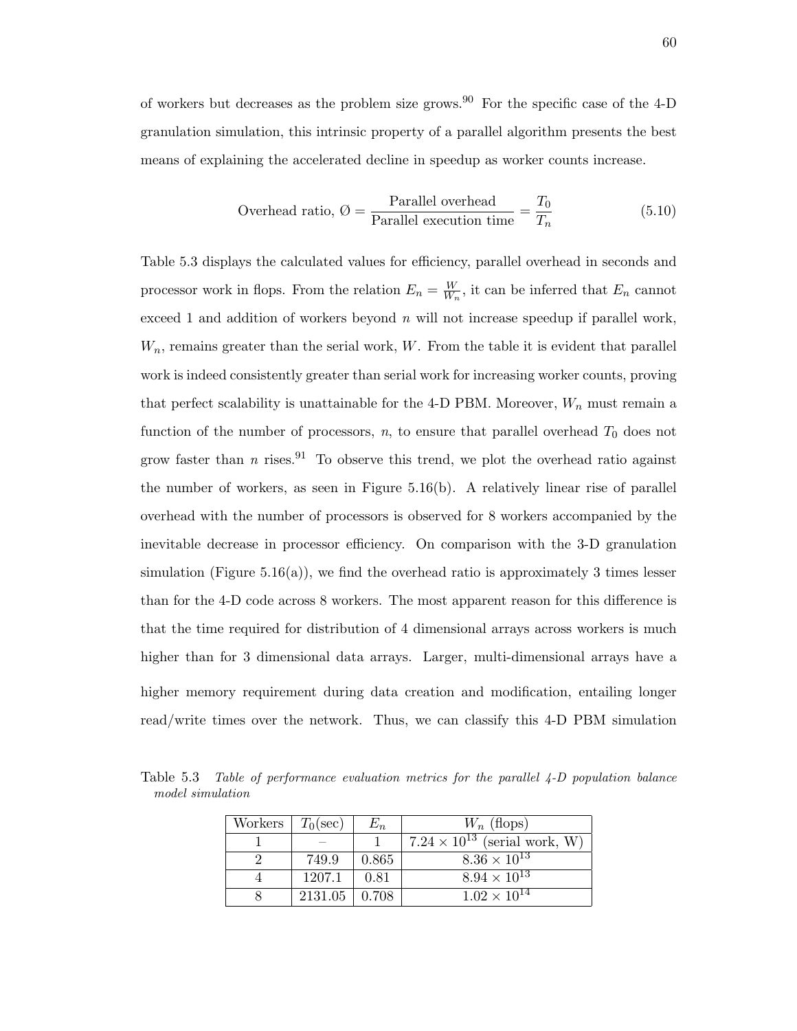of workers but decreases as the problem size grows.[90] For the specific case of the 4-D granulation simulation, this intrinsic property of a parallel algorithm presents the best means of explaining the accelerated decline in speedup as worker counts increase.

$$\text{Overhead ratio, } \varnothing = \frac{\text{Parallel overhead}}{\text{Parallel execution time}} = \frac{T_0}{T_n} \tag{5.10}$$

Table 5.3 displays the calculated values for efficiency, parallel overhead in seconds and processor work in flops. From the relation $E_n = \frac{W}{W_n}$, it can be inferred that $E_n$ cannot exceed 1 and addition of workers beyond $n$ will not increase speedup if parallel work, $W_n$, remains greater than the serial work, $W$. From the table it is evident that parallel work is indeed consistently greater than serial work for increasing worker counts, proving that perfect scalability is unattainable for the 4-D PBM. Moreover, $W_n$ must remain a function of the number of processors, $n$, to ensure that parallel overhead $T_0$ does not grow faster than $n$ rises.[91] To observe this trend, we plot the overhead ratio against the number of workers, as seen in Figure 5.16(b). A relatively linear rise of parallel overhead with the number of processors is observed for 8 workers accompanied by the inevitable decrease in processor efficiency. On comparison with the 3-D granulation simulation (Figure 5.16(a)), we find the overhead ratio is approximately 3 times lesser than for the 4-D code across 8 workers. The most apparent reason for this difference is that the time required for distribution of 4 dimensional arrays across workers is much higher than for 3 dimensional data arrays. Larger, multi-dimensional arrays have a higher memory requirement during data creation and modification, entailing longer read/write times over the network. Thus, we can classify this 4-D PBM simulation

Table 5.3 *Table of performance evaluation metrics for the parallel 4-D population balance model simulation*

| Workers | $T_0$(sec) | $E_n$ | $W_n$ (flops) |
|---|---|---|---|
| 1 | – | 1 | $7.24 \times 10^{13}$ (serial work, W) |
| 2 | 749.9 | 0.865 | $8.36 \times 10^{13}$ |
| 4 | 1207.1 | 0.81 | $8.94 \times 10^{13}$ |
| 8 | 2131.05 | 0.708 | $1.02 \times 10^{14}$ |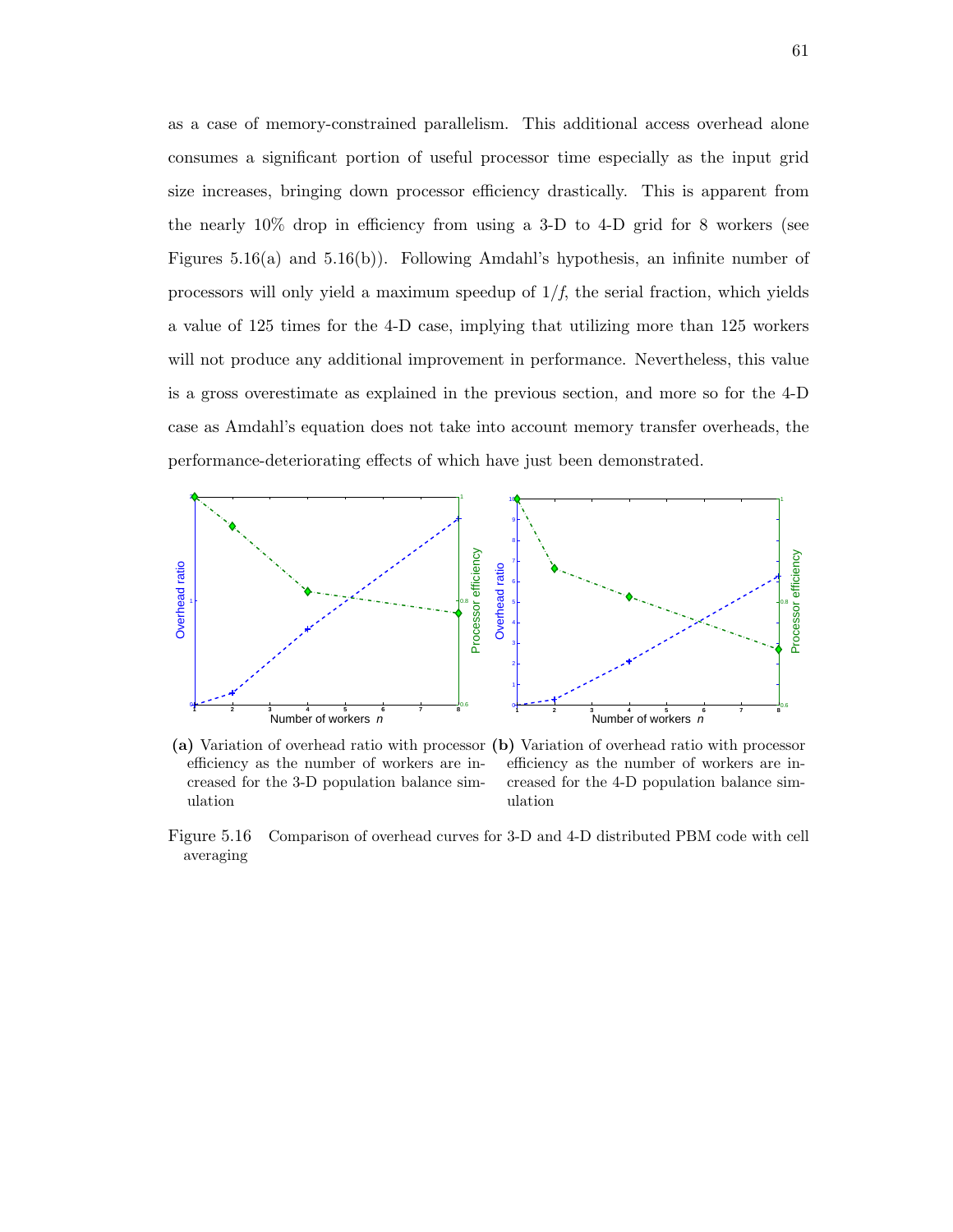as a case of memory-constrained parallelism. This additional access overhead alone consumes a significant portion of useful processor time especially as the input grid size increases, bringing down processor efficiency drastically. This is apparent from the nearly 10% drop in efficiency from using a 3-D to 4-D grid for 8 workers (see Figures 5.16(a) and 5.16(b)). Following Amdahl's hypothesis, an infinite number of processors will only yield a maximum speedup of $1/f$, the serial fraction, which yields a value of 125 times for the 4-D case, implying that utilizing more than 125 workers will not produce any additional improvement in performance. Nevertheless, this value is a gross overestimate as explained in the previous section, and more so for the 4-D case as Amdahl's equation does not take into account memory transfer overheads, the performance-deteriorating effects of which have just been demonstrated.

**(a)** Variation of overhead ratio with processor efficiency as the number of workers are increased for the 3-D population balance simulation

**(b)** Variation of overhead ratio with processor efficiency as the number of workers are increased for the 4-D population balance simulation

Figure 5.16 Comparison of overhead curves for 3-D and 4-D distributed PBM code with cell averaging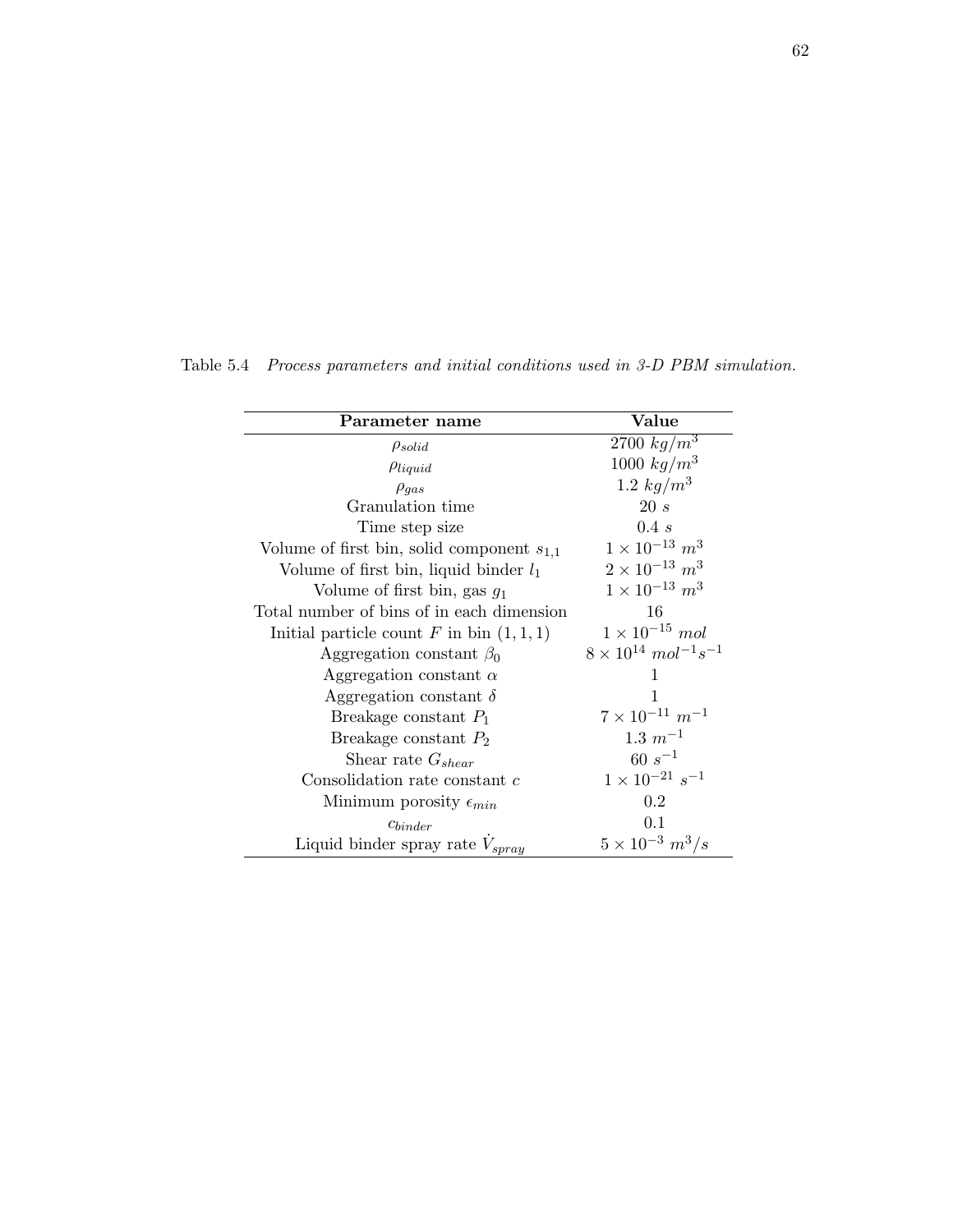Table 5.4 *Process parameters and initial conditions used in 3-D PBM simulation.*

| Parameter name | Value |
| --- | --- |
| $\rho_{solid}$ | $2700\ kg/m^3$ |
| $\rho_{liquid}$ | $1000\ kg/m^3$ |
| $\rho_{gas}$ | $1.2\ kg/m^3$ |
| Granulation time | $20\ s$ |
| Time step size | $0.4\ s$ |
| Volume of first bin, solid component $s_{1,1}$ | $1 \times 10^{-13}\ m^3$ |
| Volume of first bin, liquid binder $l_1$ | $2 \times 10^{-13}\ m^3$ |
| Volume of first bin, gas $g_1$ | $1 \times 10^{-13}\ m^3$ |
| Total number of bins of in each dimension | 16 |
| Initial particle count $F$ in bin $(1, 1, 1)$ | $1 \times 10^{-15}\ mol$ |
| Aggregation constant $\beta_0$ | $8 \times 10^{14}\ mol^{-1}s^{-1}$ |
| Aggregation constant $\alpha$ | 1 |
| Aggregation constant $\delta$ | 1 |
| Breakage constant $P_1$ | $7 \times 10^{-11}\ m^{-1}$ |
| Breakage constant $P_2$ | $1.3\ m^{-1}$ |
| Shear rate $G_{shear}$ | $60\ s^{-1}$ |
| Consolidation rate constant $c$ | $1 \times 10^{-21}\ s^{-1}$ |
| Minimum porosity $\epsilon_{min}$ | 0.2 |
| $c_{binder}$ | 0.1 |
| Liquid binder spray rate $\dot{V}_{spray}$ | $5 \times 10^{-3}\ m^3/s$ |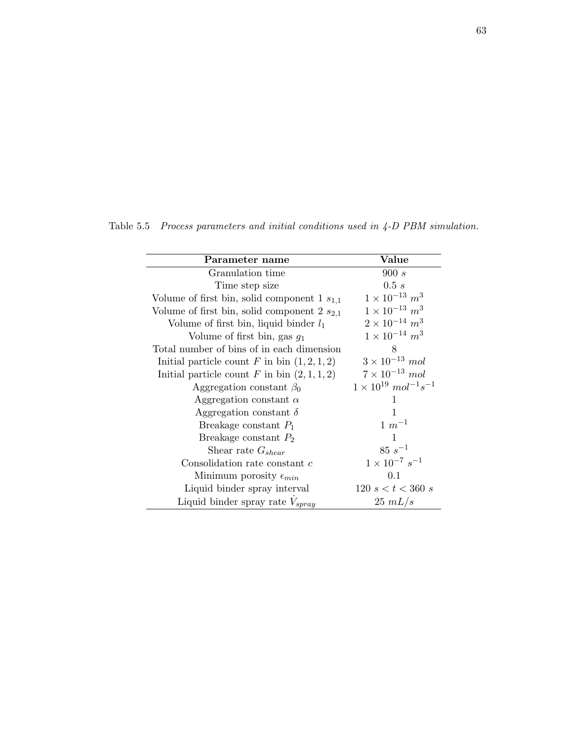Table 5.5 *Process parameters and initial conditions used in 4-D PBM simulation.*

| **Parameter name** | **Value** |
|---|---|
| Granulation time | $900\ s$ |
| Time step size | $0.5\ s$ |
| Volume of first bin, solid component 1 $s_{1,1}$ | $1 \times 10^{-13}\ m^3$ |
| Volume of first bin, solid component 2 $s_{2,1}$ | $1 \times 10^{-13}\ m^3$ |
| Volume of first bin, liquid binder $l_1$ | $2 \times 10^{-14}\ m^3$ |
| Volume of first bin, gas $g_1$ | $1 \times 10^{-14}\ m^3$ |
| Total number of bins of in each dimension | 8 |
| Initial particle count $F$ in bin $(1, 2, 1, 2)$ | $3 \times 10^{-13}\ mol$ |
| Initial particle count $F$ in bin $(2, 1, 1, 2)$ | $7 \times 10^{-13}\ mol$ |
| Aggregation constant $\beta_0$ | $1 \times 10^{19}\ mol^{-1}s^{-1}$ |
| Aggregation constant $\alpha$ | 1 |
| Aggregation constant $\delta$ | 1 |
| Breakage constant $P_1$ | $1\ m^{-1}$ |
| Breakage constant $P_2$ | 1 |
| Shear rate $G_{shear}$ | $85\ s^{-1}$ |
| Consolidation rate constant $c$ | $1 \times 10^{-7}\ s^{-1}$ |
| Minimum porosity $\epsilon_{min}$ | 0.1 |
| Liquid binder spray interval | $120\ s < t < 360\ s$ |
| Liquid binder spray rate $\dot{V}_{spray}$ | $25\ mL/s$ |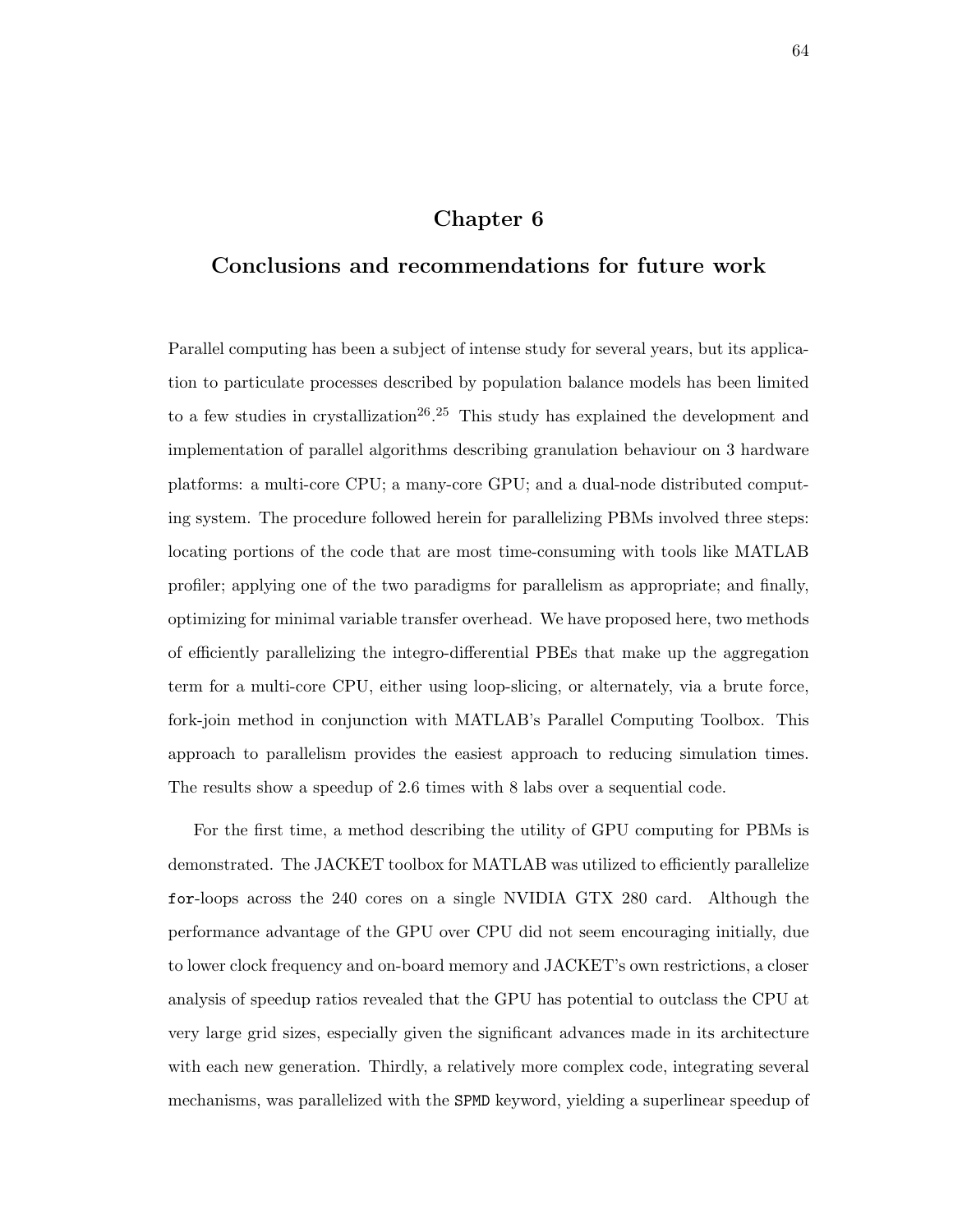# Chapter 6

# Conclusions and recommendations for future work

Parallel computing has been a subject of intense study for several years, but its application to particulate processes described by population balance models has been limited to a few studies in crystallization[26].[25] This study has explained the development and implementation of parallel algorithms describing granulation behaviour on 3 hardware platforms: a multi-core CPU; a many-core GPU; and a dual-node distributed computing system. The procedure followed herein for parallelizing PBMs involved three steps: locating portions of the code that are most time-consuming with tools like MATLAB profiler; applying one of the two paradigms for parallelism as appropriate; and finally, optimizing for minimal variable transfer overhead. We have proposed here, two methods of efficiently parallelizing the integro-differential PBEs that make up the aggregation term for a multi-core CPU, either using loop-slicing, or alternately, via a brute force, fork-join method in conjunction with MATLAB's Parallel Computing Toolbox. This approach to parallelism provides the easiest approach to reducing simulation times. The results show a speedup of 2.6 times with 8 labs over a sequential code.

For the first time, a method describing the utility of GPU computing for PBMs is demonstrated. The JACKET toolbox for MATLAB was utilized to efficiently parallelize `for`-loops across the 240 cores on a single NVIDIA GTX 280 card. Although the performance advantage of the GPU over CPU did not seem encouraging initially, due to lower clock frequency and on-board memory and JACKET's own restrictions, a closer analysis of speedup ratios revealed that the GPU has potential to outclass the CPU at very large grid sizes, especially given the significant advances made in its architecture with each new generation. Thirdly, a relatively more complex code, integrating several mechanisms, was parallelized with the `SPMD` keyword, yielding a superlinear speedup of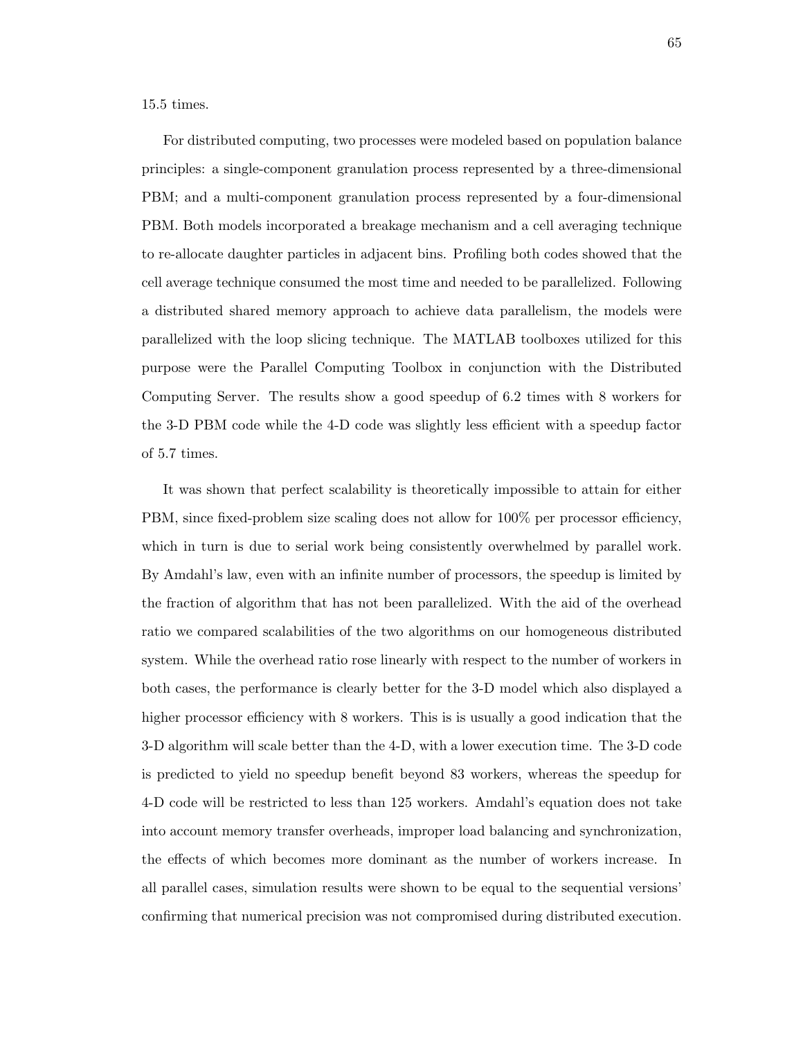15.5 times.

For distributed computing, two processes were modeled based on population balance principles: a single-component granulation process represented by a three-dimensional PBM; and a multi-component granulation process represented by a four-dimensional PBM. Both models incorporated a breakage mechanism and a cell averaging technique to re-allocate daughter particles in adjacent bins. Profiling both codes showed that the cell average technique consumed the most time and needed to be parallelized. Following a distributed shared memory approach to achieve data parallelism, the models were parallelized with the loop slicing technique. The MATLAB toolboxes utilized for this purpose were the Parallel Computing Toolbox in conjunction with the Distributed Computing Server. The results show a good speedup of 6.2 times with 8 workers for the 3-D PBM code while the 4-D code was slightly less efficient with a speedup factor of 5.7 times.

It was shown that perfect scalability is theoretically impossible to attain for either PBM, since fixed-problem size scaling does not allow for 100% per processor efficiency, which in turn is due to serial work being consistently overwhelmed by parallel work. By Amdahl's law, even with an infinite number of processors, the speedup is limited by the fraction of algorithm that has not been parallelized. With the aid of the overhead ratio we compared scalabilities of the two algorithms on our homogeneous distributed system. While the overhead ratio rose linearly with respect to the number of workers in both cases, the performance is clearly better for the 3-D model which also displayed a higher processor efficiency with 8 workers. This is is usually a good indication that the 3-D algorithm will scale better than the 4-D, with a lower execution time. The 3-D code is predicted to yield no speedup benefit beyond 83 workers, whereas the speedup for 4-D code will be restricted to less than 125 workers. Amdahl's equation does not take into account memory transfer overheads, improper load balancing and synchronization, the effects of which becomes more dominant as the number of workers increase. In all parallel cases, simulation results were shown to be equal to the sequential versions' confirming that numerical precision was not compromised during distributed execution.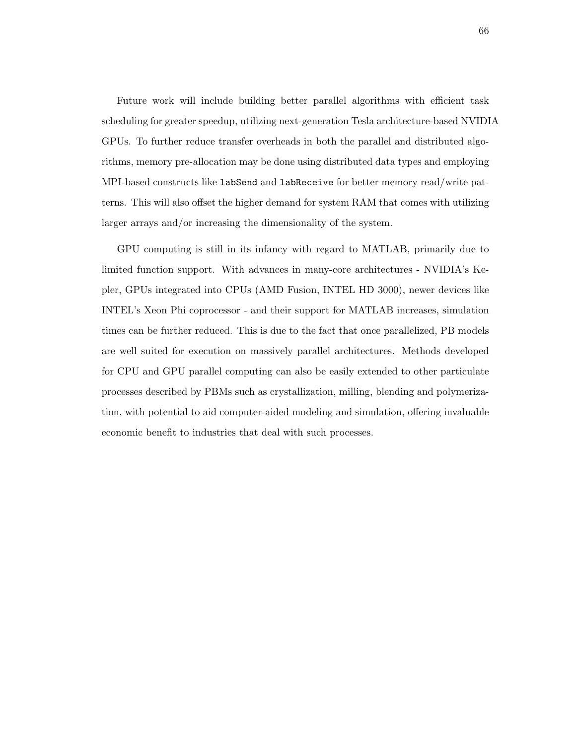Future work will include building better parallel algorithms with efficient task scheduling for greater speedup, utilizing next-generation Tesla architecture-based NVIDIA GPUs. To further reduce transfer overheads in both the parallel and distributed algorithms, memory pre-allocation may be done using distributed data types and employing MPI-based constructs like `labSend` and `labReceive` for better memory read/write patterns. This will also offset the higher demand for system RAM that comes with utilizing larger arrays and/or increasing the dimensionality of the system.

GPU computing is still in its infancy with regard to MATLAB, primarily due to limited function support. With advances in many-core architectures - NVIDIA's Kepler, GPUs integrated into CPUs (AMD Fusion, INTEL HD 3000), newer devices like INTEL's Xeon Phi coprocessor - and their support for MATLAB increases, simulation times can be further reduced. This is due to the fact that once parallelized, PB models are well suited for execution on massively parallel architectures. Methods developed for CPU and GPU parallel computing can also be easily extended to other particulate processes described by PBMs such as crystallization, milling, blending and polymerization, with potential to aid computer-aided modeling and simulation, offering invaluable economic benefit to industries that deal with such processes.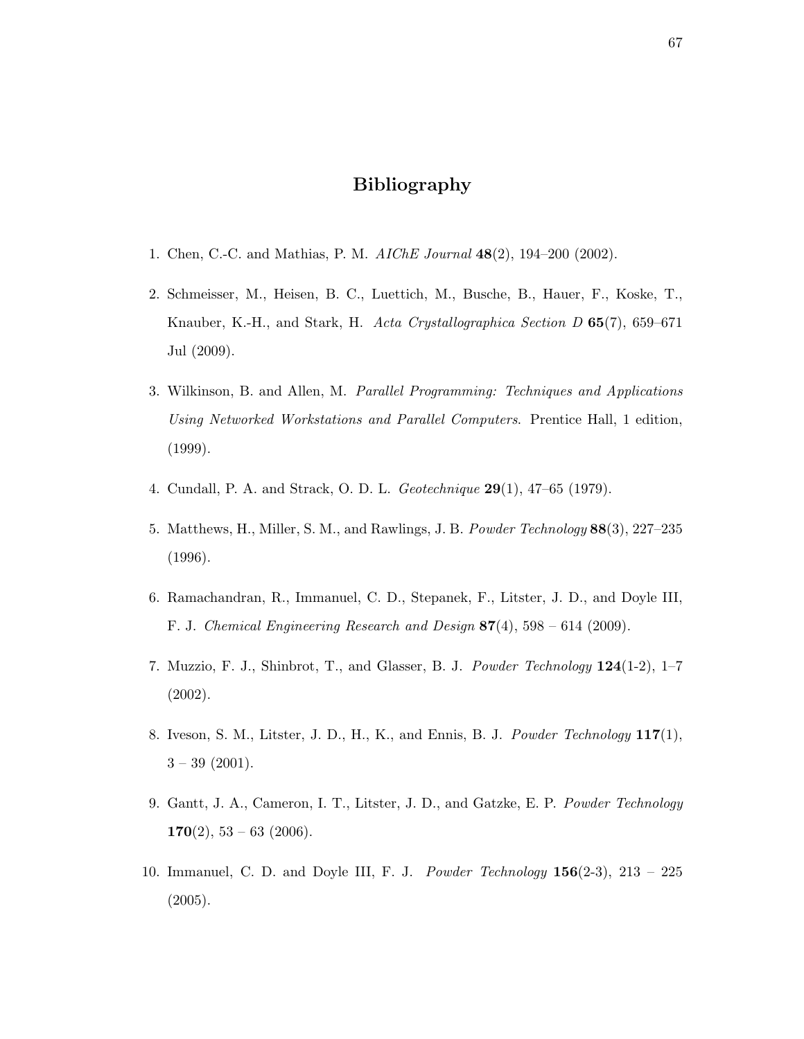# Bibliography

1. Chen, C.-C. and Mathias, P. M. *AIChE Journal* **48**(2), 194–200 (2002).

2. Schmeisser, M., Heisen, B. C., Luettich, M., Busche, B., Hauer, F., Koske, T., Knauber, K.-H., and Stark, H. *Acta Crystallographica Section D* **65**(7), 659–671 Jul (2009).

3. Wilkinson, B. and Allen, M. *Parallel Programming: Techniques and Applications Using Networked Workstations and Parallel Computers*. Prentice Hall, 1 edition, (1999).

4. Cundall, P. A. and Strack, O. D. L. *Geotechnique* **29**(1), 47–65 (1979).

5. Matthews, H., Miller, S. M., and Rawlings, J. B. *Powder Technology* **88**(3), 227–235 (1996).

6. Ramachandran, R., Immanuel, C. D., Stepanek, F., Litster, J. D., and Doyle III, F. J. *Chemical Engineering Research and Design* **87**(4), 598 – 614 (2009).

7. Muzzio, F. J., Shinbrot, T., and Glasser, B. J. *Powder Technology* **124**(1-2), 1–7 (2002).

8. Iveson, S. M., Litster, J. D., H., K., and Ennis, B. J. *Powder Technology* **117**(1), 3 – 39 (2001).

9. Gantt, J. A., Cameron, I. T., Litster, J. D., and Gatzke, E. P. *Powder Technology* **170**(2), 53 – 63 (2006).

10. Immanuel, C. D. and Doyle III, F. J. *Powder Technology* **156**(2-3), 213 – 225 (2005).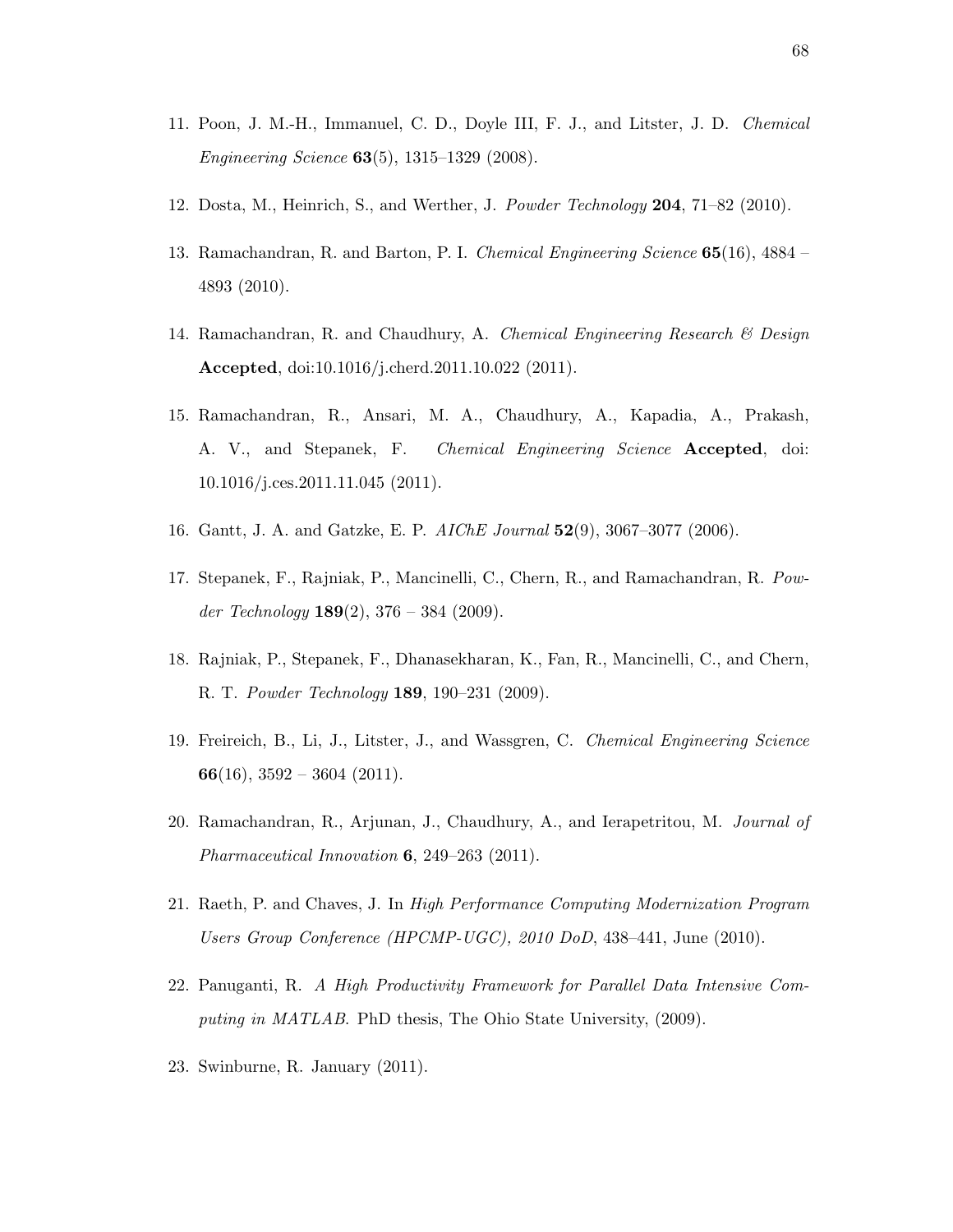11. Poon, J. M.-H., Immanuel, C. D., Doyle III, F. J., and Litster, J. D. *Chemical Engineering Science* **63**(5), 1315–1329 (2008).

12. Dosta, M., Heinrich, S., and Werther, J. *Powder Technology* **204**, 71–82 (2010).

13. Ramachandran, R. and Barton, P. I. *Chemical Engineering Science* **65**(16), 4884 – 4893 (2010).

14. Ramachandran, R. and Chaudhury, A. *Chemical Engineering Research & Design* **Accepted**, doi:10.1016/j.cherd.2011.10.022 (2011).

15. Ramachandran, R., Ansari, M. A., Chaudhury, A., Kapadia, A., Prakash, A. V., and Stepanek, F. *Chemical Engineering Science* **Accepted**, doi: 10.1016/j.ces.2011.11.045 (2011).

16. Gantt, J. A. and Gatzke, E. P. *AIChE Journal* **52**(9), 3067–3077 (2006).

17. Stepanek, F., Rajniak, P., Mancinelli, C., Chern, R., and Ramachandran, R. *Powder Technology* **189**(2), 376 – 384 (2009).

18. Rajniak, P., Stepanek, F., Dhanasekharan, K., Fan, R., Mancinelli, C., and Chern, R. T. *Powder Technology* **189**, 190–231 (2009).

19. Freireich, B., Li, J., Litster, J., and Wassgren, C. *Chemical Engineering Science* **66**(16), 3592 – 3604 (2011).

20. Ramachandran, R., Arjunan, J., Chaudhury, A., and Ierapetritou, M. *Journal of Pharmaceutical Innovation* **6**, 249–263 (2011).

21. Raeth, P. and Chaves, J. In *High Performance Computing Modernization Program Users Group Conference (HPCMP-UGC), 2010 DoD*, 438–441, June (2010).

22. Panuganti, R. *A High Productivity Framework for Parallel Data Intensive Computing in MATLAB.* PhD thesis, The Ohio State University, (2009).

23. Swinburne, R. January (2011).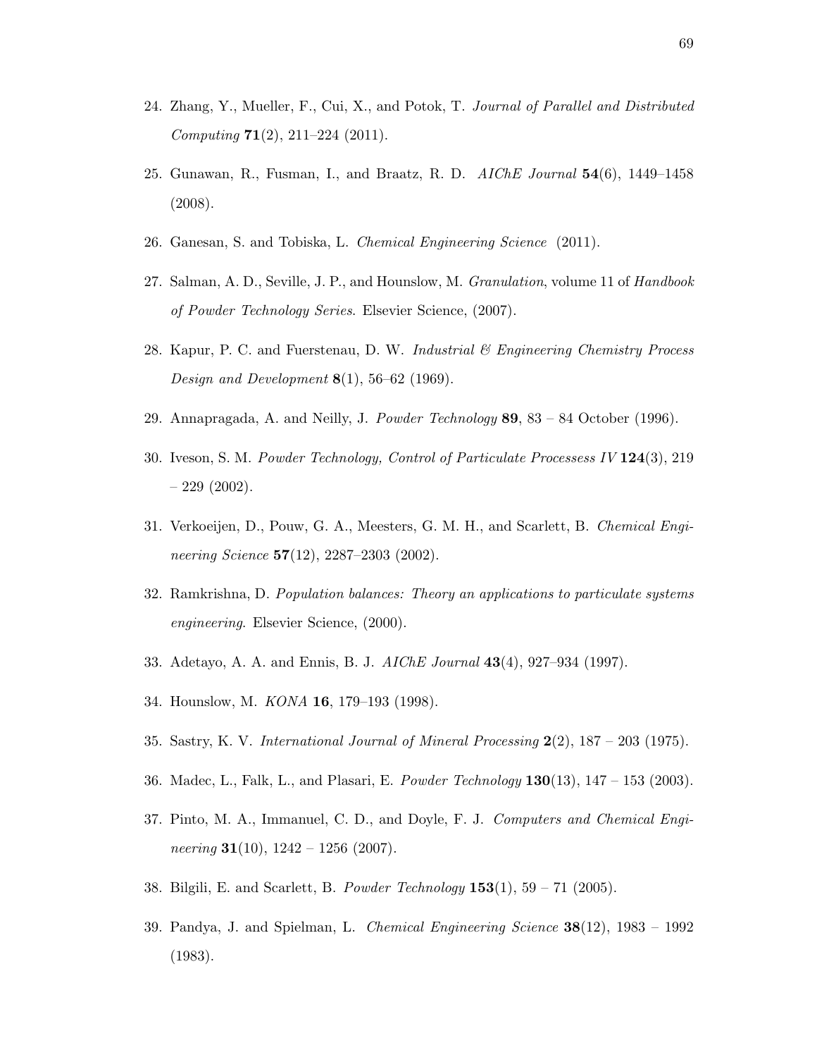24. Zhang, Y., Mueller, F., Cui, X., and Potok, T. *Journal of Parallel and Distributed Computing* **71**(2), 211–224 (2011).

25. Gunawan, R., Fusman, I., and Braatz, R. D. *AIChE Journal* **54**(6), 1449–1458 (2008).

26. Ganesan, S. and Tobiska, L. *Chemical Engineering Science* (2011).

27. Salman, A. D., Seville, J. P., and Hounslow, M. *Granulation*, volume 11 of *Handbook of Powder Technology Series*. Elsevier Science, (2007).

28. Kapur, P. C. and Fuerstenau, D. W. *Industrial & Engineering Chemistry Process Design and Development* **8**(1), 56–62 (1969).

29. Annapragada, A. and Neilly, J. *Powder Technology* **89**, 83 – 84 October (1996).

30. Iveson, S. M. *Powder Technology, Control of Particulate Processess IV* **124**(3), 219 – 229 (2002).

31. Verkoeijen, D., Pouw, G. A., Meesters, G. M. H., and Scarlett, B. *Chemical Engineering Science* **57**(12), 2287–2303 (2002).

32. Ramkrishna, D. *Population balances: Theory an applications to particulate systems engineering*. Elsevier Science, (2000).

33. Adetayo, A. A. and Ennis, B. J. *AIChE Journal* **43**(4), 927–934 (1997).

34. Hounslow, M. *KONA* **16**, 179–193 (1998).

35. Sastry, K. V. *International Journal of Mineral Processing* **2**(2), 187 – 203 (1975).

36. Madec, L., Falk, L., and Plasari, E. *Powder Technology* **130**(13), 147 – 153 (2003).

37. Pinto, M. A., Immanuel, C. D., and Doyle, F. J. *Computers and Chemical Engineering* **31**(10), 1242 – 1256 (2007).

38. Bilgili, E. and Scarlett, B. *Powder Technology* **153**(1), 59 – 71 (2005).

39. Pandya, J. and Spielman, L. *Chemical Engineering Science* **38**(12), 1983 – 1992 (1983).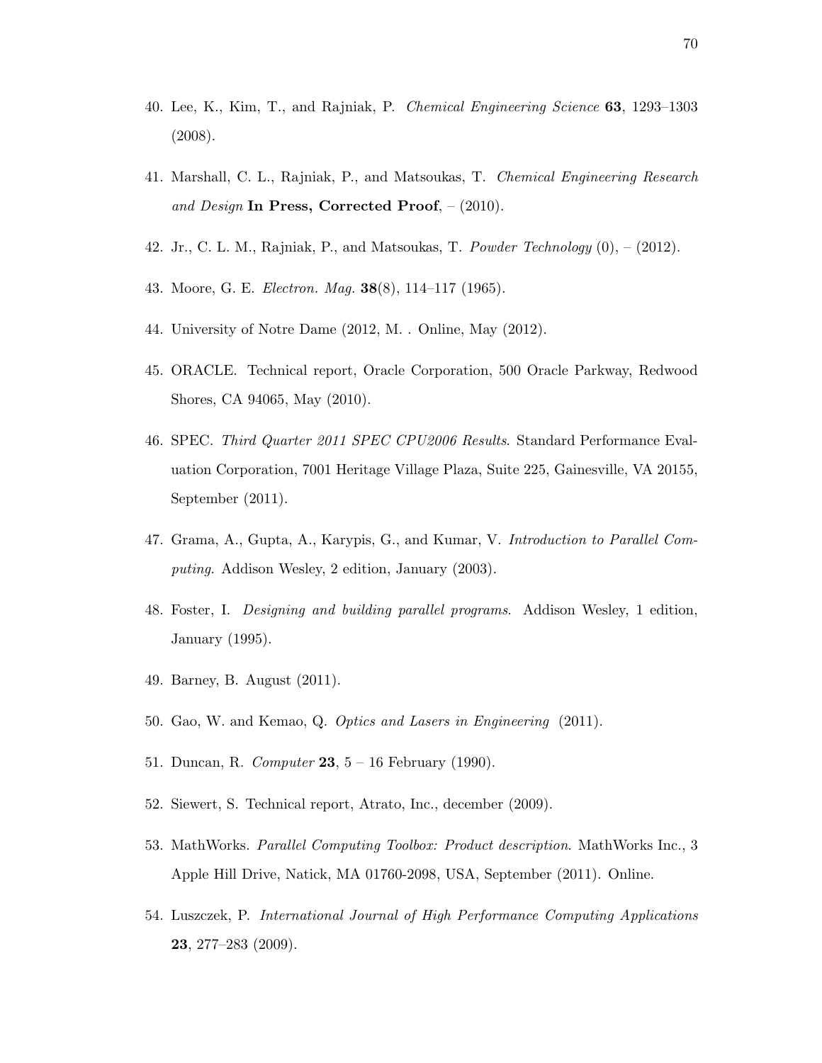40. Lee, K., Kim, T., and Rajniak, P. *Chemical Engineering Science* **63**, 1293–1303 (2008).

41. Marshall, C. L., Rajniak, P., and Matsoukas, T. *Chemical Engineering Research and Design* **In Press, Corrected Proof**, – (2010).

42. Jr., C. L. M., Rajniak, P., and Matsoukas, T. *Powder Technology* (0), – (2012).

43. Moore, G. E. *Electron. Mag.* **38**(8), 114–117 (1965).

44. University of Notre Dame (2012, M. . Online, May (2012).

45. ORACLE. Technical report, Oracle Corporation, 500 Oracle Parkway, Redwood Shores, CA 94065, May (2010).

46. SPEC. *Third Quarter 2011 SPEC CPU2006 Results*. Standard Performance Evaluation Corporation, 7001 Heritage Village Plaza, Suite 225, Gainesville, VA 20155, September (2011).

47. Grama, A., Gupta, A., Karypis, G., and Kumar, V. *Introduction to Parallel Computing*. Addison Wesley, 2 edition, January (2003).

48. Foster, I. *Designing and building parallel programs*. Addison Wesley, 1 edition, January (1995).

49. Barney, B. August (2011).

50. Gao, W. and Kemao, Q. *Optics and Lasers in Engineering* (2011).

51. Duncan, R. *Computer* **23**, 5 – 16 February (1990).

52. Siewert, S. Technical report, Atrato, Inc., december (2009).

53. MathWorks. *Parallel Computing Toolbox: Product description*. MathWorks Inc., 3 Apple Hill Drive, Natick, MA 01760-2098, USA, September (2011). Online.

54. Luszczek, P. *International Journal of High Performance Computing Applications* **23**, 277–283 (2009).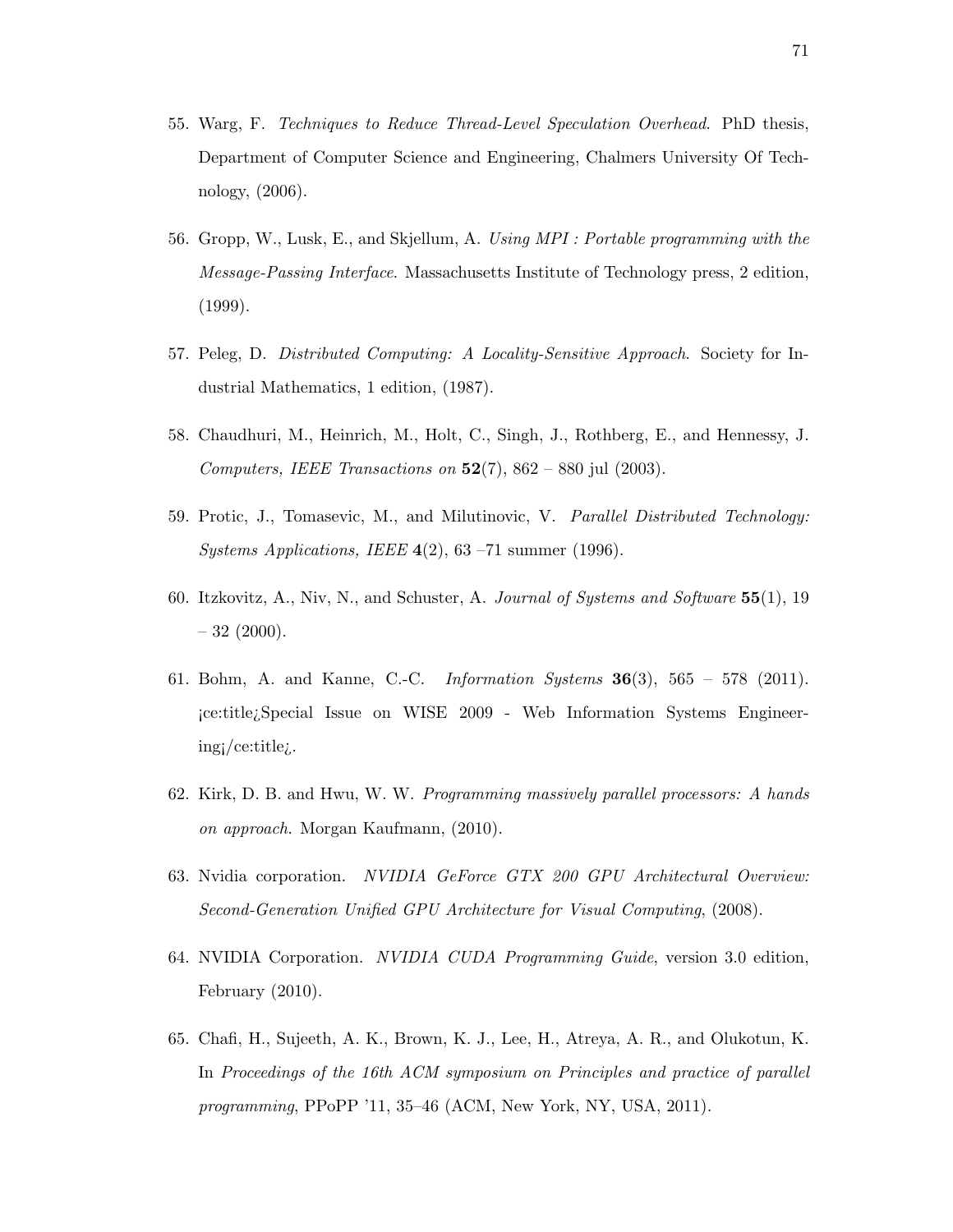55. Warg, F. *Techniques to Reduce Thread-Level Speculation Overhead*. PhD thesis, Department of Computer Science and Engineering, Chalmers University Of Technology, (2006).

56. Gropp, W., Lusk, E., and Skjellum, A. *Using MPI : Portable programming with the Message-Passing Interface*. Massachusetts Institute of Technology press, 2 edition, (1999).

57. Peleg, D. *Distributed Computing: A Locality-Sensitive Approach*. Society for Industrial Mathematics, 1 edition, (1987).

58. Chaudhuri, M., Heinrich, M., Holt, C., Singh, J., Rothberg, E., and Hennessy, J. *Computers, IEEE Transactions on* **52**(7), 862 – 880 jul (2003).

59. Protic, J., Tomasevic, M., and Milutinovic, V. *Parallel Distributed Technology: Systems Applications, IEEE* **4**(2), 63 –71 summer (1996).

60. Itzkovitz, A., Niv, N., and Schuster, A. *Journal of Systems and Software* **55**(1), 19 – 32 (2000).

61. Bohm, A. and Kanne, C.-C. *Information Systems* **36**(3), 565 – 578 (2011). ¡ce:title¿Special Issue on WISE 2009 - Web Information Systems Engineering¡/ce:title¿.

62. Kirk, D. B. and Hwu, W. W. *Programming massively parallel processors: A hands on approach*. Morgan Kaufmann, (2010).

63. Nvidia corporation. *NVIDIA GeForce GTX 200 GPU Architectural Overview: Second-Generation Unified GPU Architecture for Visual Computing*, (2008).

64. NVIDIA Corporation. *NVIDIA CUDA Programming Guide*, version 3.0 edition, February (2010).

65. Chafi, H., Sujeeth, A. K., Brown, K. J., Lee, H., Atreya, A. R., and Olukotun, K. In *Proceedings of the 16th ACM symposium on Principles and practice of parallel programming*, PPoPP '11, 35–46 (ACM, New York, NY, USA, 2011).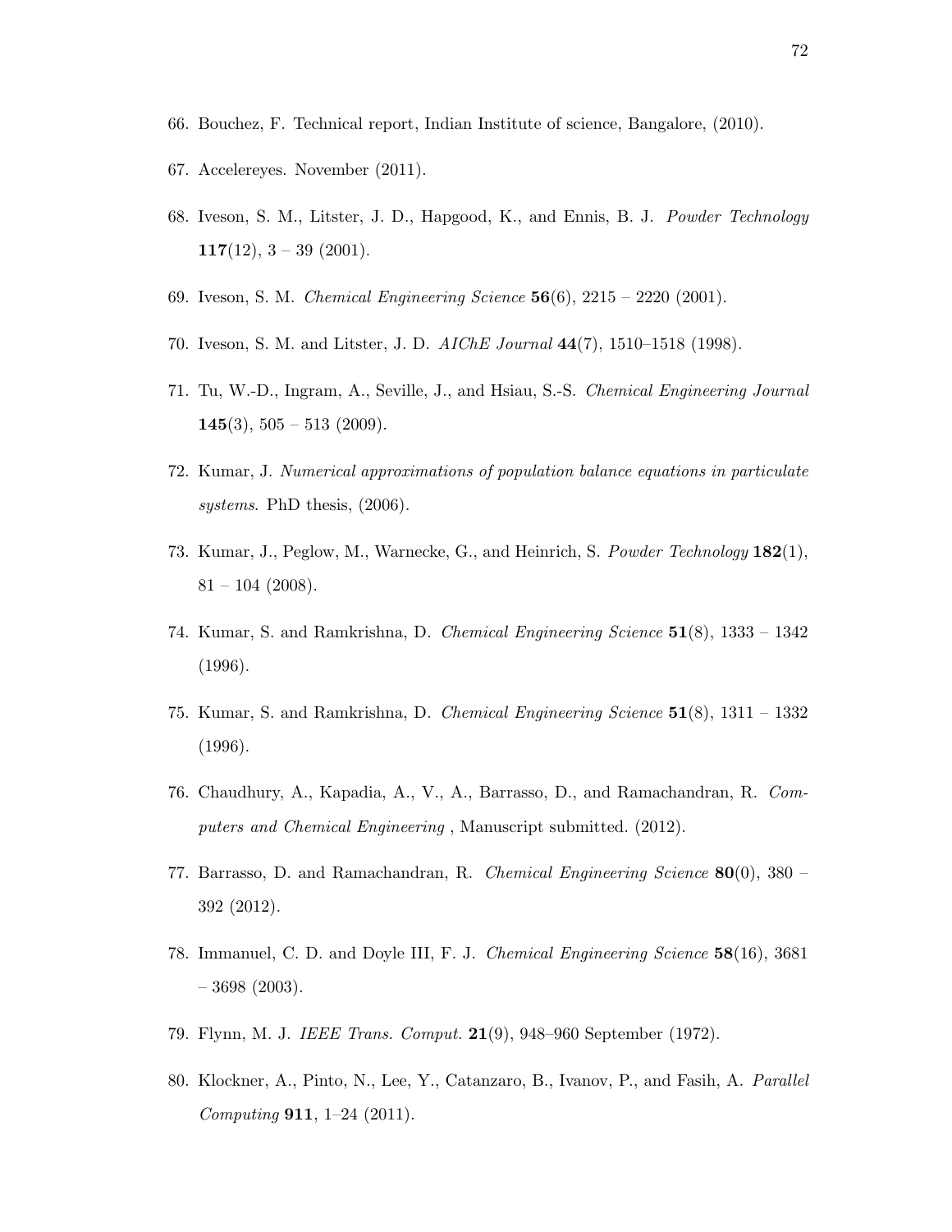66. Bouchez, F. Technical report, Indian Institute of science, Bangalore, (2010).

67. Accelereyes. November (2011).

68. Iveson, S. M., Litster, J. D., Hapgood, K., and Ennis, B. J. *Powder Technology* **117**(12), 3 – 39 (2001).

69. Iveson, S. M. *Chemical Engineering Science* **56**(6), 2215 – 2220 (2001).

70. Iveson, S. M. and Litster, J. D. *AIChE Journal* **44**(7), 1510–1518 (1998).

71. Tu, W.-D., Ingram, A., Seville, J., and Hsiau, S.-S. *Chemical Engineering Journal* **145**(3), 505 – 513 (2009).

72. Kumar, J. *Numerical approximations of population balance equations in particulate systems*. PhD thesis, (2006).

73. Kumar, J., Peglow, M., Warnecke, G., and Heinrich, S. *Powder Technology* **182**(1), 81 – 104 (2008).

74. Kumar, S. and Ramkrishna, D. *Chemical Engineering Science* **51**(8), 1333 – 1342 (1996).

75. Kumar, S. and Ramkrishna, D. *Chemical Engineering Science* **51**(8), 1311 – 1332 (1996).

76. Chaudhury, A., Kapadia, A., V., A., Barrasso, D., and Ramachandran, R. *Computers and Chemical Engineering* , Manuscript submitted. (2012).

77. Barrasso, D. and Ramachandran, R. *Chemical Engineering Science* **80**(0), 380 – 392 (2012).

78. Immanuel, C. D. and Doyle III, F. J. *Chemical Engineering Science* **58**(16), 3681 – 3698 (2003).

79. Flynn, M. J. *IEEE Trans. Comput.* **21**(9), 948–960 September (1972).

80. Klockner, A., Pinto, N., Lee, Y., Catanzaro, B., Ivanov, P., and Fasih, A. *Parallel Computing* **911**, 1–24 (2011).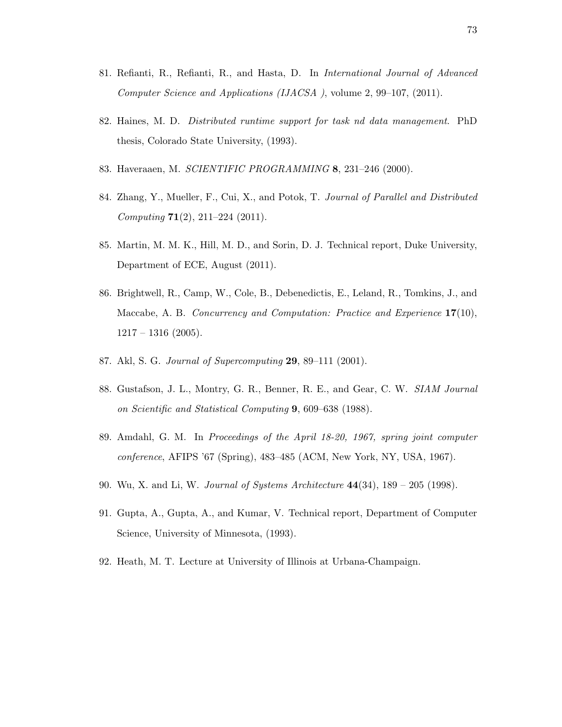81. Refianti, R., Refianti, R., and Hasta, D. In *International Journal of Advanced Computer Science and Applications (IJACSA )*, volume 2, 99–107, (2011).

82. Haines, M. D. *Distributed runtime support for task nd data management*. PhD thesis, Colorado State University, (1993).

83. Haveraaen, M. *SCIENTIFIC PROGRAMMING* **8**, 231–246 (2000).

84. Zhang, Y., Mueller, F., Cui, X., and Potok, T. *Journal of Parallel and Distributed Computing* **71**(2), 211–224 (2011).

85. Martin, M. M. K., Hill, M. D., and Sorin, D. J. Technical report, Duke University, Department of ECE, August (2011).

86. Brightwell, R., Camp, W., Cole, B., Debenedictis, E., Leland, R., Tomkins, J., and Maccabe, A. B. *Concurrency and Computation: Practice and Experience* **17**(10), 1217 – 1316 (2005).

87. Akl, S. G. *Journal of Supercomputing* **29**, 89–111 (2001).

88. Gustafson, J. L., Montry, G. R., Benner, R. E., and Gear, C. W. *SIAM Journal on Scientific and Statistical Computing* **9**, 609–638 (1988).

89. Amdahl, G. M. In *Proceedings of the April 18-20, 1967, spring joint computer conference*, AFIPS '67 (Spring), 483–485 (ACM, New York, NY, USA, 1967).

90. Wu, X. and Li, W. *Journal of Systems Architecture* **44**(34), 189 – 205 (1998).

91. Gupta, A., Gupta, A., and Kumar, V. Technical report, Department of Computer Science, University of Minnesota, (1993).

92. Heath, M. T. Lecture at University of Illinois at Urbana-Champaign.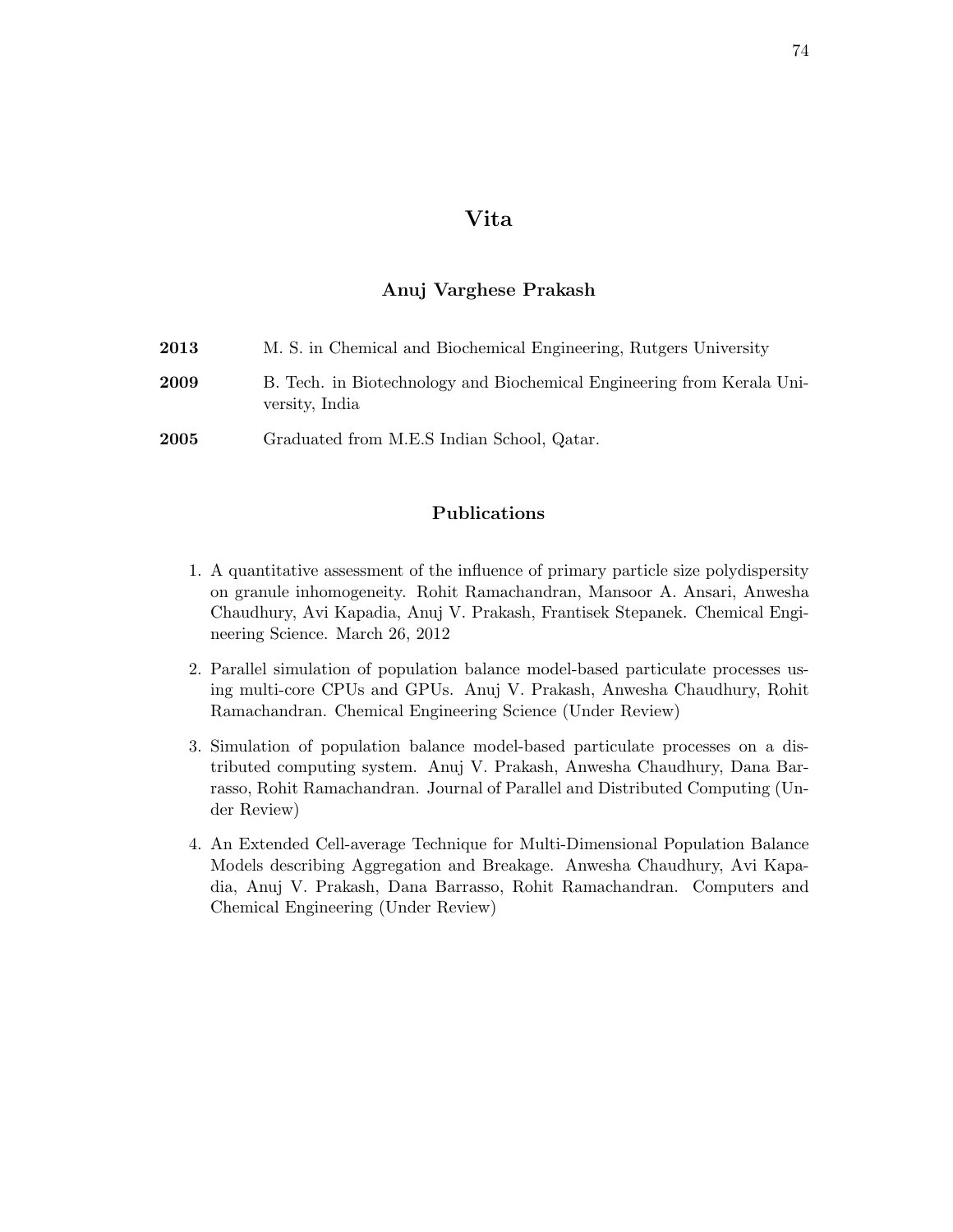# Vita

## Anuj Varghese Prakash

**2013** M. S. in Chemical and Biochemical Engineering, Rutgers University

**2009** B. Tech. in Biotechnology and Biochemical Engineering from Kerala University, India

**2005** Graduated from M.E.S Indian School, Qatar.

## Publications

1. A quantitative assessment of the influence of primary particle size polydispersity on granule inhomogeneity. Rohit Ramachandran, Mansoor A. Ansari, Anwesha Chaudhury, Avi Kapadia, Anuj V. Prakash, Frantisek Stepanek. Chemical Engineering Science. March 26, 2012

2. Parallel simulation of population balance model-based particulate processes using multi-core CPUs and GPUs. Anuj V. Prakash, Anwesha Chaudhury, Rohit Ramachandran. Chemical Engineering Science (Under Review)

3. Simulation of population balance model-based particulate processes on a distributed computing system. Anuj V. Prakash, Anwesha Chaudhury, Dana Barrasso, Rohit Ramachandran. Journal of Parallel and Distributed Computing (Under Review)

4. An Extended Cell-average Technique for Multi-Dimensional Population Balance Models describing Aggregation and Breakage. Anwesha Chaudhury, Avi Kapadia, Anuj V. Prakash, Dana Barrasso, Rohit Ramachandran. Computers and Chemical Engineering (Under Review)